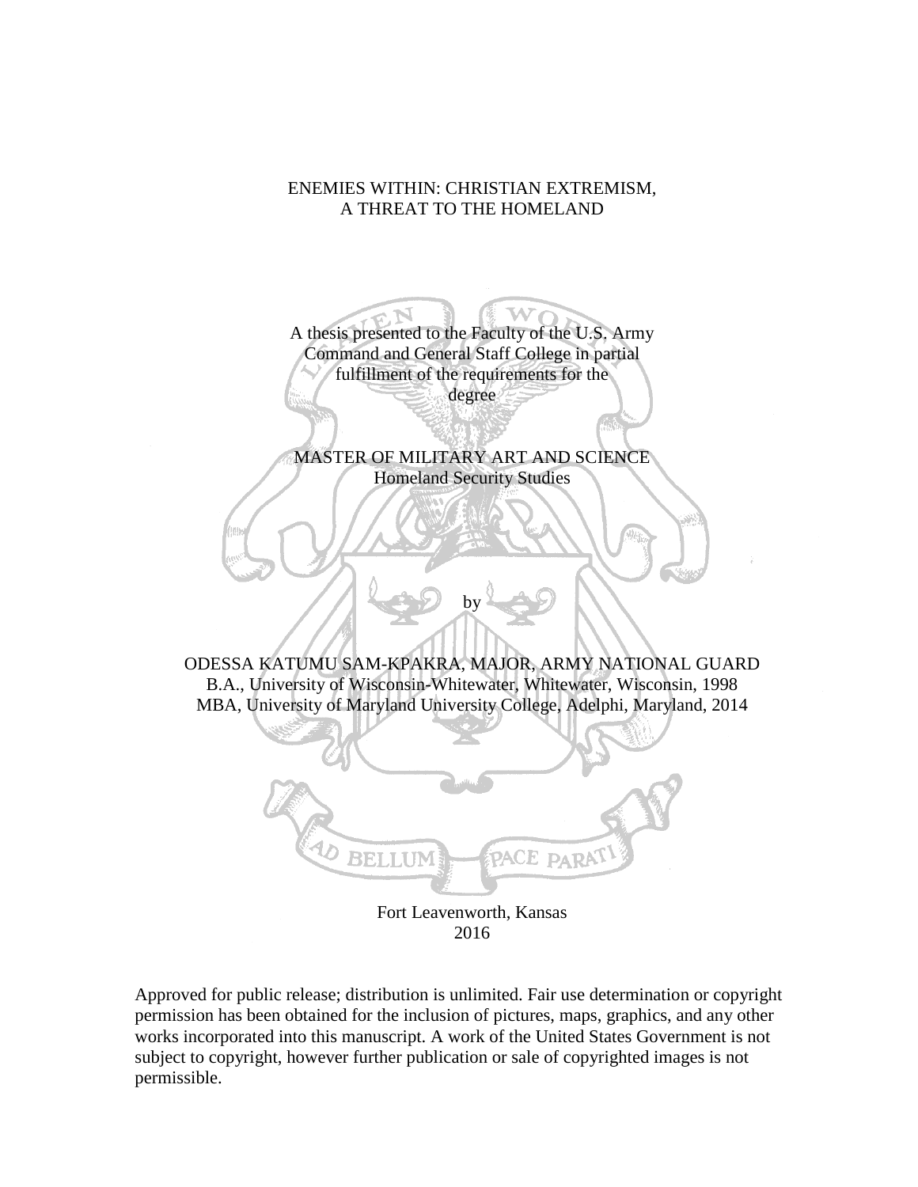# ENEMIES WITHIN: CHRISTIAN EXTREMISM, A THREAT TO THE HOMELAND

A thesis presented to the Faculty of the U.S. Army Command and General Staff College in partial fulfillment of the requirements for the degree

MASTER OF MILITARY ART AND SCIENCE
Homeland Security Studies

by

ODESSA KATUMU SAM-KPAKRA, MAJOR, ARMY NATIONAL GUARD
B.A., University of Wisconsin-Whitewater, Whitewater, Wisconsin, 1998
MBA, University of Maryland University College, Adelphi, Maryland, 2014

AD BELLUM PACE PARATI

Fort Leavenworth, Kansas
2016

Approved for public release; distribution is unlimited. Fair use determination or copyright permission has been obtained for the inclusion of pictures, maps, graphics, and any other works incorporated into this manuscript. A work of the United States Government is not subject to copyright, however further publication or sale of copyrighted images is not permissible.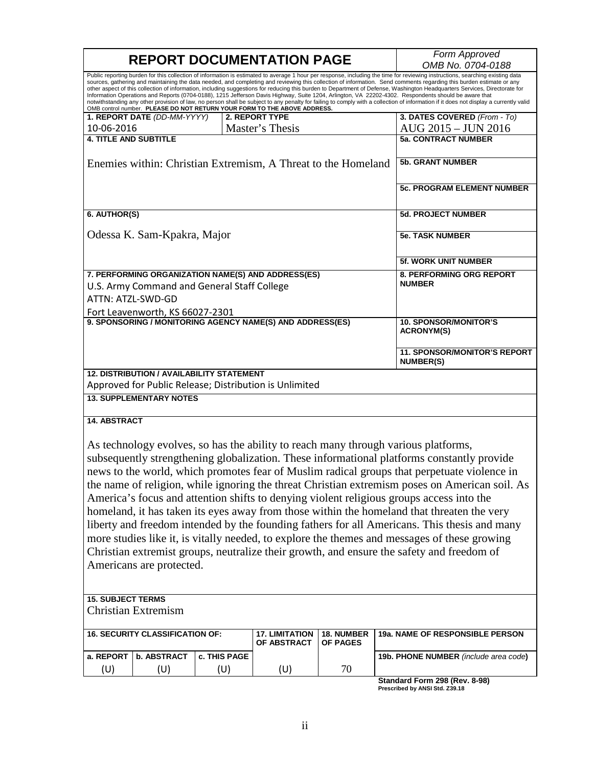# REPORT DOCUMENTATION PAGE

*Form Approved*
*OMB No. 0704-0188*

Public reporting burden for this collection of information is estimated to average 1 hour per response, including the time for reviewing instructions, searching existing data sources, gathering and maintaining the data needed, and completing and reviewing this collection of information. Send comments regarding this burden estimate or any other aspect of this collection of information, including suggestions for reducing this burden to Department of Defense, Washington Headquarters Services, Directorate for Information Operations and Reports (0704-0188), 1215 Jefferson Davis Highway, Suite 1204, Arlington, VA 22202-4302. Respondents should be aware that notwithstanding any other provision of law, no person shall be subject to any penalty for failing to comply with a collection of information if it does not display a currently valid OMB control number. **PLEASE DO NOT RETURN YOUR FORM TO THE ABOVE ADDRESS.**

| **1. REPORT DATE** *(DD-MM-YYYY)* | **2. REPORT TYPE** | **3. DATES COVERED** *(From - To)* |
|---|---|---|
| 10-06-2016 | Master's Thesis | AUG 2015 – JUN 2016 |

**4. TITLE AND SUBTITLE**

Enemies within: Christian Extremism, A Threat to the Homeland

**5a. CONTRACT NUMBER**

**5b. GRANT NUMBER**

**5c. PROGRAM ELEMENT NUMBER**

**6. AUTHOR(S)**

Odessa K. Sam-Kpakra, Major

**5d. PROJECT NUMBER**

**5e. TASK NUMBER**

**5f. WORK UNIT NUMBER**

**7. PERFORMING ORGANIZATION NAME(S) AND ADDRESS(ES)**

U.S. Army Command and General Staff College
ATTN: ATZL-SWD-GD
Fort Leavenworth, KS 66027-2301

**8. PERFORMING ORG REPORT NUMBER**

**9. SPONSORING / MONITORING AGENCY NAME(S) AND ADDRESS(ES)**

**10. SPONSOR/MONITOR'S ACRONYM(S)**

**11. SPONSOR/MONITOR'S REPORT NUMBER(S)**

**12. DISTRIBUTION / AVAILABILITY STATEMENT**

Approved for Public Release; Distribution is Unlimited

**13. SUPPLEMENTARY NOTES**

**14. ABSTRACT**

As technology evolves, so has the ability to reach many through various platforms, subsequently strengthening globalization. These informational platforms constantly provide news to the world, which promotes fear of Muslim radical groups that perpetuate violence in the name of religion, while ignoring the threat Christian extremism poses on American soil. As America's focus and attention shifts to denying violent religious groups access into the homeland, it has taken its eyes away from those within the homeland that threaten the very liberty and freedom intended by the founding fathers for all Americans. This thesis and many more studies like it, is vitally needed, to explore the themes and messages of these growing Christian extremist groups, neutralize their growth, and ensure the safety and freedom of Americans are protected.

**15. SUBJECT TERMS**

Christian Extremism

| **16. SECURITY CLASSIFICATION OF:** | | | **17. LIMITATION OF ABSTRACT** | **18. NUMBER OF PAGES** | **19a. NAME OF RESPONSIBLE PERSON** |
|---|---|---|---|---|---|
| **a. REPORT** | **b. ABSTRACT** | **c. THIS PAGE** | | | **19b. PHONE NUMBER** *(include area code)* |
| (U) | (U) | (U) | (U) | 70 | |

**Standard Form 298 (Rev. 8-98)**
**Prescribed by ANSI Std. Z39.18**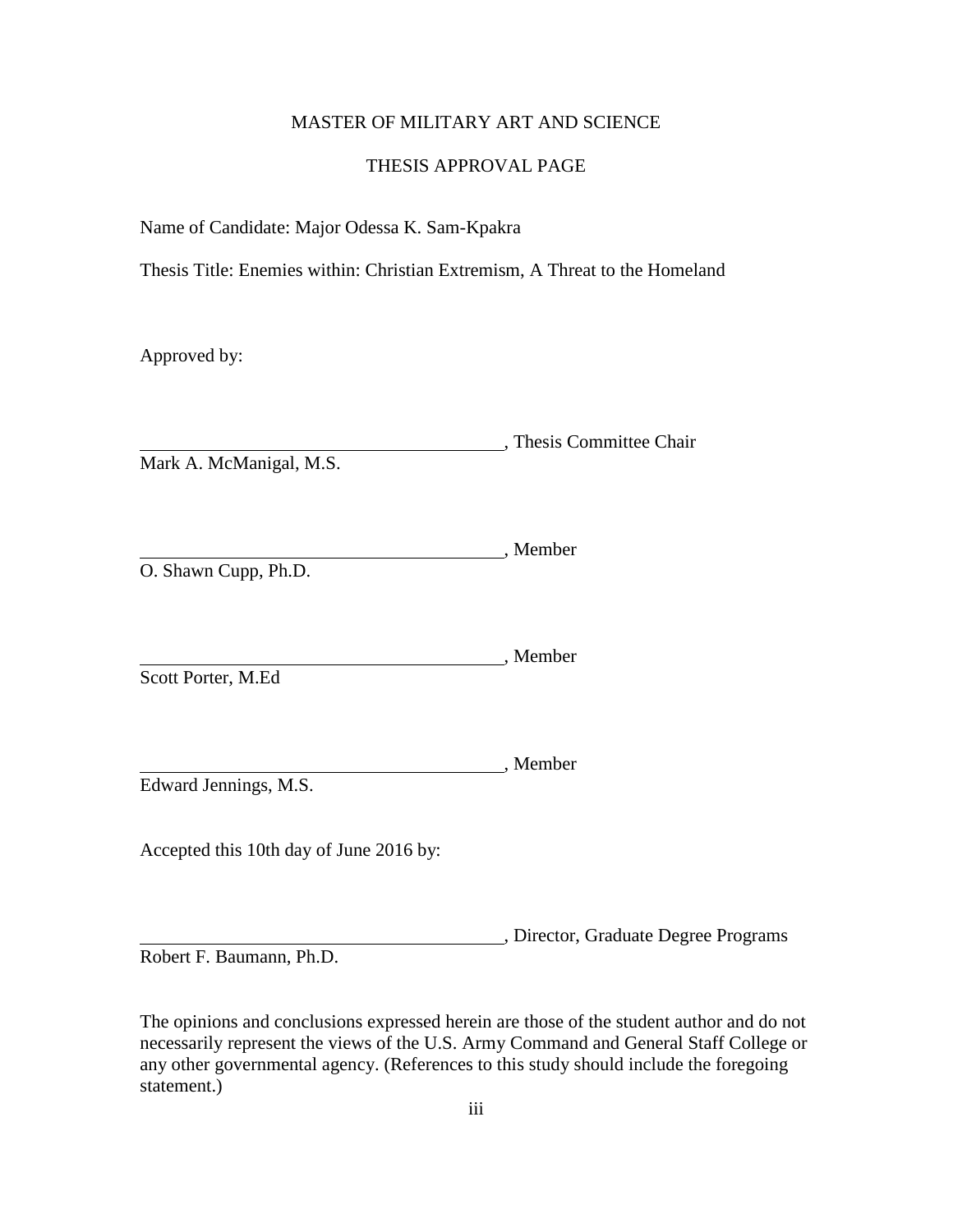MASTER OF MILITARY ART AND SCIENCE

THESIS APPROVAL PAGE

Name of Candidate: Major Odessa K. Sam-Kpakra

Thesis Title: Enemies within: Christian Extremism, A Threat to the Homeland

Approved by:

\_\_\_\_\_\_\_\_\_\_\_\_\_\_\_\_\_\_\_\_\_\_\_\_\_\_\_\_\_\_\_\_\_\_\_\_\_\_\_\_, Thesis Committee Chair
Mark A. McManigal, M.S.

\_\_\_\_\_\_\_\_\_\_\_\_\_\_\_\_\_\_\_\_\_\_\_\_\_\_\_\_\_\_\_\_\_\_\_\_\_\_\_\_, Member
O. Shawn Cupp, Ph.D.

\_\_\_\_\_\_\_\_\_\_\_\_\_\_\_\_\_\_\_\_\_\_\_\_\_\_\_\_\_\_\_\_\_\_\_\_\_\_\_\_, Member
Scott Porter, M.Ed

\_\_\_\_\_\_\_\_\_\_\_\_\_\_\_\_\_\_\_\_\_\_\_\_\_\_\_\_\_\_\_\_\_\_\_\_\_\_\_\_, Member
Edward Jennings, M.S.

Accepted this 10th day of June 2016 by:

\_\_\_\_\_\_\_\_\_\_\_\_\_\_\_\_\_\_\_\_\_\_\_\_\_\_\_\_\_\_\_\_\_\_\_\_\_\_\_\_, Director, Graduate Degree Programs
Robert F. Baumann, Ph.D.

The opinions and conclusions expressed herein are those of the student author and do not necessarily represent the views of the U.S. Army Command and General Staff College or any other governmental agency. (References to this study should include the foregoing statement.)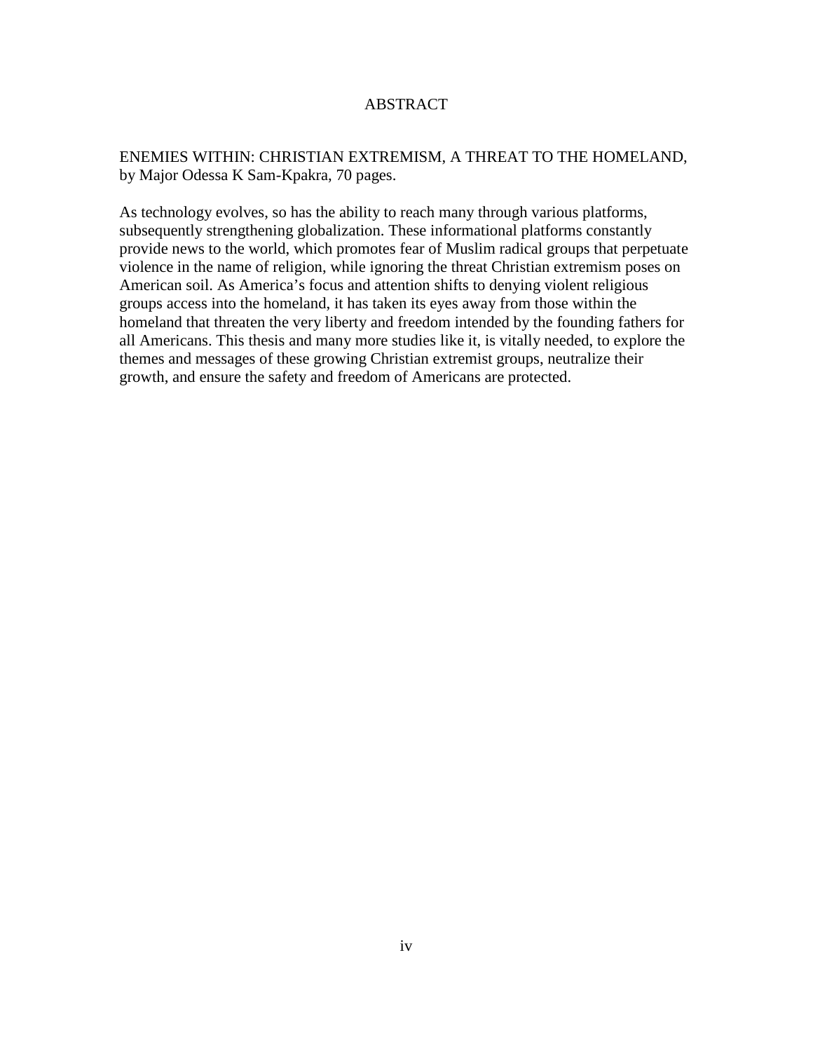# ABSTRACT

ENEMIES WITHIN: CHRISTIAN EXTREMISM, A THREAT TO THE HOMELAND, by Major Odessa K Sam-Kpakra, 70 pages.

As technology evolves, so has the ability to reach many through various platforms, subsequently strengthening globalization. These informational platforms constantly provide news to the world, which promotes fear of Muslim radical groups that perpetuate violence in the name of religion, while ignoring the threat Christian extremism poses on American soil. As America's focus and attention shifts to denying violent religious groups access into the homeland, it has taken its eyes away from those within the homeland that threaten the very liberty and freedom intended by the founding fathers for all Americans. This thesis and many more studies like it, is vitally needed, to explore the themes and messages of these growing Christian extremist groups, neutralize their growth, and ensure the safety and freedom of Americans are protected.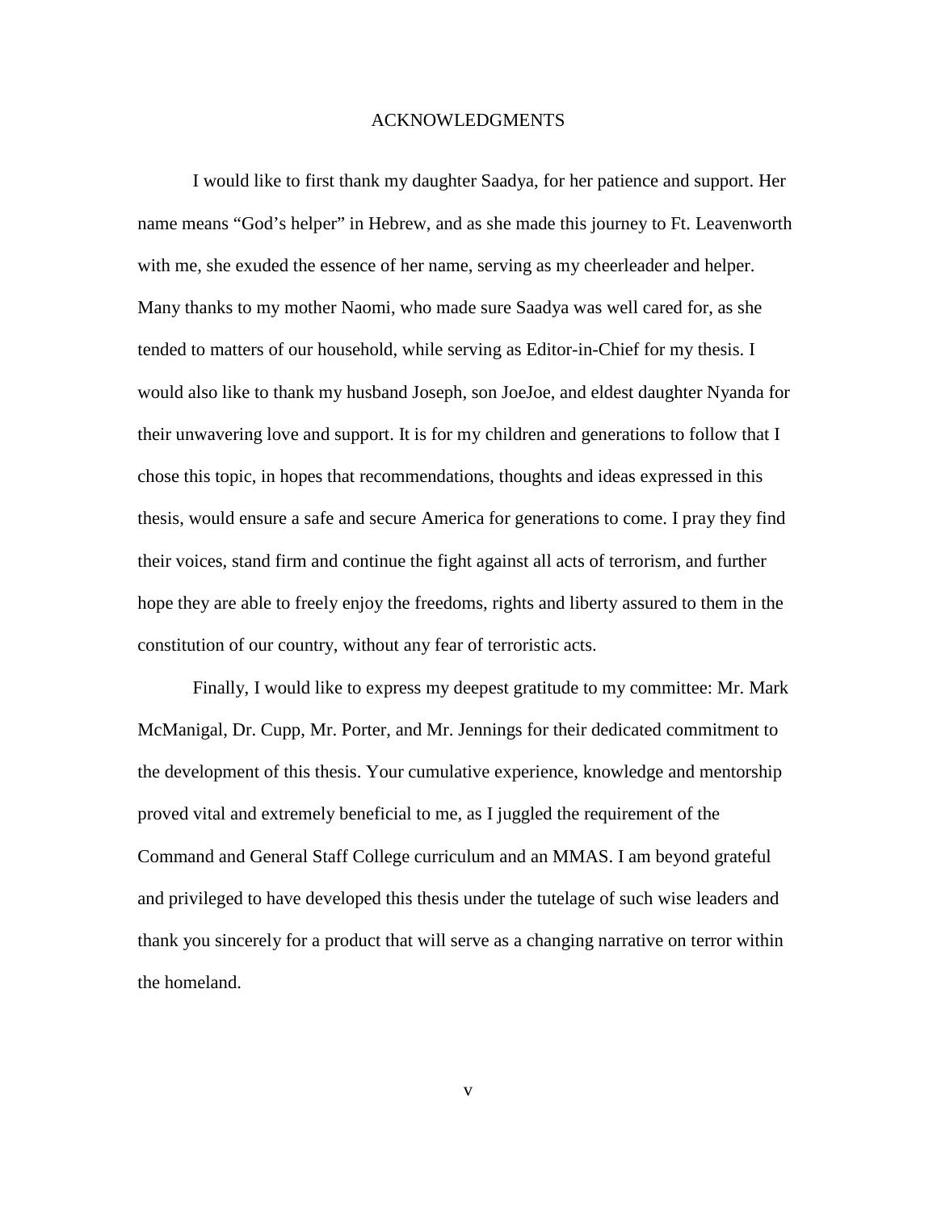# ACKNOWLEDGMENTS

I would like to first thank my daughter Saadya, for her patience and support. Her name means "God's helper" in Hebrew, and as she made this journey to Ft. Leavenworth with me, she exuded the essence of her name, serving as my cheerleader and helper. Many thanks to my mother Naomi, who made sure Saadya was well cared for, as she tended to matters of our household, while serving as Editor-in-Chief for my thesis. I would also like to thank my husband Joseph, son JoeJoe, and eldest daughter Nyanda for their unwavering love and support. It is for my children and generations to follow that I chose this topic, in hopes that recommendations, thoughts and ideas expressed in this thesis, would ensure a safe and secure America for generations to come. I pray they find their voices, stand firm and continue the fight against all acts of terrorism, and further hope they are able to freely enjoy the freedoms, rights and liberty assured to them in the constitution of our country, without any fear of terroristic acts.

Finally, I would like to express my deepest gratitude to my committee: Mr. Mark McManigal, Dr. Cupp, Mr. Porter, and Mr. Jennings for their dedicated commitment to the development of this thesis. Your cumulative experience, knowledge and mentorship proved vital and extremely beneficial to me, as I juggled the requirement of the Command and General Staff College curriculum and an MMAS. I am beyond grateful and privileged to have developed this thesis under the tutelage of such wise leaders and thank you sincerely for a product that will serve as a changing narrative on terror within the homeland.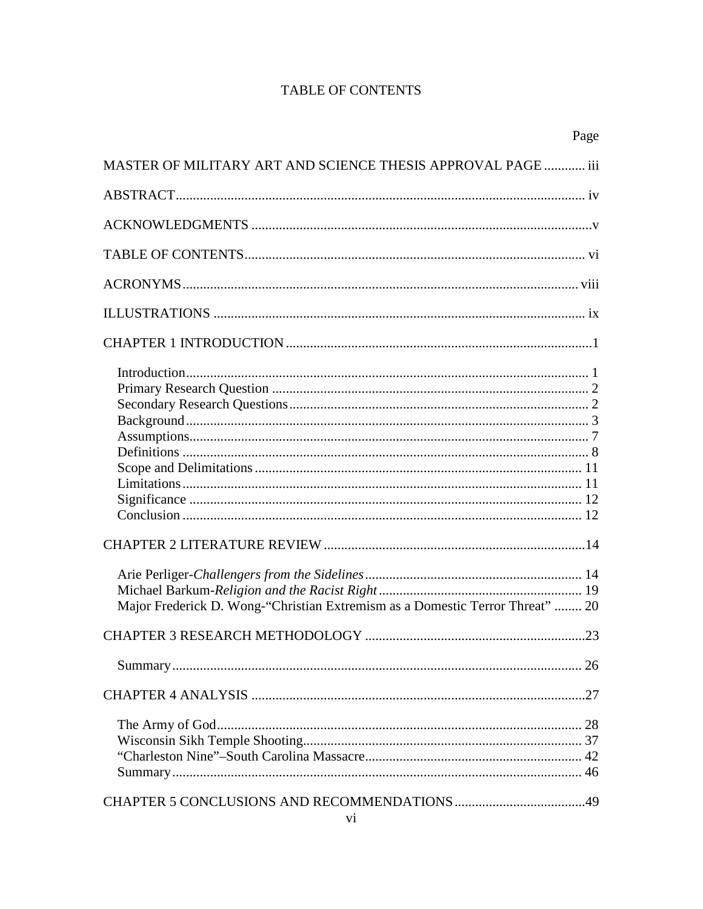# TABLE OF CONTENTS

| | Page |
|---|---|
| MASTER OF MILITARY ART AND SCIENCE THESIS APPROVAL PAGE | iii |
| ABSTRACT | iv |
| ACKNOWLEDGMENTS | v |
| TABLE OF CONTENTS | vi |
| ACRONYMS | viii |
| ILLUSTRATIONS | ix |
| CHAPTER 1 INTRODUCTION | 1 |
| Introduction | 1 |
| Primary Research Question | 2 |
| Secondary Research Questions | 2 |
| Background | 3 |
| Assumptions | 7 |
| Definitions | 8 |
| Scope and Delimitations | 11 |
| Limitations | 11 |
| Significance | 12 |
| Conclusion | 12 |
| CHAPTER 2 LITERATURE REVIEW | 14 |
| Arie Perliger-*Challengers from the Sidelines* | 14 |
| Michael Barkum-*Religion and the Racist Right* | 19 |
| Major Frederick D. Wong-"Christian Extremism as a Domestic Terror Threat" | 20 |
| CHAPTER 3 RESEARCH METHODOLOGY | 23 |
| Summary | 26 |
| CHAPTER 4 ANALYSIS | 27 |
| The Army of God | 28 |
| Wisconsin Sikh Temple Shooting | 37 |
| "Charleston Nine"–South Carolina Massacre | 42 |
| Summary | 46 |
| CHAPTER 5 CONCLUSIONS AND RECOMMENDATIONS | 49 |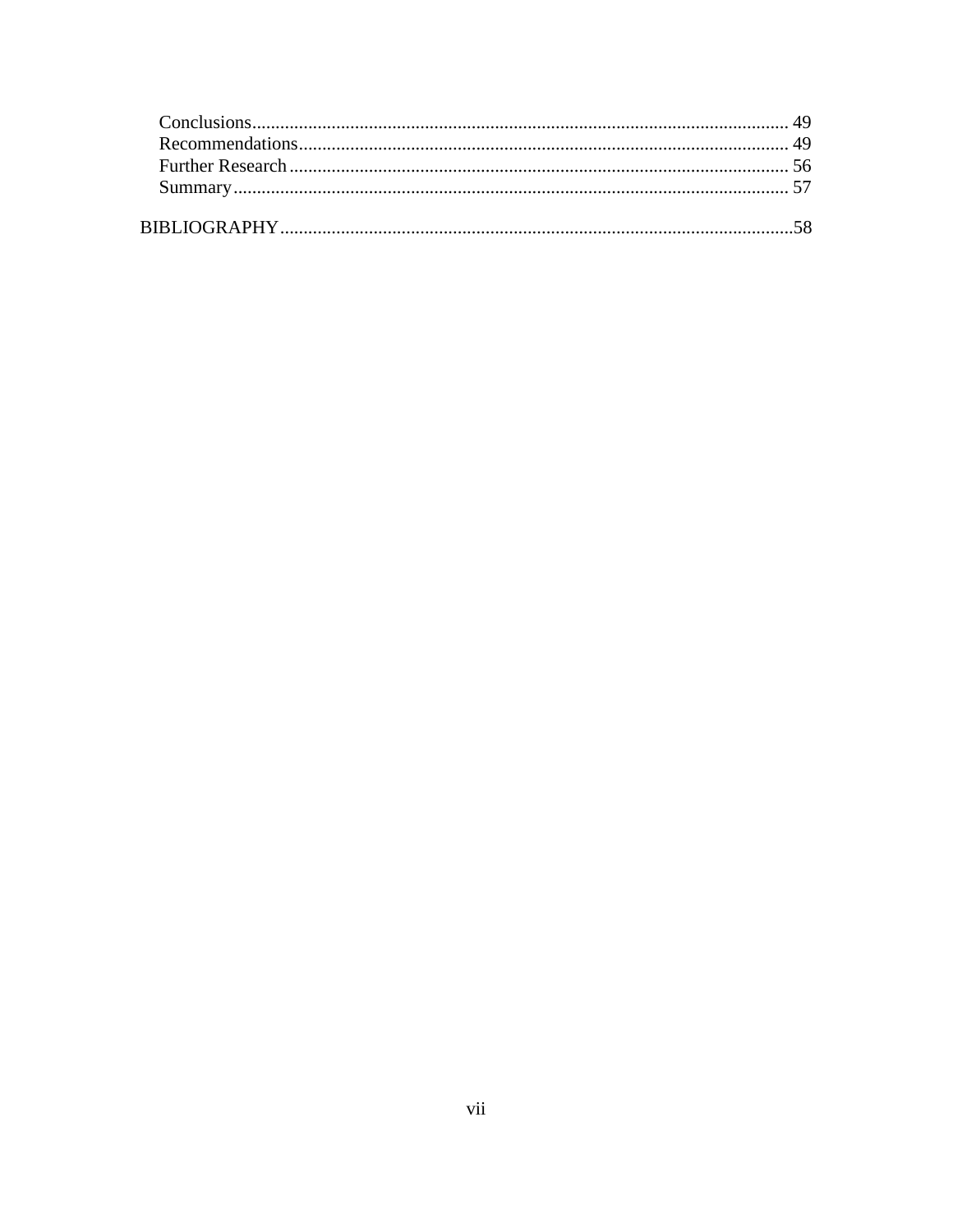Conclusions .................................................................................................................. 49
Recommendations ......................................................................................................... 49
Further Research ........................................................................................................... 56
Summary ....................................................................................................................... 57

BIBLIOGRAPHY .............................................................................................................58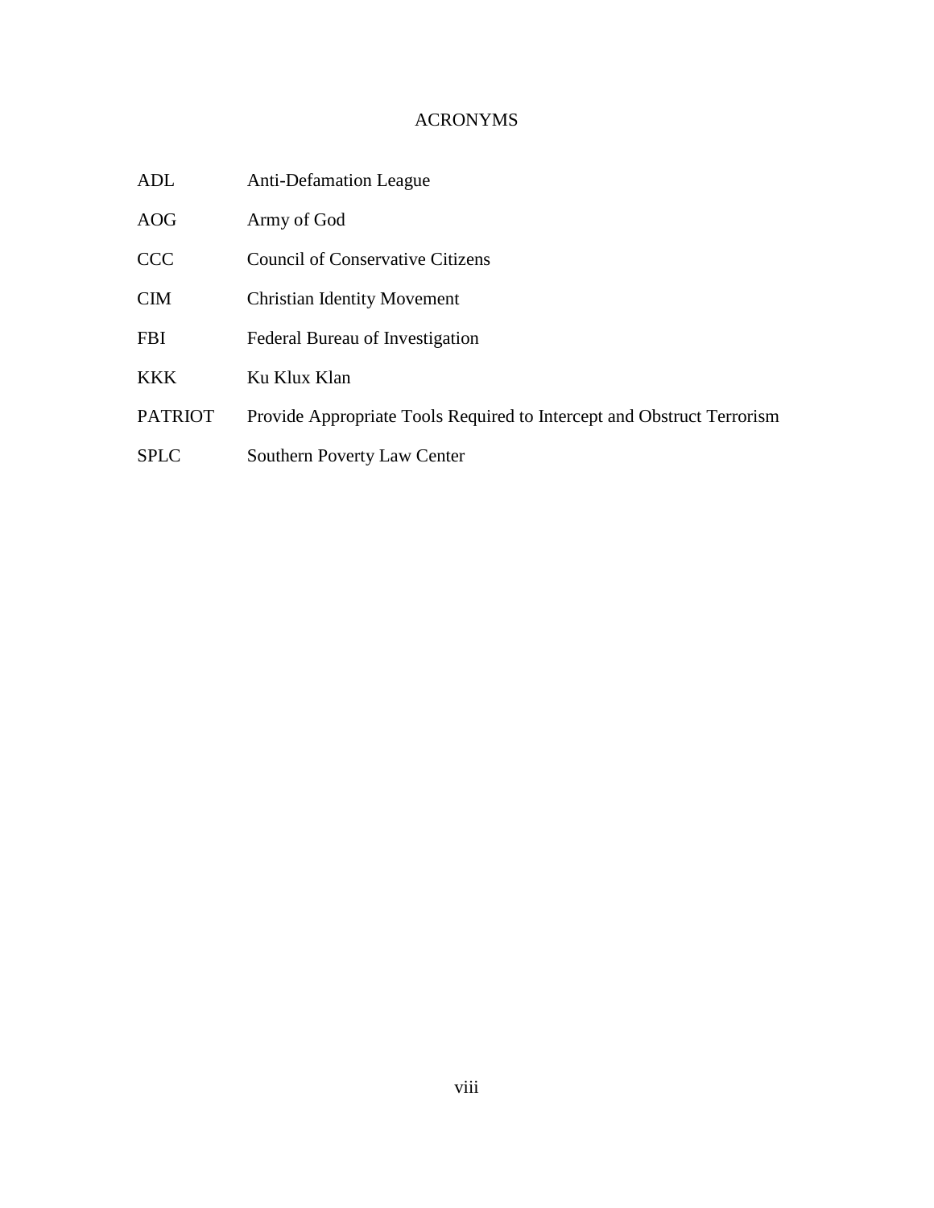# ACRONYMS

| | |
|---|---|
| ADL | Anti-Defamation League |
| AOG | Army of God |
| CCC | Council of Conservative Citizens |
| CIM | Christian Identity Movement |
| FBI | Federal Bureau of Investigation |
| KKK | Ku Klux Klan |
| PATRIOT | Provide Appropriate Tools Required to Intercept and Obstruct Terrorism |
| SPLC | Southern Poverty Law Center |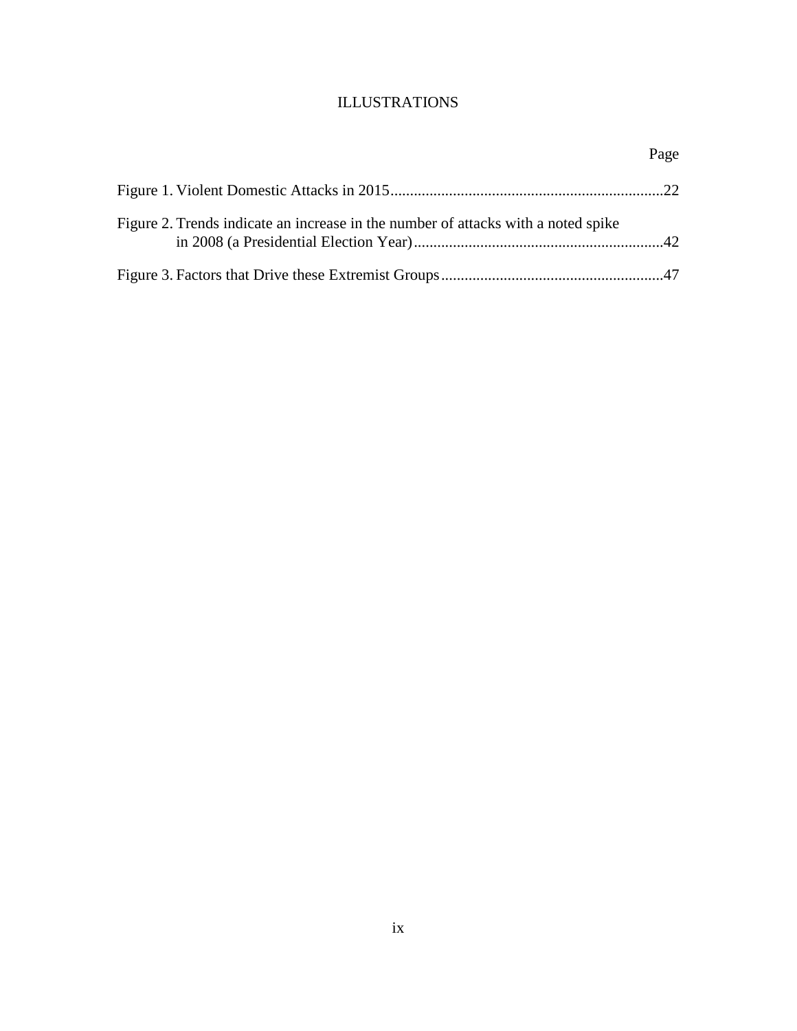# ILLUSTRATIONS

| | Page |
|---|---|
| Figure 1. Violent Domestic Attacks in 2015 | 22 |
| Figure 2. Trends indicate an increase in the number of attacks with a noted spike in 2008 (a Presidential Election Year) | 42 |
| Figure 3. Factors that Drive these Extremist Groups | 47 |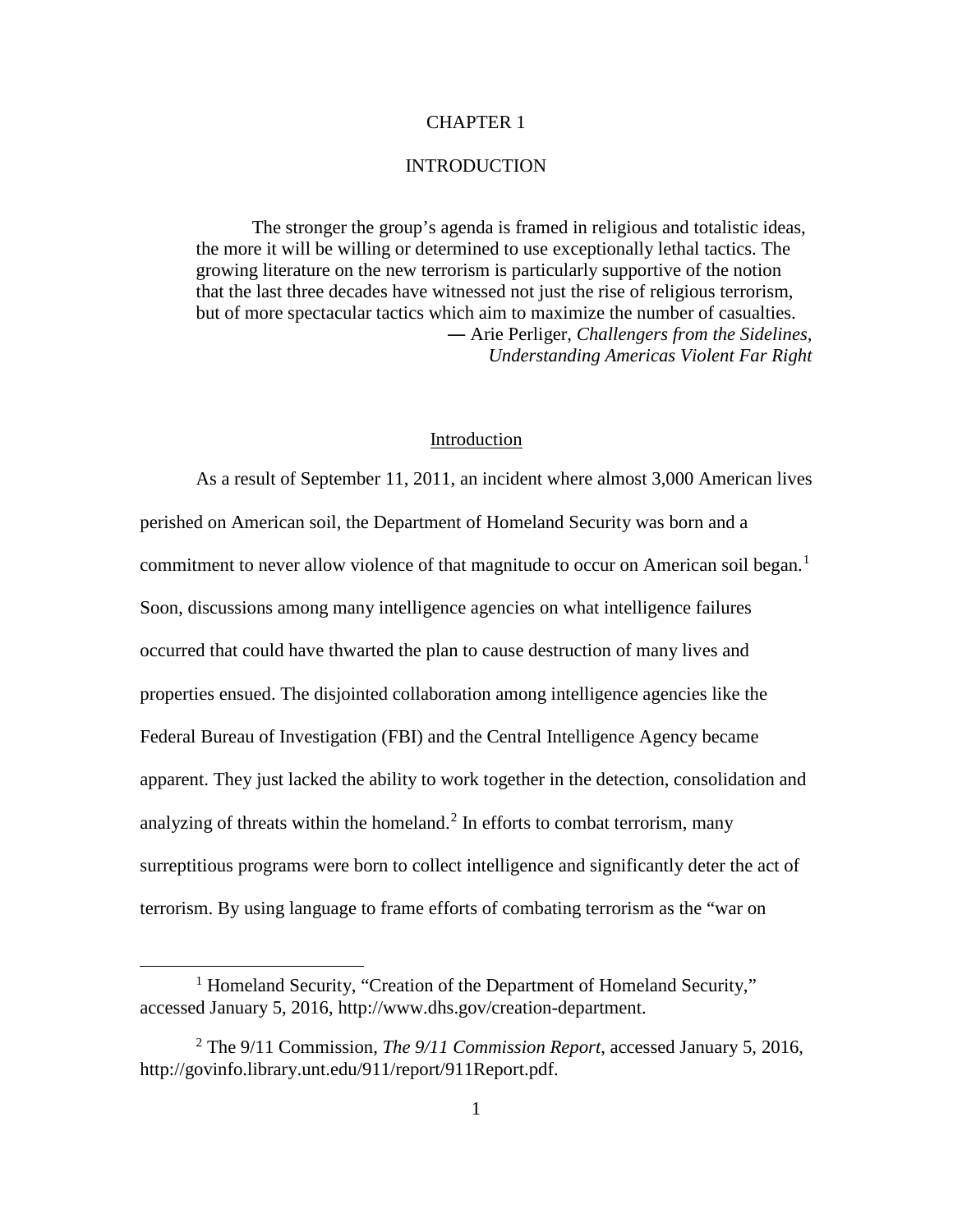# CHAPTER 1

# INTRODUCTION

> The stronger the group's agenda is framed in religious and totalistic ideas, the more it will be willing or determined to use exceptionally lethal tactics. The growing literature on the new terrorism is particularly supportive of the notion that the last three decades have witnessed not just the rise of religious terrorism, but of more spectacular tactics which aim to maximize the number of casualties.
>
> — Arie Perliger, *Challengers from the Sidelines, Understanding Americas Violent Far Right*

## Introduction

As a result of September 11, 2011, an incident where almost 3,000 American lives perished on American soil, the Department of Homeland Security was born and a commitment to never allow violence of that magnitude to occur on American soil began.[1] Soon, discussions among many intelligence agencies on what intelligence failures occurred that could have thwarted the plan to cause destruction of many lives and properties ensued. The disjointed collaboration among intelligence agencies like the Federal Bureau of Investigation (FBI) and the Central Intelligence Agency became apparent. They just lacked the ability to work together in the detection, consolidation and analyzing of threats within the homeland.[2] In efforts to combat terrorism, many surreptitious programs were born to collect intelligence and significantly deter the act of terrorism. By using language to frame efforts of combating terrorism as the "war on

---

[1] Homeland Security, "Creation of the Department of Homeland Security," accessed January 5, 2016, http://www.dhs.gov/creation-department.

[2] The 9/11 Commission, *The 9/11 Commission Report*, accessed January 5, 2016, http://govinfo.library.unt.edu/911/report/911Report.pdf.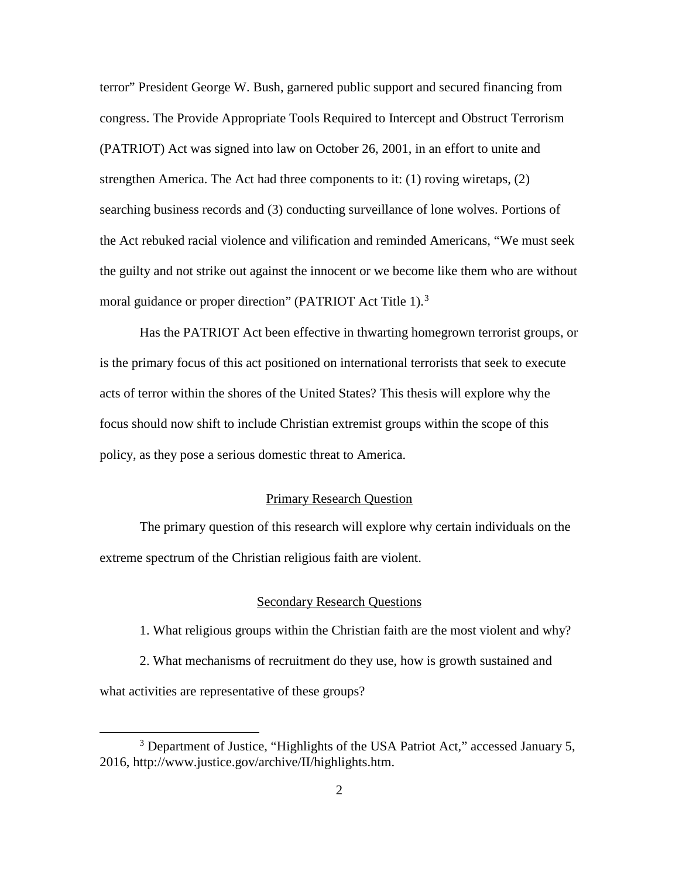terror" President George W. Bush, garnered public support and secured financing from congress. The Provide Appropriate Tools Required to Intercept and Obstruct Terrorism (PATRIOT) Act was signed into law on October 26, 2001, in an effort to unite and strengthen America. The Act had three components to it: (1) roving wiretaps, (2) searching business records and (3) conducting surveillance of lone wolves. Portions of the Act rebuked racial violence and vilification and reminded Americans, "We must seek the guilty and not strike out against the innocent or we become like them who are without moral guidance or proper direction" (PATRIOT Act Title 1).[3]

Has the PATRIOT Act been effective in thwarting homegrown terrorist groups, or is the primary focus of this act positioned on international terrorists that seek to execute acts of terror within the shores of the United States? This thesis will explore why the focus should now shift to include Christian extremist groups within the scope of this policy, as they pose a serious domestic threat to America.

## Primary Research Question

The primary question of this research will explore why certain individuals on the extreme spectrum of the Christian religious faith are violent.

## Secondary Research Questions

1. What religious groups within the Christian faith are the most violent and why?

2. What mechanisms of recruitment do they use, how is growth sustained and what activities are representative of these groups?

[3] Department of Justice, "Highlights of the USA Patriot Act," accessed January 5, 2016, http://www.justice.gov/archive/II/highlights.htm.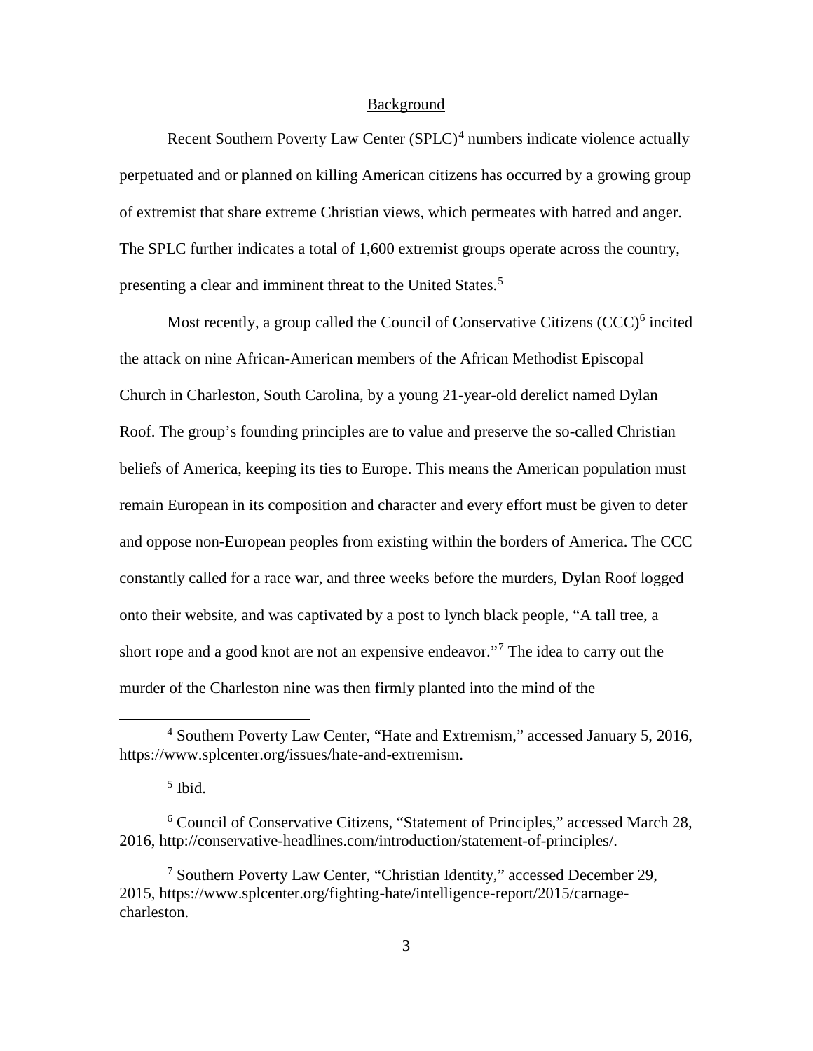## Background

Recent Southern Poverty Law Center (SPLC)[4] numbers indicate violence actually perpetuated and or planned on killing American citizens has occurred by a growing group of extremist that share extreme Christian views, which permeates with hatred and anger. The SPLC further indicates a total of 1,600 extremist groups operate across the country, presenting a clear and imminent threat to the United States.[5]

Most recently, a group called the Council of Conservative Citizens (CCC)[6] incited the attack on nine African-American members of the African Methodist Episcopal Church in Charleston, South Carolina, by a young 21-year-old derelict named Dylan Roof. The group's founding principles are to value and preserve the so-called Christian beliefs of America, keeping its ties to Europe. This means the American population must remain European in its composition and character and every effort must be given to deter and oppose non-European peoples from existing within the borders of America. The CCC constantly called for a race war, and three weeks before the murders, Dylan Roof logged onto their website, and was captivated by a post to lynch black people, "A tall tree, a short rope and a good knot are not an expensive endeavor."[7] The idea to carry out the murder of the Charleston nine was then firmly planted into the mind of the

---

[4] Southern Poverty Law Center, "Hate and Extremism," accessed January 5, 2016, https://www.splcenter.org/issues/hate-and-extremism.

[5] Ibid.

[6] Council of Conservative Citizens, "Statement of Principles," accessed March 28, 2016, http://conservative-headlines.com/introduction/statement-of-principles/.

[7] Southern Poverty Law Center, "Christian Identity," accessed December 29, 2015, https://www.splcenter.org/fighting-hate/intelligence-report/2015/carnage-charleston.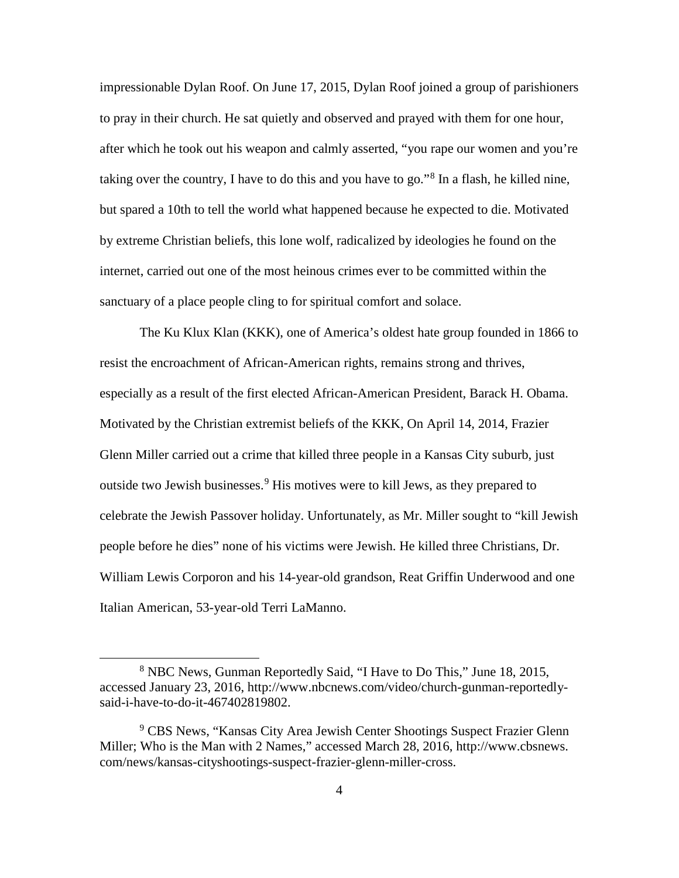impressionable Dylan Roof. On June 17, 2015, Dylan Roof joined a group of parishioners to pray in their church. He sat quietly and observed and prayed with them for one hour, after which he took out his weapon and calmly asserted, "you rape our women and you're taking over the country, I have to do this and you have to go."[8] In a flash, he killed nine, but spared a 10th to tell the world what happened because he expected to die. Motivated by extreme Christian beliefs, this lone wolf, radicalized by ideologies he found on the internet, carried out one of the most heinous crimes ever to be committed within the sanctuary of a place people cling to for spiritual comfort and solace.

The Ku Klux Klan (KKK), one of America's oldest hate group founded in 1866 to resist the encroachment of African-American rights, remains strong and thrives, especially as a result of the first elected African-American President, Barack H. Obama. Motivated by the Christian extremist beliefs of the KKK, On April 14, 2014, Frazier Glenn Miller carried out a crime that killed three people in a Kansas City suburb, just outside two Jewish businesses.[9] His motives were to kill Jews, as they prepared to celebrate the Jewish Passover holiday. Unfortunately, as Mr. Miller sought to "kill Jewish people before he dies" none of his victims were Jewish. He killed three Christians, Dr. William Lewis Corporon and his 14-year-old grandson, Reat Griffin Underwood and one Italian American, 53-year-old Terri LaManno.

---

[8] NBC News, Gunman Reportedly Said, "I Have to Do This," June 18, 2015, accessed January 23, 2016, http://www.nbcnews.com/video/church-gunman-reportedly-said-i-have-to-do-it-467402819802.

[9] CBS News, "Kansas City Area Jewish Center Shootings Suspect Frazier Glenn Miller; Who is the Man with 2 Names," accessed March 28, 2016, http://www.cbsnews.com/news/kansas-cityshootings-suspect-frazier-glenn-miller-cross.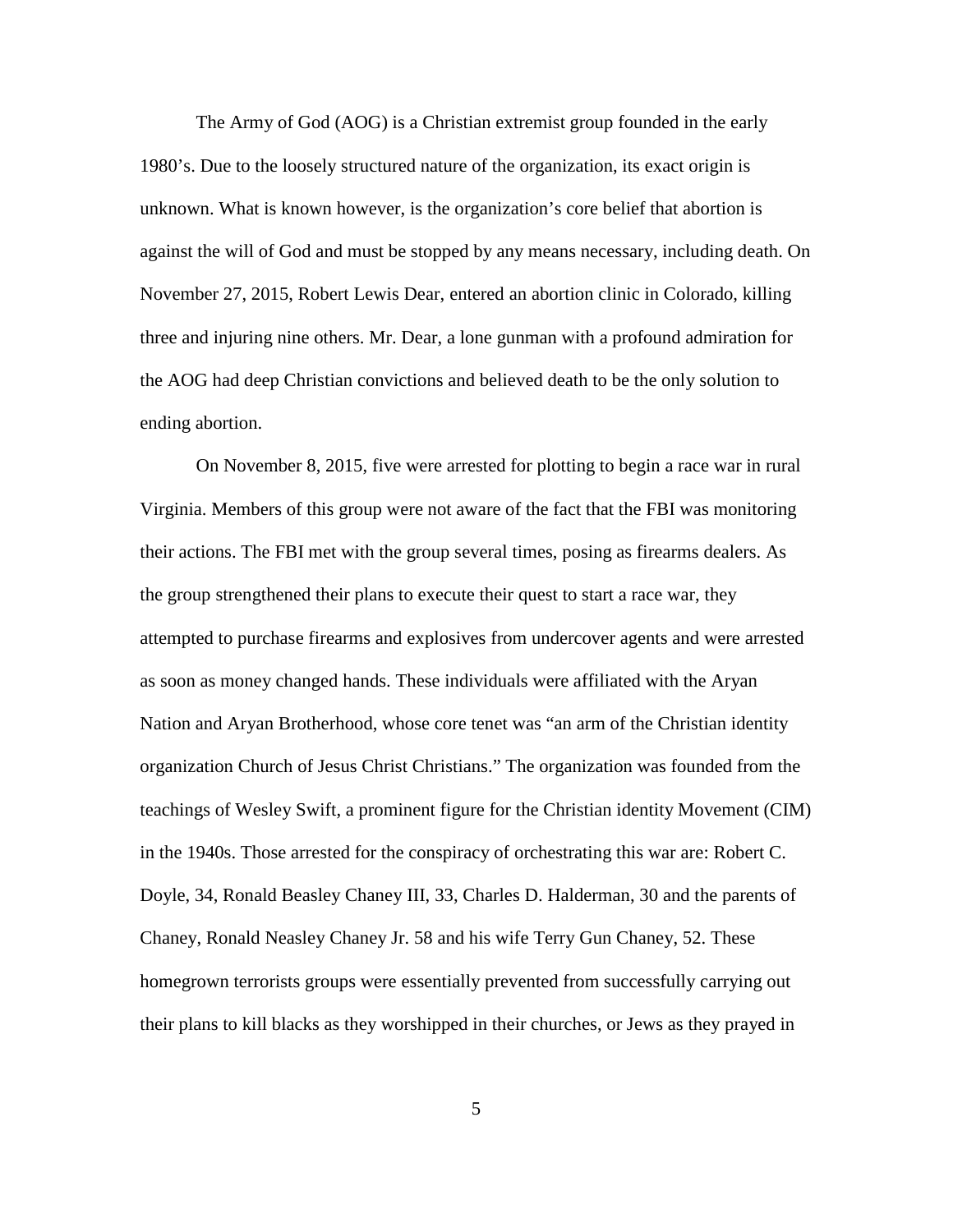The Army of God (AOG) is a Christian extremist group founded in the early 1980's. Due to the loosely structured nature of the organization, its exact origin is unknown. What is known however, is the organization's core belief that abortion is against the will of God and must be stopped by any means necessary, including death. On November 27, 2015, Robert Lewis Dear, entered an abortion clinic in Colorado, killing three and injuring nine others. Mr. Dear, a lone gunman with a profound admiration for the AOG had deep Christian convictions and believed death to be the only solution to ending abortion.

On November 8, 2015, five were arrested for plotting to begin a race war in rural Virginia. Members of this group were not aware of the fact that the FBI was monitoring their actions. The FBI met with the group several times, posing as firearms dealers. As the group strengthened their plans to execute their quest to start a race war, they attempted to purchase firearms and explosives from undercover agents and were arrested as soon as money changed hands. These individuals were affiliated with the Aryan Nation and Aryan Brotherhood, whose core tenet was "an arm of the Christian identity organization Church of Jesus Christ Christians." The organization was founded from the teachings of Wesley Swift, a prominent figure for the Christian identity Movement (CIM) in the 1940s. Those arrested for the conspiracy of orchestrating this war are: Robert C. Doyle, 34, Ronald Beasley Chaney III, 33, Charles D. Halderman, 30 and the parents of Chaney, Ronald Neasley Chaney Jr. 58 and his wife Terry Gun Chaney, 52. These homegrown terrorists groups were essentially prevented from successfully carrying out their plans to kill blacks as they worshipped in their churches, or Jews as they prayed in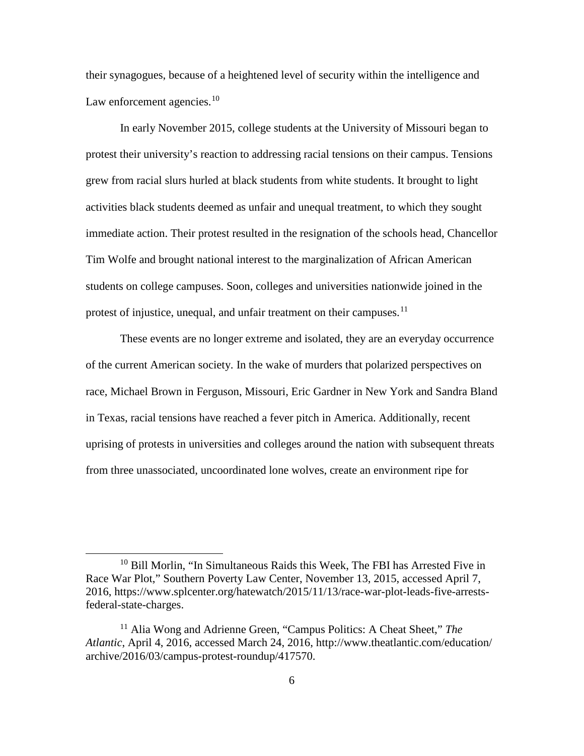their synagogues, because of a heightened level of security within the intelligence and Law enforcement agencies.[10]

In early November 2015, college students at the University of Missouri began to protest their university's reaction to addressing racial tensions on their campus. Tensions grew from racial slurs hurled at black students from white students. It brought to light activities black students deemed as unfair and unequal treatment, to which they sought immediate action. Their protest resulted in the resignation of the schools head, Chancellor Tim Wolfe and brought national interest to the marginalization of African American students on college campuses. Soon, colleges and universities nationwide joined in the protest of injustice, unequal, and unfair treatment on their campuses.[11]

These events are no longer extreme and isolated, they are an everyday occurrence of the current American society. In the wake of murders that polarized perspectives on race, Michael Brown in Ferguson, Missouri, Eric Gardner in New York and Sandra Bland in Texas, racial tensions have reached a fever pitch in America. Additionally, recent uprising of protests in universities and colleges around the nation with subsequent threats from three unassociated, uncoordinated lone wolves, create an environment ripe for

---

[10] Bill Morlin, "In Simultaneous Raids this Week, The FBI has Arrested Five in Race War Plot," Southern Poverty Law Center, November 13, 2015, accessed April 7, 2016, https://www.splcenter.org/hatewatch/2015/11/13/race-war-plot-leads-five-arrests-federal-state-charges.

[11] Alia Wong and Adrienne Green, "Campus Politics: A Cheat Sheet," *The Atlantic*, April 4, 2016, accessed March 24, 2016, http://www.theatlantic.com/education/archive/2016/03/campus-protest-roundup/417570.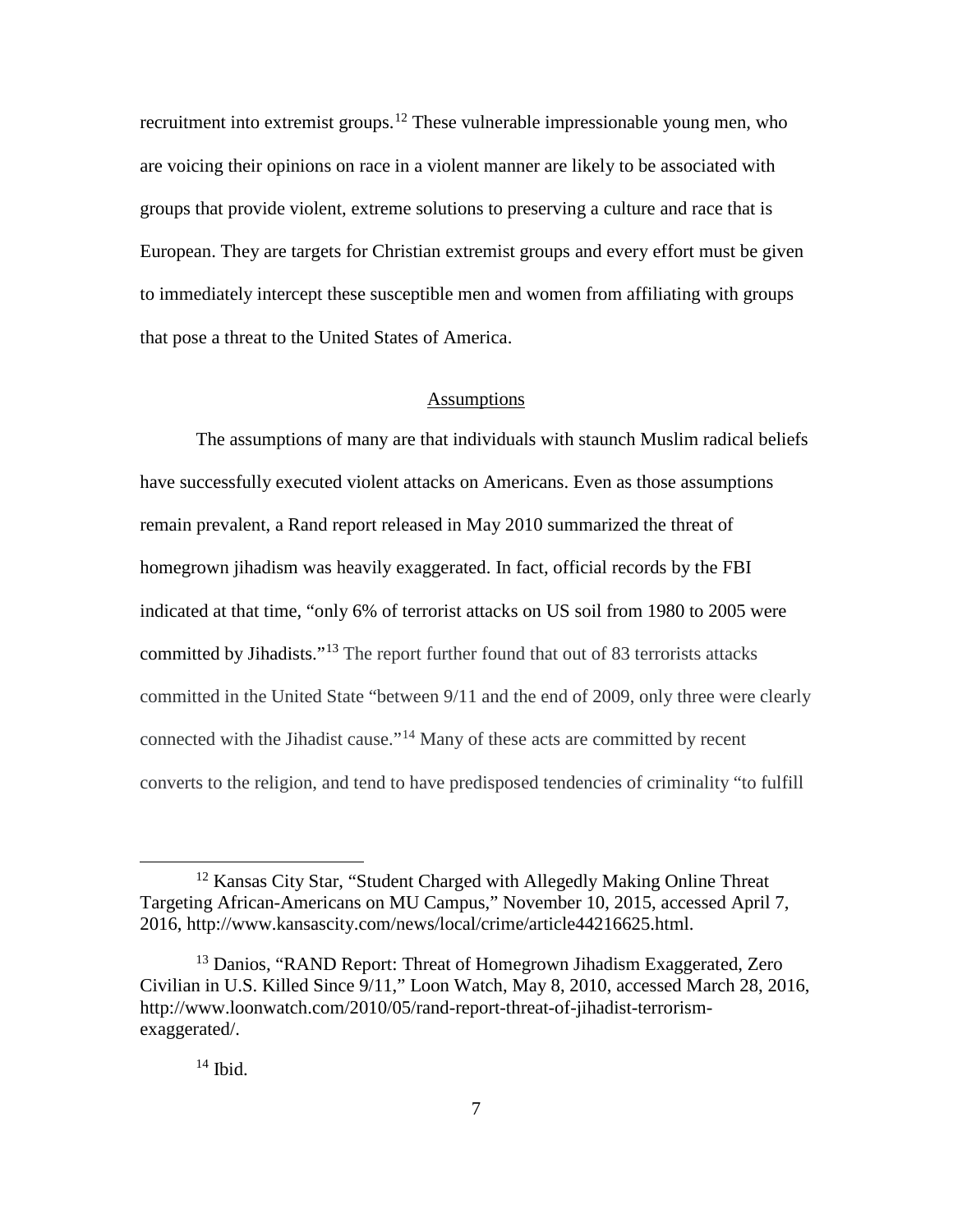recruitment into extremist groups.[12] These vulnerable impressionable young men, who are voicing their opinions on race in a violent manner are likely to be associated with groups that provide violent, extreme solutions to preserving a culture and race that is European. They are targets for Christian extremist groups and every effort must be given to immediately intercept these susceptible men and women from affiliating with groups that pose a threat to the United States of America.

## Assumptions

The assumptions of many are that individuals with staunch Muslim radical beliefs have successfully executed violent attacks on Americans. Even as those assumptions remain prevalent, a Rand report released in May 2010 summarized the threat of homegrown jihadism was heavily exaggerated. In fact, official records by the FBI indicated at that time, "only 6% of terrorist attacks on US soil from 1980 to 2005 were committed by Jihadists."[13] The report further found that out of 83 terrorists attacks committed in the United State "between 9/11 and the end of 2009, only three were clearly connected with the Jihadist cause."[14] Many of these acts are committed by recent converts to the religion, and tend to have predisposed tendencies of criminality "to fulfill

---

[12] Kansas City Star, "Student Charged with Allegedly Making Online Threat Targeting African-Americans on MU Campus," November 10, 2015, accessed April 7, 2016, http://www.kansascity.com/news/local/crime/article44216625.html.

[13] Danios, "RAND Report: Threat of Homegrown Jihadism Exaggerated, Zero Civilian in U.S. Killed Since 9/11," Loon Watch, May 8, 2010, accessed March 28, 2016, http://www.loonwatch.com/2010/05/rand-report-threat-of-jihadist-terrorism-exaggerated/.

[14] Ibid.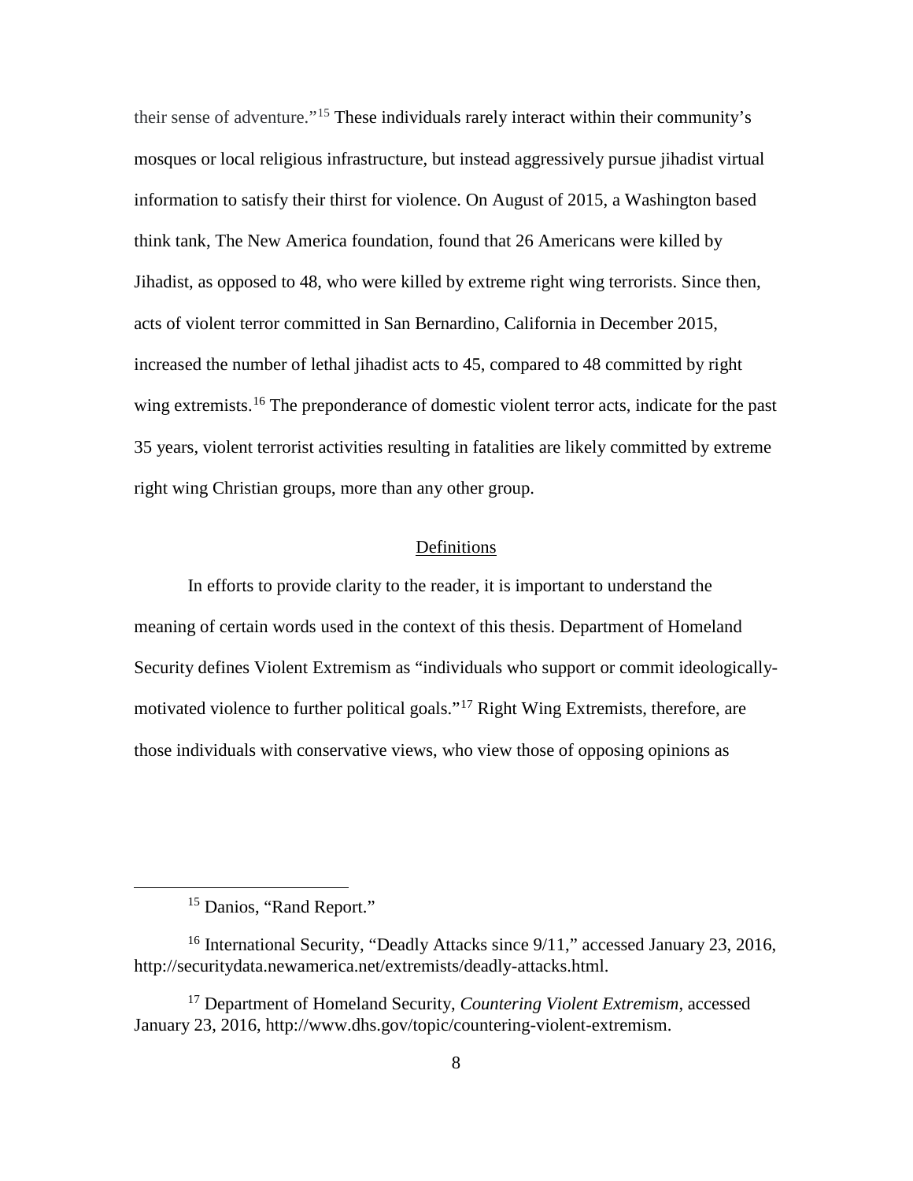their sense of adventure."[15] These individuals rarely interact within their community's mosques or local religious infrastructure, but instead aggressively pursue jihadist virtual information to satisfy their thirst for violence. On August of 2015, a Washington based think tank, The New America foundation, found that 26 Americans were killed by Jihadist, as opposed to 48, who were killed by extreme right wing terrorists. Since then, acts of violent terror committed in San Bernardino, California in December 2015, increased the number of lethal jihadist acts to 45, compared to 48 committed by right wing extremists.[16] The preponderance of domestic violent terror acts, indicate for the past 35 years, violent terrorist activities resulting in fatalities are likely committed by extreme right wing Christian groups, more than any other group.

## Definitions

In efforts to provide clarity to the reader, it is important to understand the meaning of certain words used in the context of this thesis. Department of Homeland Security defines Violent Extremism as "individuals who support or commit ideologically-motivated violence to further political goals."[17] Right Wing Extremists, therefore, are those individuals with conservative views, who view those of opposing opinions as

---

[15] Danios, "Rand Report."

[16] International Security, "Deadly Attacks since 9/11," accessed January 23, 2016, http://securitydata.newamerica.net/extremists/deadly-attacks.html.

[17] Department of Homeland Security, *Countering Violent Extremism*, accessed January 23, 2016, http://www.dhs.gov/topic/countering-violent-extremism.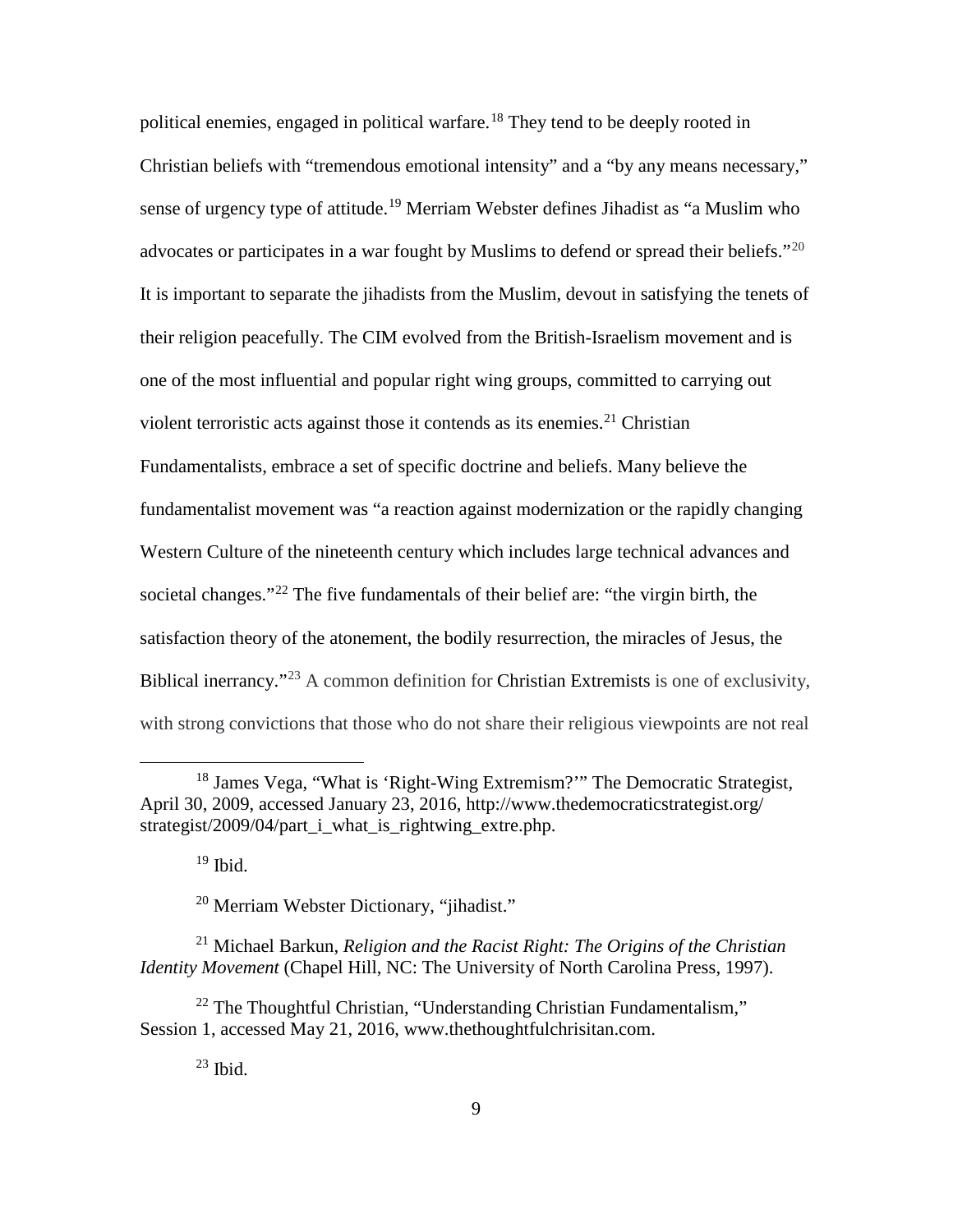political enemies, engaged in political warfare.[18] They tend to be deeply rooted in Christian beliefs with "tremendous emotional intensity" and a "by any means necessary," sense of urgency type of attitude.[19] Merriam Webster defines Jihadist as "a Muslim who advocates or participates in a war fought by Muslims to defend or spread their beliefs."[20] It is important to separate the jihadists from the Muslim, devout in satisfying the tenets of their religion peacefully. The CIM evolved from the British-Israelism movement and is one of the most influential and popular right wing groups, committed to carrying out violent terroristic acts against those it contends as its enemies.[21] Christian Fundamentalists, embrace a set of specific doctrine and beliefs. Many believe the fundamentalist movement was "a reaction against modernization or the rapidly changing Western Culture of the nineteenth century which includes large technical advances and societal changes."[22] The five fundamentals of their belief are: "the virgin birth, the satisfaction theory of the atonement, the bodily resurrection, the miracles of Jesus, the Biblical inerrancy."[23] A common definition for Christian Extremists is one of exclusivity, with strong convictions that those who do not share their religious viewpoints are not real

---

[18] James Vega, "What is 'Right-Wing Extremism?'" The Democratic Strategist, April 30, 2009, accessed January 23, 2016, http://www.thedemocraticstrategist.org/strategist/2009/04/part_i_what_is_rightwing_extre.php.

[19] Ibid.

[20] Merriam Webster Dictionary, "jihadist."

[21] Michael Barkun, *Religion and the Racist Right: The Origins of the Christian Identity Movement* (Chapel Hill, NC: The University of North Carolina Press, 1997).

[22] The Thoughtful Christian, "Understanding Christian Fundamentalism," Session 1, accessed May 21, 2016, www.thethoughtfulchrisitan.com.

[23] Ibid.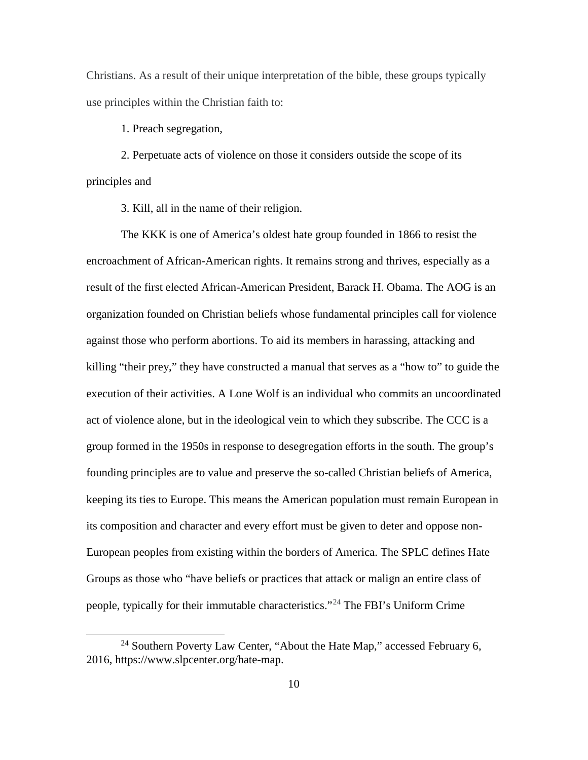Christians. As a result of their unique interpretation of the bible, these groups typically use principles within the Christian faith to:

1. Preach segregation,

2. Perpetuate acts of violence on those it considers outside the scope of its principles and

3. Kill, all in the name of their religion.

The KKK is one of America's oldest hate group founded in 1866 to resist the encroachment of African-American rights. It remains strong and thrives, especially as a result of the first elected African-American President, Barack H. Obama. The AOG is an organization founded on Christian beliefs whose fundamental principles call for violence against those who perform abortions. To aid its members in harassing, attacking and killing "their prey," they have constructed a manual that serves as a "how to" to guide the execution of their activities. A Lone Wolf is an individual who commits an uncoordinated act of violence alone, but in the ideological vein to which they subscribe. The CCC is a group formed in the 1950s in response to desegregation efforts in the south. The group's founding principles are to value and preserve the so-called Christian beliefs of America, keeping its ties to Europe. This means the American population must remain European in its composition and character and every effort must be given to deter and oppose non-European peoples from existing within the borders of America. The SPLC defines Hate Groups as those who "have beliefs or practices that attack or malign an entire class of people, typically for their immutable characteristics."[24] The FBI's Uniform Crime

---

[24] Southern Poverty Law Center, "About the Hate Map," accessed February 6, 2016, https://www.slpcenter.org/hate-map.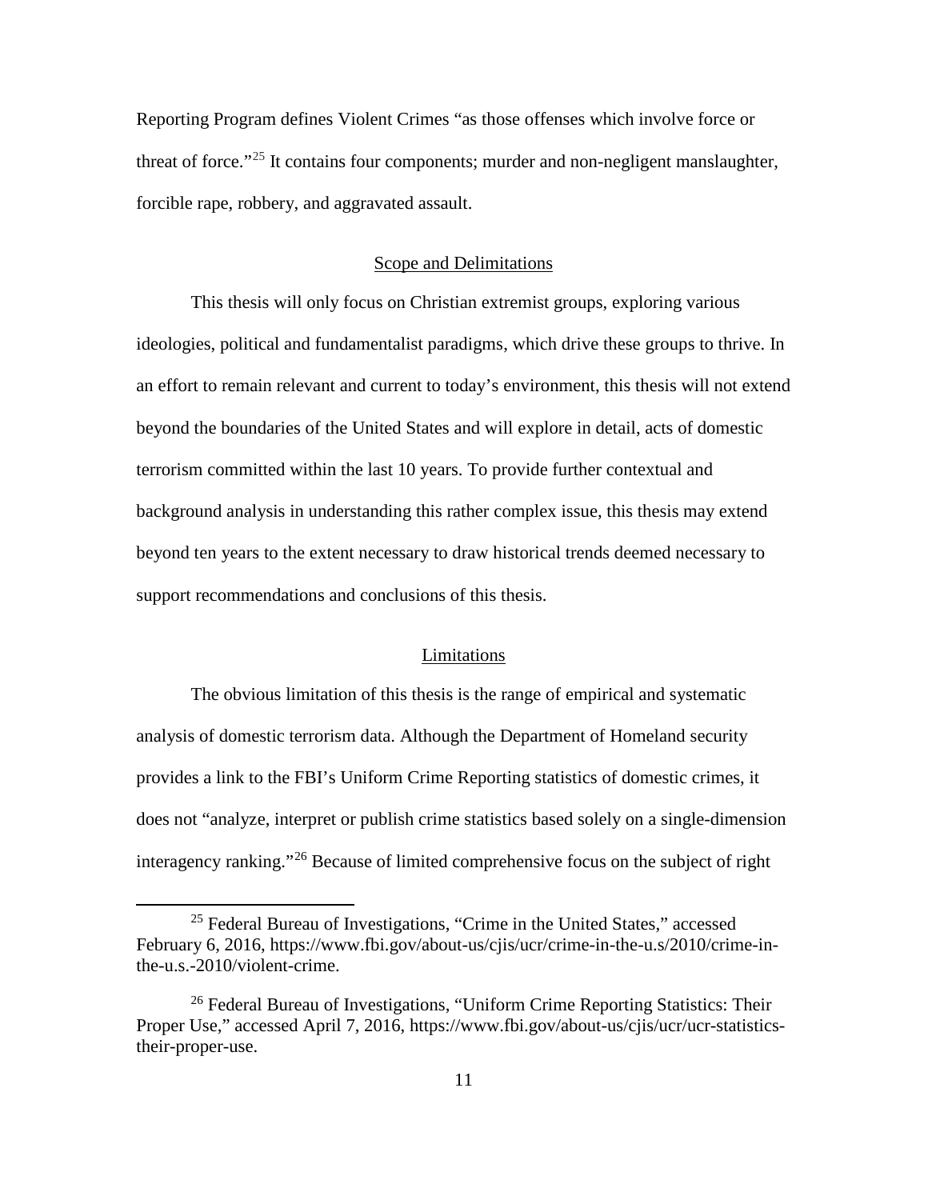Reporting Program defines Violent Crimes "as those offenses which involve force or threat of force."[25] It contains four components; murder and non-negligent manslaughter, forcible rape, robbery, and aggravated assault.

## Scope and Delimitations

This thesis will only focus on Christian extremist groups, exploring various ideologies, political and fundamentalist paradigms, which drive these groups to thrive. In an effort to remain relevant and current to today's environment, this thesis will not extend beyond the boundaries of the United States and will explore in detail, acts of domestic terrorism committed within the last 10 years. To provide further contextual and background analysis in understanding this rather complex issue, this thesis may extend beyond ten years to the extent necessary to draw historical trends deemed necessary to support recommendations and conclusions of this thesis.

## Limitations

The obvious limitation of this thesis is the range of empirical and systematic analysis of domestic terrorism data. Although the Department of Homeland security provides a link to the FBI's Uniform Crime Reporting statistics of domestic crimes, it does not "analyze, interpret or publish crime statistics based solely on a single-dimension interagency ranking."[26] Because of limited comprehensive focus on the subject of right

---

[25] Federal Bureau of Investigations, "Crime in the United States," accessed February 6, 2016, https://www.fbi.gov/about-us/cjis/ucr/crime-in-the-u.s/2010/crime-in-the-u.s.-2010/violent-crime.

[26] Federal Bureau of Investigations, "Uniform Crime Reporting Statistics: Their Proper Use," accessed April 7, 2016, https://www.fbi.gov/about-us/cjis/ucr/ucr-statistics-their-proper-use.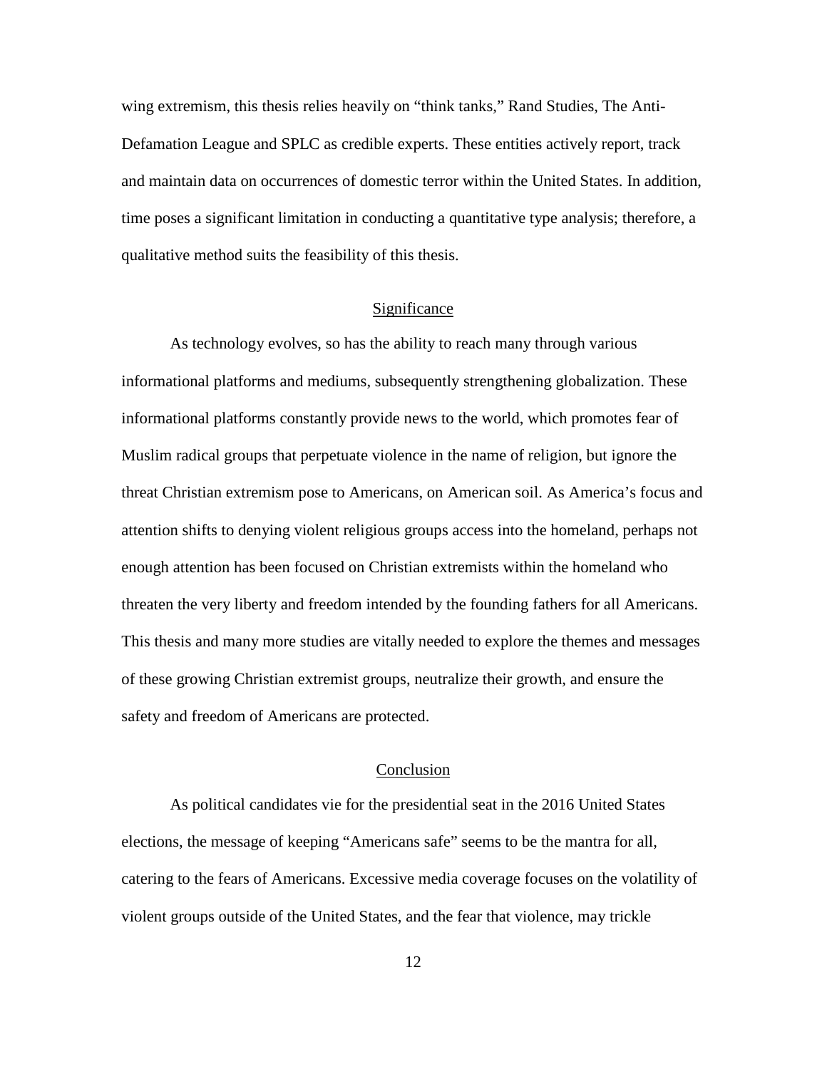wing extremism, this thesis relies heavily on "think tanks," Rand Studies, The Anti-Defamation League and SPLC as credible experts. These entities actively report, track and maintain data on occurrences of domestic terror within the United States. In addition, time poses a significant limitation in conducting a quantitative type analysis; therefore, a qualitative method suits the feasibility of this thesis.

## Significance

As technology evolves, so has the ability to reach many through various informational platforms and mediums, subsequently strengthening globalization. These informational platforms constantly provide news to the world, which promotes fear of Muslim radical groups that perpetuate violence in the name of religion, but ignore the threat Christian extremism pose to Americans, on American soil. As America's focus and attention shifts to denying violent religious groups access into the homeland, perhaps not enough attention has been focused on Christian extremists within the homeland who threaten the very liberty and freedom intended by the founding fathers for all Americans. This thesis and many more studies are vitally needed to explore the themes and messages of these growing Christian extremist groups, neutralize their growth, and ensure the safety and freedom of Americans are protected.

## Conclusion

As political candidates vie for the presidential seat in the 2016 United States elections, the message of keeping "Americans safe" seems to be the mantra for all, catering to the fears of Americans. Excessive media coverage focuses on the volatility of violent groups outside of the United States, and the fear that violence, may trickle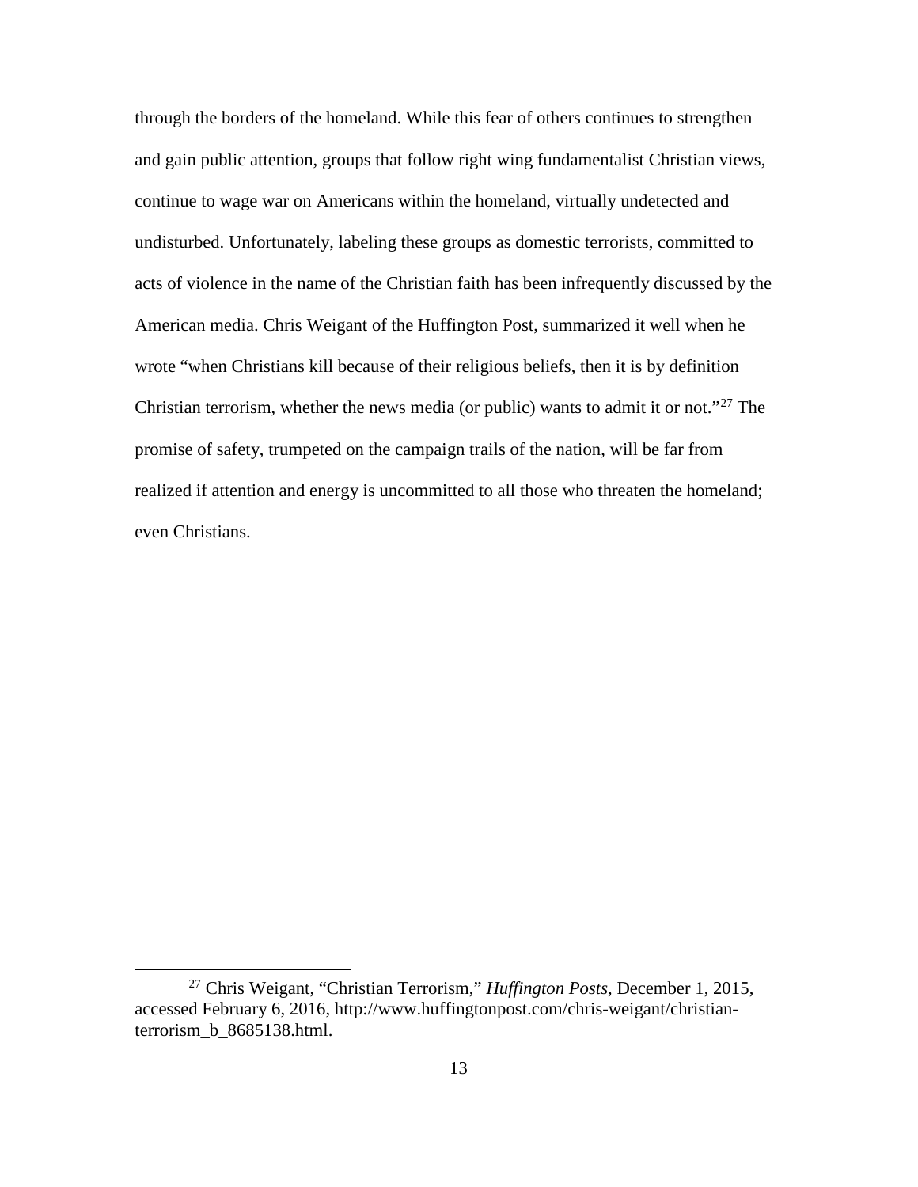through the borders of the homeland. While this fear of others continues to strengthen and gain public attention, groups that follow right wing fundamentalist Christian views, continue to wage war on Americans within the homeland, virtually undetected and undisturbed. Unfortunately, labeling these groups as domestic terrorists, committed to acts of violence in the name of the Christian faith has been infrequently discussed by the American media. Chris Weigant of the Huffington Post, summarized it well when he wrote "when Christians kill because of their religious beliefs, then it is by definition Christian terrorism, whether the news media (or public) wants to admit it or not."[27] The promise of safety, trumpeted on the campaign trails of the nation, will be far from realized if attention and energy is uncommitted to all those who threaten the homeland; even Christians.

---

[27] Chris Weigant, "Christian Terrorism," *Huffington Posts*, December 1, 2015, accessed February 6, 2016, http://www.huffingtonpost.com/chris-weigant/christian-terrorism_b_8685138.html.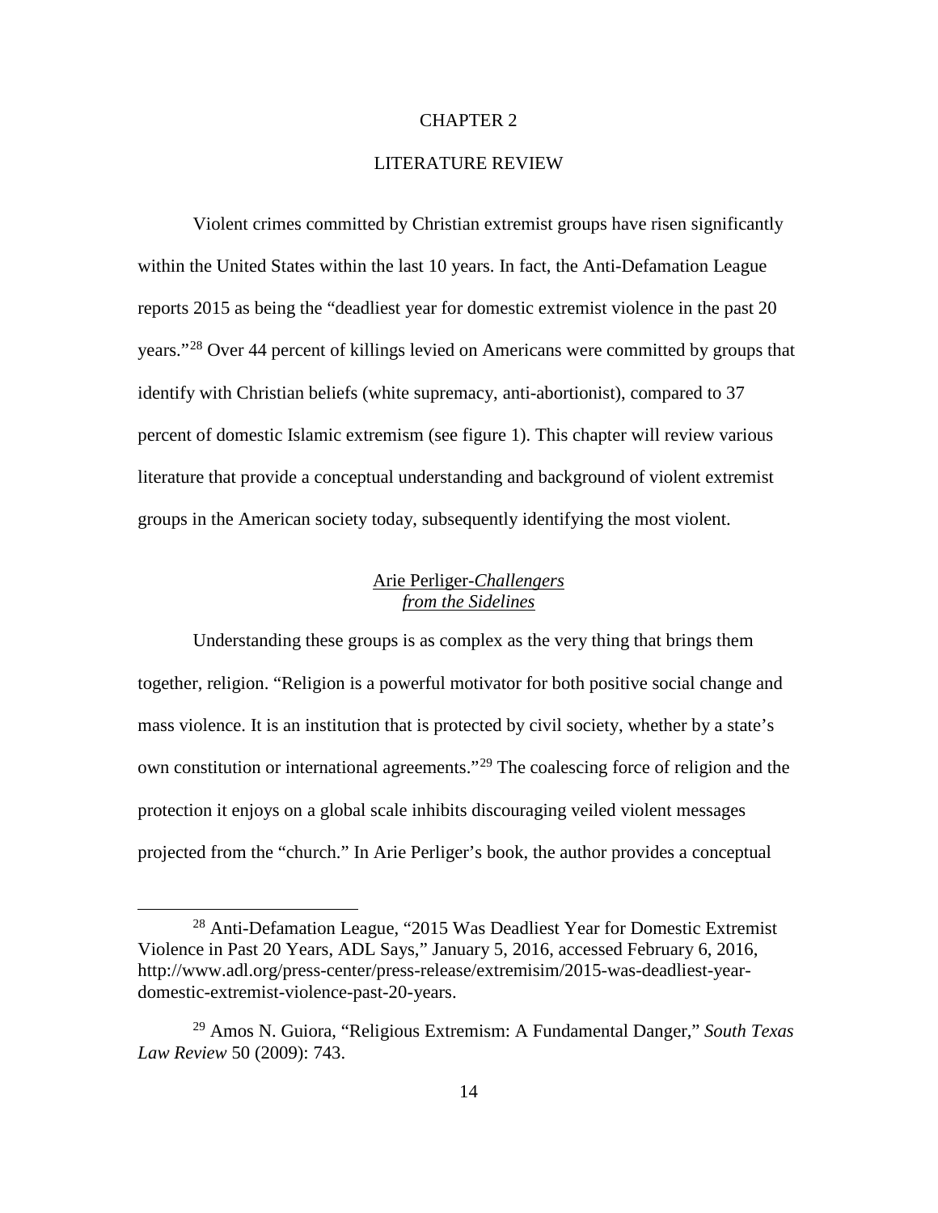# CHAPTER 2

# LITERATURE REVIEW

Violent crimes committed by Christian extremist groups have risen significantly within the United States within the last 10 years. In fact, the Anti-Defamation League reports 2015 as being the "deadliest year for domestic extremist violence in the past 20 years."[28] Over 44 percent of killings levied on Americans were committed by groups that identify with Christian beliefs (white supremacy, anti-abortionist), compared to 37 percent of domestic Islamic extremism (see figure 1). This chapter will review various literature that provide a conceptual understanding and background of violent extremist groups in the American society today, subsequently identifying the most violent.

## Arie Perliger-*Challengers from the Sidelines*

Understanding these groups is as complex as the very thing that brings them together, religion. "Religion is a powerful motivator for both positive social change and mass violence. It is an institution that is protected by civil society, whether by a state's own constitution or international agreements."[29] The coalescing force of religion and the protection it enjoys on a global scale inhibits discouraging veiled violent messages projected from the "church." In Arie Perliger's book, the author provides a conceptual

---

[28] Anti-Defamation League, "2015 Was Deadliest Year for Domestic Extremist Violence in Past 20 Years, ADL Says," January 5, 2016, accessed February 6, 2016, http://www.adl.org/press-center/press-release/extremisim/2015-was-deadliest-year-domestic-extremist-violence-past-20-years.

[29] Amos N. Guiora, "Religious Extremism: A Fundamental Danger," *South Texas Law Review* 50 (2009): 743.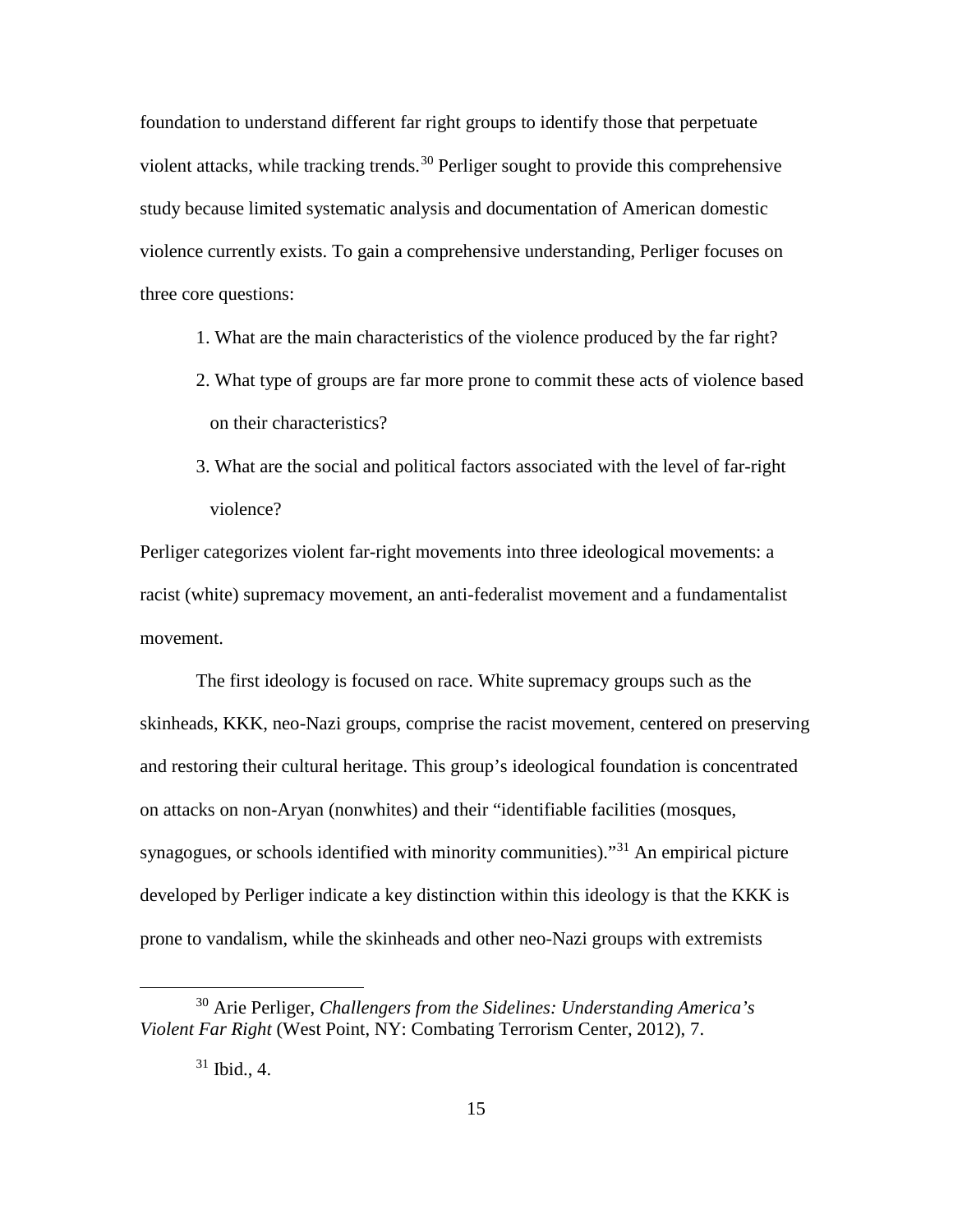foundation to understand different far right groups to identify those that perpetuate violent attacks, while tracking trends.[30] Perliger sought to provide this comprehensive study because limited systematic analysis and documentation of American domestic violence currently exists. To gain a comprehensive understanding, Perliger focuses on three core questions:

1. What are the main characteristics of the violence produced by the far right?
2. What type of groups are far more prone to commit these acts of violence based on their characteristics?
3. What are the social and political factors associated with the level of far-right violence?

Perliger categorizes violent far-right movements into three ideological movements: a racist (white) supremacy movement, an anti-federalist movement and a fundamentalist movement.

The first ideology is focused on race. White supremacy groups such as the skinheads, KKK, neo-Nazi groups, comprise the racist movement, centered on preserving and restoring their cultural heritage. This group's ideological foundation is concentrated on attacks on non-Aryan (nonwhites) and their "identifiable facilities (mosques, synagogues, or schools identified with minority communities)."[31] An empirical picture developed by Perliger indicate a key distinction within this ideology is that the KKK is prone to vandalism, while the skinheads and other neo-Nazi groups with extremists

---

[30] Arie Perliger, *Challengers from the Sidelines: Understanding America's Violent Far Right* (West Point, NY: Combating Terrorism Center, 2012), 7.

[31] Ibid., 4.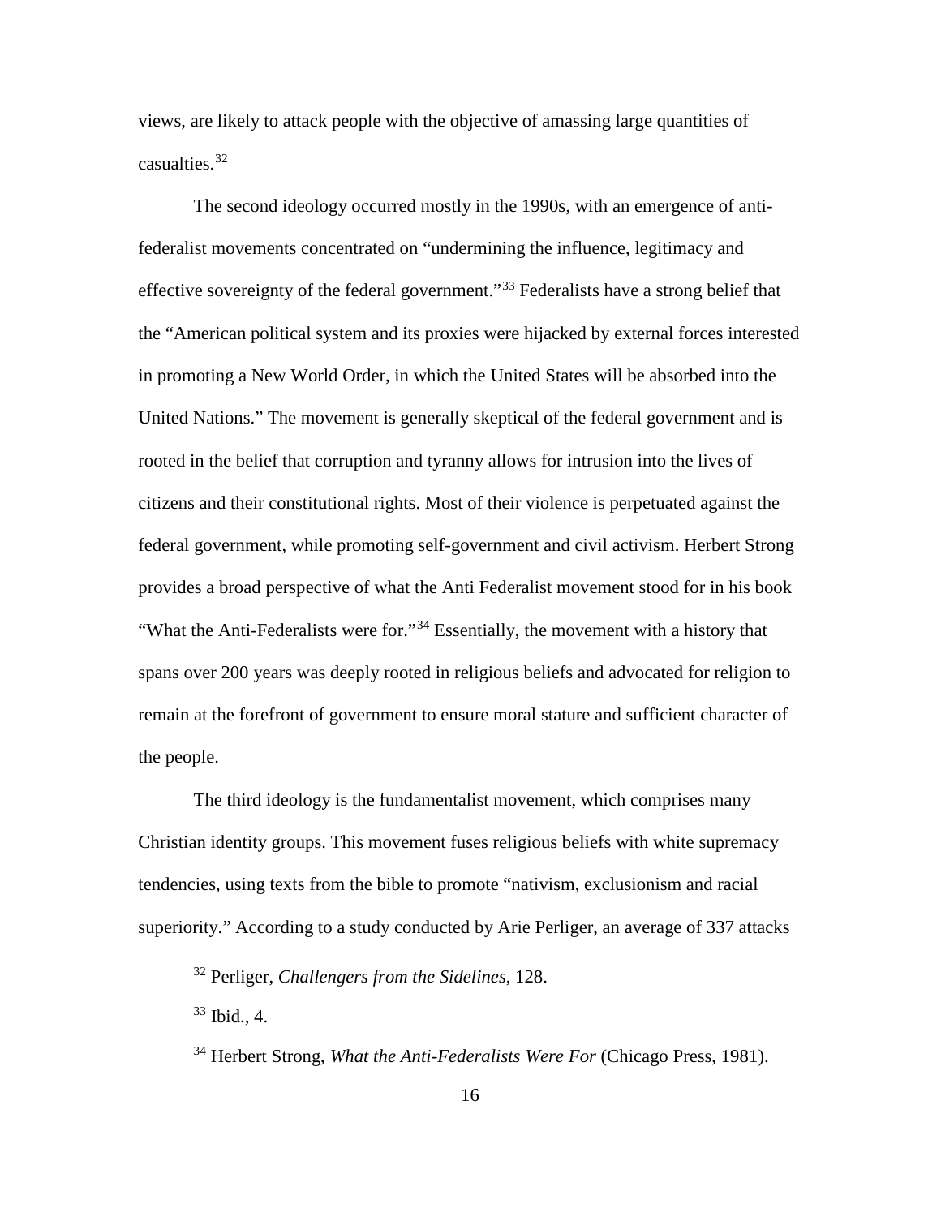views, are likely to attack people with the objective of amassing large quantities of casualties.[32]

The second ideology occurred mostly in the 1990s, with an emergence of anti-federalist movements concentrated on "undermining the influence, legitimacy and effective sovereignty of the federal government."[33] Federalists have a strong belief that the "American political system and its proxies were hijacked by external forces interested in promoting a New World Order, in which the United States will be absorbed into the United Nations." The movement is generally skeptical of the federal government and is rooted in the belief that corruption and tyranny allows for intrusion into the lives of citizens and their constitutional rights. Most of their violence is perpetuated against the federal government, while promoting self-government and civil activism. Herbert Strong provides a broad perspective of what the Anti Federalist movement stood for in his book "What the Anti-Federalists were for."[34] Essentially, the movement with a history that spans over 200 years was deeply rooted in religious beliefs and advocated for religion to remain at the forefront of government to ensure moral stature and sufficient character of the people.

The third ideology is the fundamentalist movement, which comprises many Christian identity groups. This movement fuses religious beliefs with white supremacy tendencies, using texts from the bible to promote "nativism, exclusionism and racial superiority." According to a study conducted by Arie Perliger, an average of 337 attacks

---

[32] Perliger, *Challengers from the Sidelines*, 128.

[33] Ibid., 4.

[34] Herbert Strong, *What the Anti-Federalists Were For* (Chicago Press, 1981).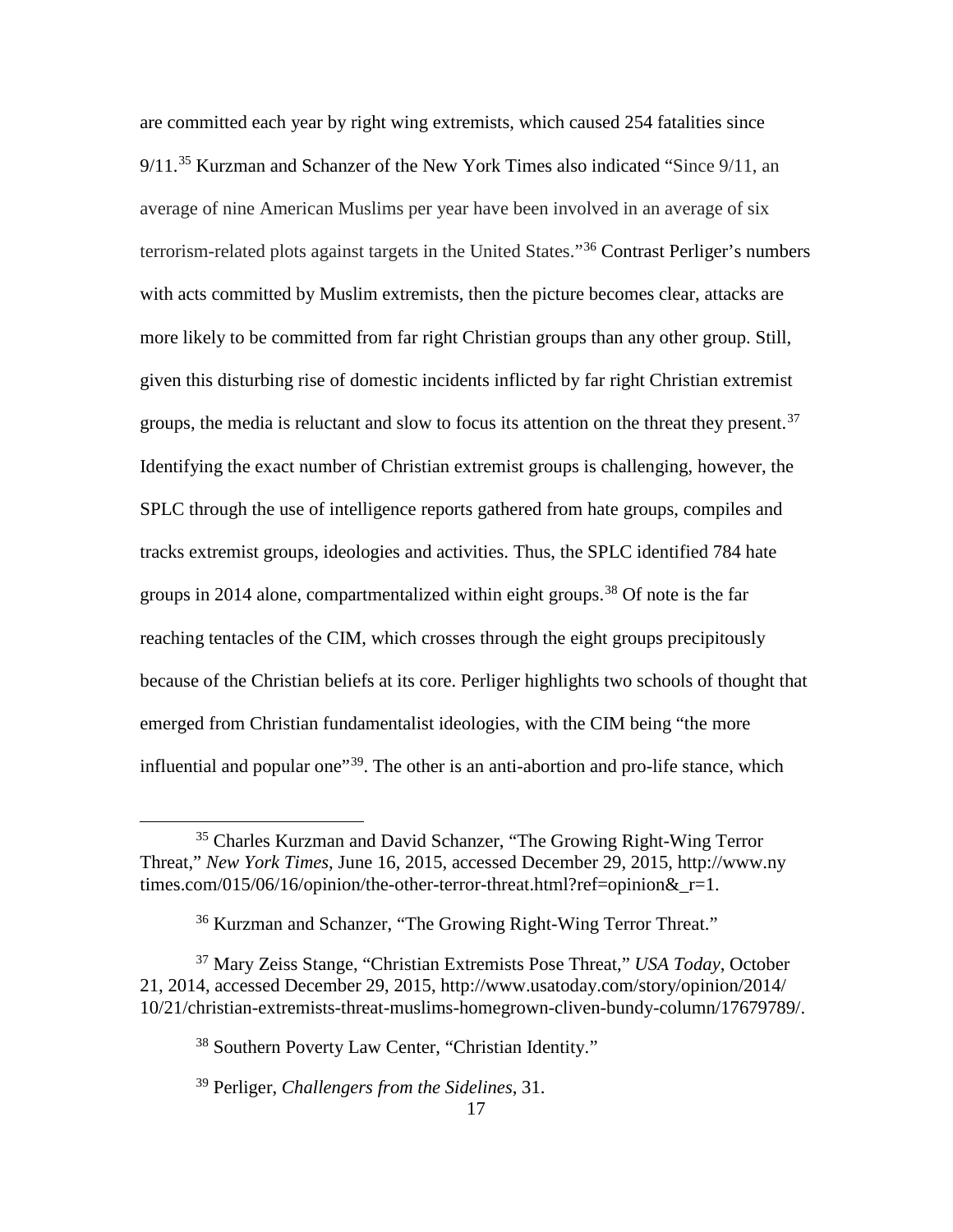are committed each year by right wing extremists, which caused 254 fatalities since 9/11.[35] Kurzman and Schanzer of the New York Times also indicated "Since 9/11, an average of nine American Muslims per year have been involved in an average of six terrorism-related plots against targets in the United States."[36] Contrast Perliger's numbers with acts committed by Muslim extremists, then the picture becomes clear, attacks are more likely to be committed from far right Christian groups than any other group. Still, given this disturbing rise of domestic incidents inflicted by far right Christian extremist groups, the media is reluctant and slow to focus its attention on the threat they present.[37] Identifying the exact number of Christian extremist groups is challenging, however, the SPLC through the use of intelligence reports gathered from hate groups, compiles and tracks extremist groups, ideologies and activities. Thus, the SPLC identified 784 hate groups in 2014 alone, compartmentalized within eight groups.[38] Of note is the far reaching tentacles of the CIM, which crosses through the eight groups precipitously because of the Christian beliefs at its core. Perliger highlights two schools of thought that emerged from Christian fundamentalist ideologies, with the CIM being "the more influential and popular one"[39]. The other is an anti-abortion and pro-life stance, which

---

[35] Charles Kurzman and David Schanzer, "The Growing Right-Wing Terror Threat," *New York Times*, June 16, 2015, accessed December 29, 2015, http://www.ny times.com/015/06/16/opinion/the-other-terror-threat.html?ref=opinion&_r=1.

[36] Kurzman and Schanzer, "The Growing Right-Wing Terror Threat."

[37] Mary Zeiss Stange, "Christian Extremists Pose Threat," *USA Today*, October 21, 2014, accessed December 29, 2015, http://www.usatoday.com/story/opinion/2014/ 10/21/christian-extremists-threat-muslims-homegrown-cliven-bundy-column/17679789/.

[38] Southern Poverty Law Center, "Christian Identity."

[39] Perliger, *Challengers from the Sidelines*, 31.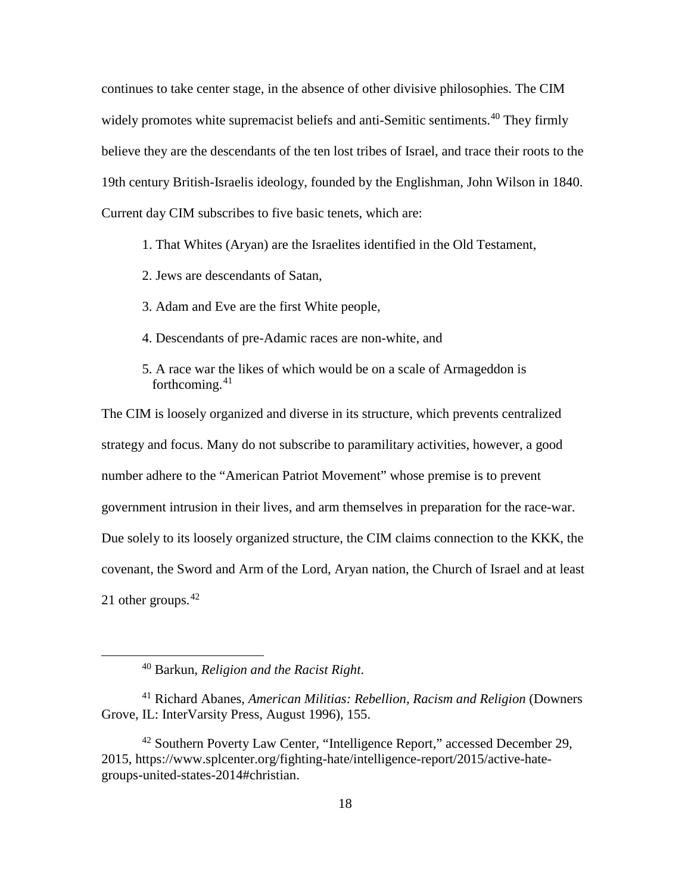continues to take center stage, in the absence of other divisive philosophies. The CIM widely promotes white supremacist beliefs and anti-Semitic sentiments.[40] They firmly believe they are the descendants of the ten lost tribes of Israel, and trace their roots to the 19th century British-Israelis ideology, founded by the Englishman, John Wilson in 1840. Current day CIM subscribes to five basic tenets, which are:

1. That Whites (Aryan) are the Israelites identified in the Old Testament,
2. Jews are descendants of Satan,
3. Adam and Eve are the first White people,
4. Descendants of pre-Adamic races are non-white, and
5. A race war the likes of which would be on a scale of Armageddon is forthcoming.[41]

The CIM is loosely organized and diverse in its structure, which prevents centralized strategy and focus. Many do not subscribe to paramilitary activities, however, a good number adhere to the "American Patriot Movement" whose premise is to prevent government intrusion in their lives, and arm themselves in preparation for the race-war. Due solely to its loosely organized structure, the CIM claims connection to the KKK, the covenant, the Sword and Arm of the Lord, Aryan nation, the Church of Israel and at least 21 other groups.[42]

---

[40] Barkun, *Religion and the Racist Right*.

[41] Richard Abanes, *American Militias: Rebellion, Racism and Religion* (Downers Grove, IL: InterVarsity Press, August 1996), 155.

[42] Southern Poverty Law Center, "Intelligence Report," accessed December 29, 2015, https://www.splcenter.org/fighting-hate/intelligence-report/2015/active-hate-groups-united-states-2014#christian.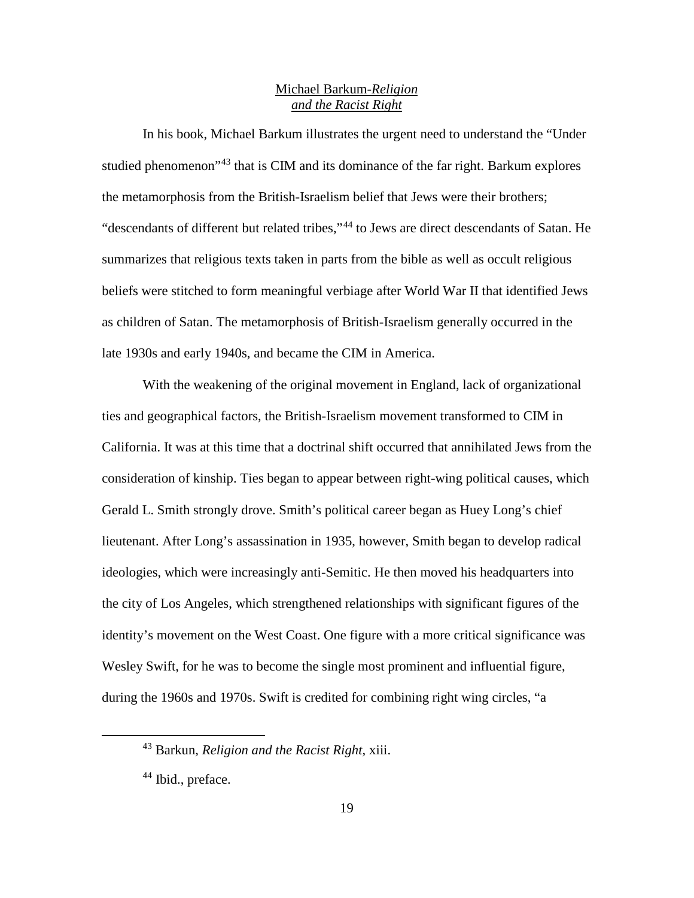## Michael Barkum-*Religion and the Racist Right*

In his book, Michael Barkum illustrates the urgent need to understand the "Under studied phenomenon"[43] that is CIM and its dominance of the far right. Barkum explores the metamorphosis from the British-Israelism belief that Jews were their brothers; "descendants of different but related tribes,"[44] to Jews are direct descendants of Satan. He summarizes that religious texts taken in parts from the bible as well as occult religious beliefs were stitched to form meaningful verbiage after World War II that identified Jews as children of Satan. The metamorphosis of British-Israelism generally occurred in the late 1930s and early 1940s, and became the CIM in America.

With the weakening of the original movement in England, lack of organizational ties and geographical factors, the British-Israelism movement transformed to CIM in California. It was at this time that a doctrinal shift occurred that annihilated Jews from the consideration of kinship. Ties began to appear between right-wing political causes, which Gerald L. Smith strongly drove. Smith's political career began as Huey Long's chief lieutenant. After Long's assassination in 1935, however, Smith began to develop radical ideologies, which were increasingly anti-Semitic. He then moved his headquarters into the city of Los Angeles, which strengthened relationships with significant figures of the identity's movement on the West Coast. One figure with a more critical significance was Wesley Swift, for he was to become the single most prominent and influential figure, during the 1960s and 1970s. Swift is credited for combining right wing circles, "a

[43] Barkun, *Religion and the Racist Right*, xiii.

[44] Ibid., preface.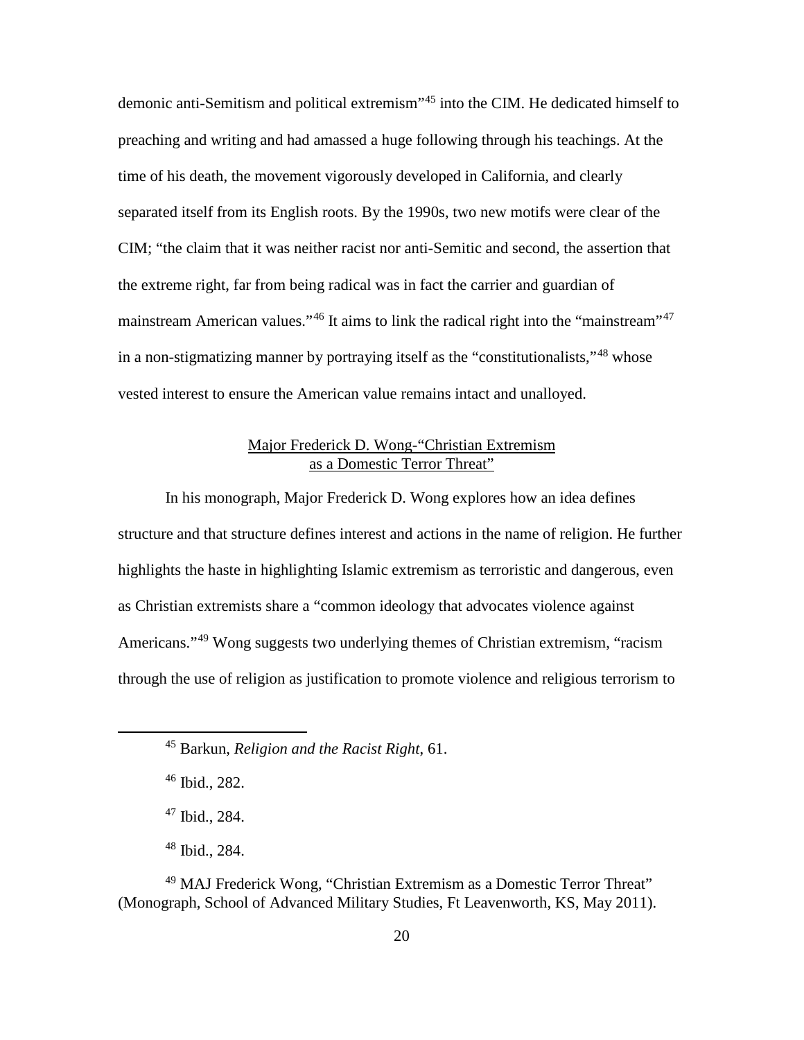demonic anti-Semitism and political extremism"[45] into the CIM. He dedicated himself to preaching and writing and had amassed a huge following through his teachings. At the time of his death, the movement vigorously developed in California, and clearly separated itself from its English roots. By the 1990s, two new motifs were clear of the CIM; "the claim that it was neither racist nor anti-Semitic and second, the assertion that the extreme right, far from being radical was in fact the carrier and guardian of mainstream American values."[46] It aims to link the radical right into the "mainstream"[47] in a non-stigmatizing manner by portraying itself as the "constitutionalists,"[48] whose vested interest to ensure the American value remains intact and unalloyed.

### Major Frederick D. Wong-"Christian Extremism as a Domestic Terror Threat"

In his monograph, Major Frederick D. Wong explores how an idea defines structure and that structure defines interest and actions in the name of religion. He further highlights the haste in highlighting Islamic extremism as terroristic and dangerous, even as Christian extremists share a "common ideology that advocates violence against Americans."[49] Wong suggests two underlying themes of Christian extremism, "racism through the use of religion as justification to promote violence and religious terrorism to

---

[45] Barkun, *Religion and the Racist Right*, 61.

[46] Ibid., 282.

[47] Ibid., 284.

[48] Ibid., 284.

[49] MAJ Frederick Wong, "Christian Extremism as a Domestic Terror Threat" (Monograph, School of Advanced Military Studies, Ft Leavenworth, KS, May 2011).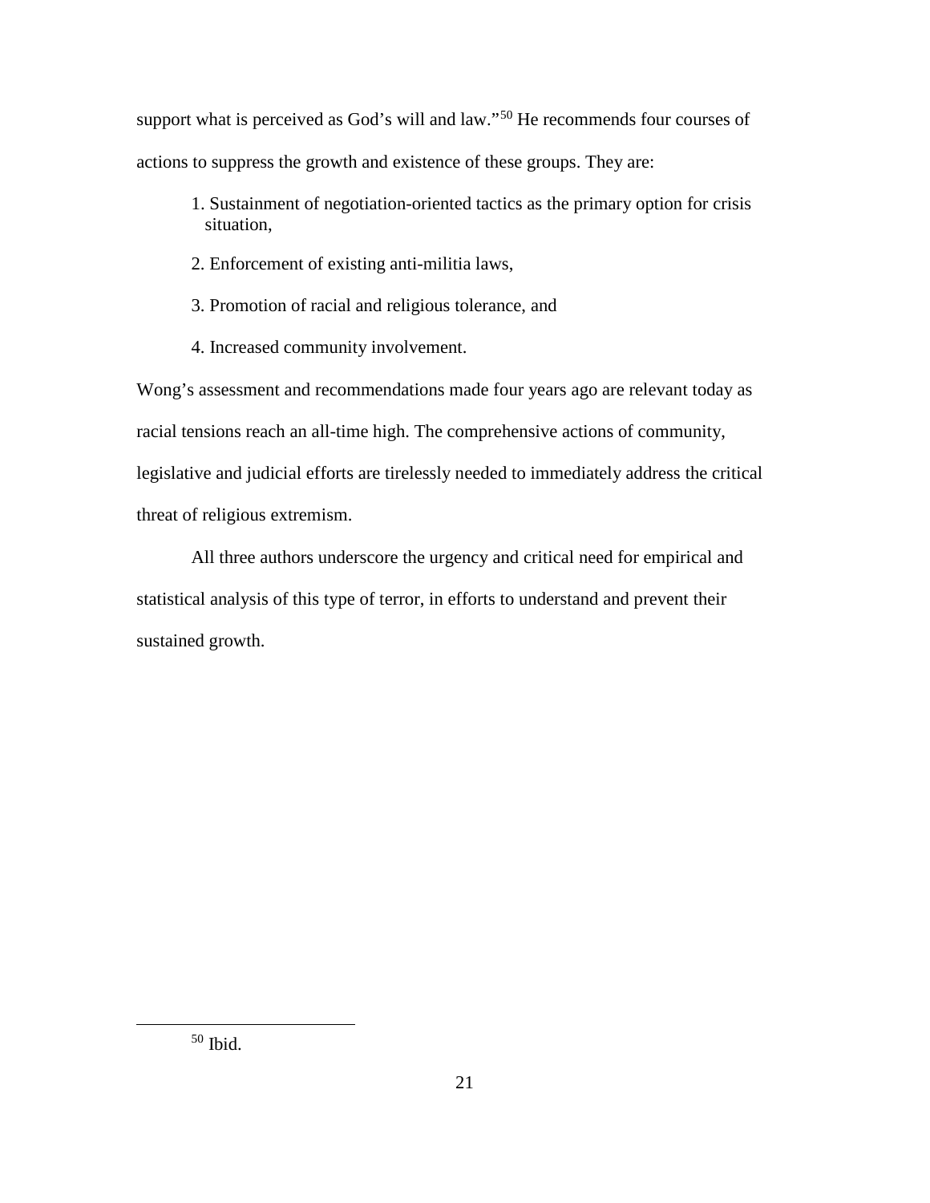support what is perceived as God's will and law."[50] He recommends four courses of actions to suppress the growth and existence of these groups. They are:

1. Sustainment of negotiation-oriented tactics as the primary option for crisis situation,
2. Enforcement of existing anti-militia laws,
3. Promotion of racial and religious tolerance, and
4. Increased community involvement.

Wong's assessment and recommendations made four years ago are relevant today as racial tensions reach an all-time high. The comprehensive actions of community, legislative and judicial efforts are tirelessly needed to immediately address the critical threat of religious extremism.

All three authors underscore the urgency and critical need for empirical and statistical analysis of this type of terror, in efforts to understand and prevent their sustained growth.

---

[50] Ibid.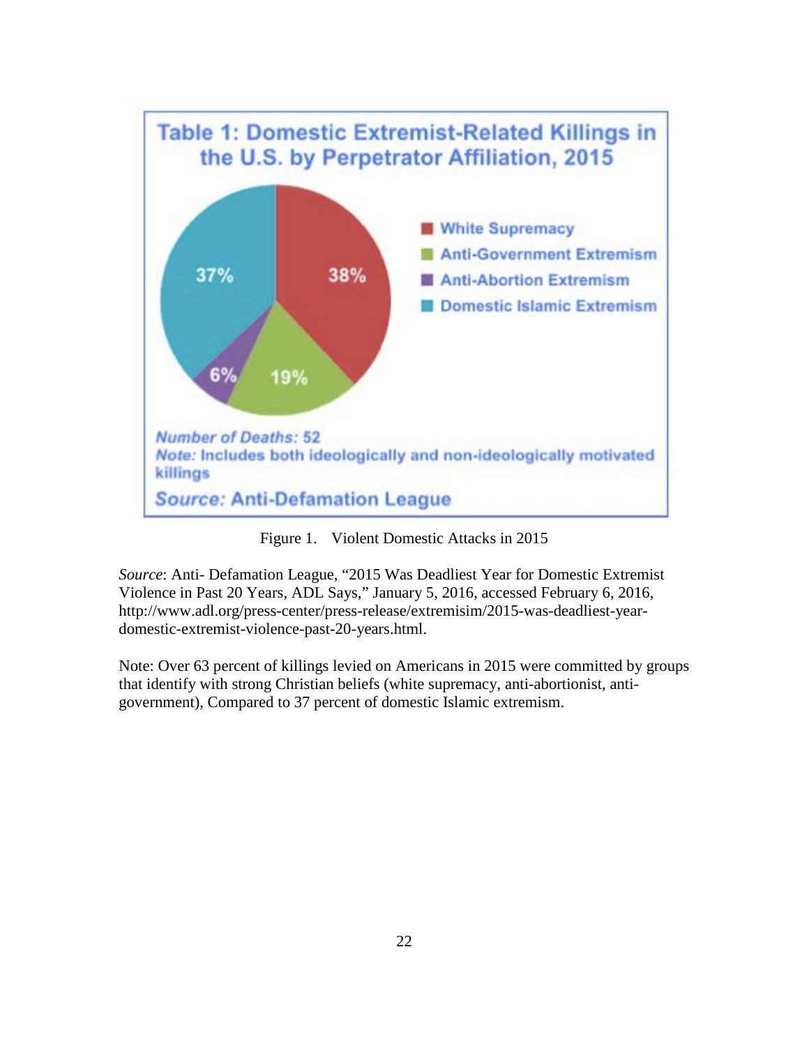Table 1: Domestic Extremist-Related Killings in the U.S. by Perpetrator Affiliation, 2015

| Perpetrator Affiliation | Percent |
|---|---|
| White Supremacy | 38% |
| Anti-Government Extremism | 19% |
| Anti-Abortion Extremism | 6% |
| Domestic Islamic Extremism | 37% |

*Number of Deaths:* 52
*Note:* Includes both ideologically and non-ideologically motivated killings
*Source:* Anti-Defamation League

Figure 1. Violent Domestic Attacks in 2015

*Source*: Anti- Defamation League, "2015 Was Deadliest Year for Domestic Extremist Violence in Past 20 Years, ADL Says," January 5, 2016, accessed February 6, 2016, http://www.adl.org/press-center/press-release/extremisim/2015-was-deadliest-year-domestic-extremist-violence-past-20-years.html.

Note: Over 63 percent of killings levied on Americans in 2015 were committed by groups that identify with strong Christian beliefs (white supremacy, anti-abortionist, anti-government), Compared to 37 percent of domestic Islamic extremism.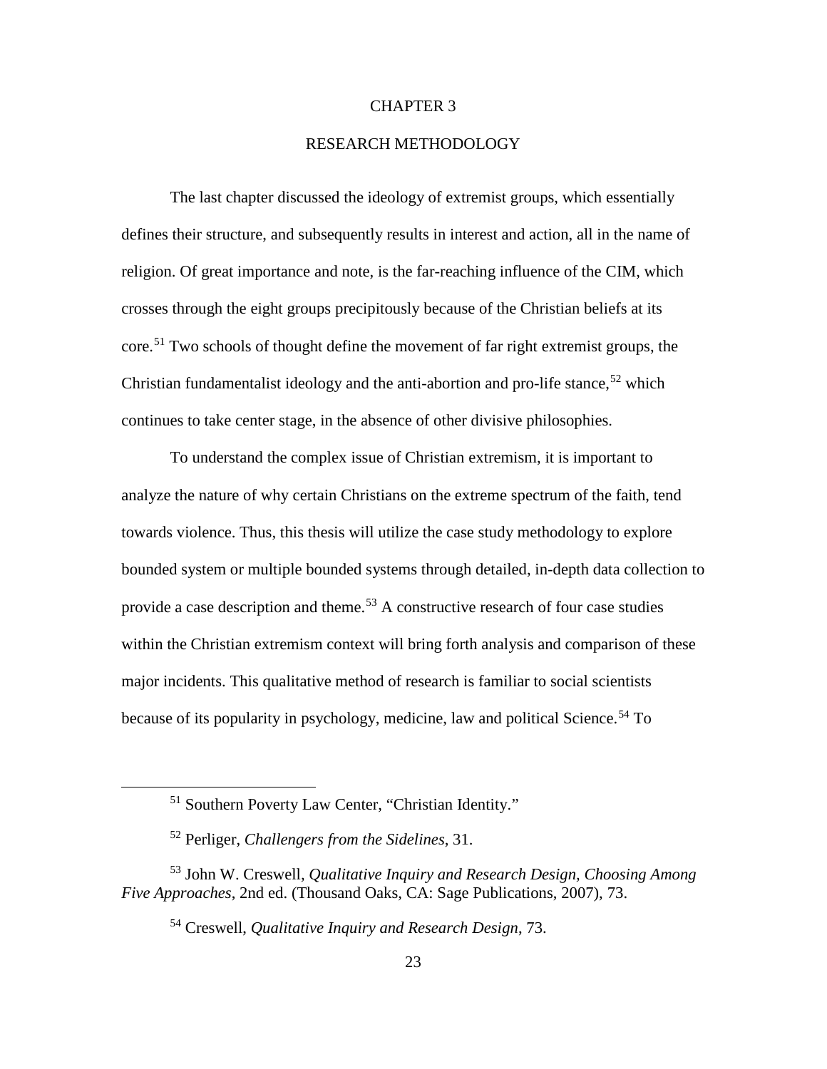# CHAPTER 3

## RESEARCH METHODOLOGY

The last chapter discussed the ideology of extremist groups, which essentially defines their structure, and subsequently results in interest and action, all in the name of religion. Of great importance and note, is the far-reaching influence of the CIM, which crosses through the eight groups precipitously because of the Christian beliefs at its core.[51] Two schools of thought define the movement of far right extremist groups, the Christian fundamentalist ideology and the anti-abortion and pro-life stance,[52] which continues to take center stage, in the absence of other divisive philosophies.

To understand the complex issue of Christian extremism, it is important to analyze the nature of why certain Christians on the extreme spectrum of the faith, tend towards violence. Thus, this thesis will utilize the case study methodology to explore bounded system or multiple bounded systems through detailed, in-depth data collection to provide a case description and theme.[53] A constructive research of four case studies within the Christian extremism context will bring forth analysis and comparison of these major incidents. This qualitative method of research is familiar to social scientists because of its popularity in psychology, medicine, law and political Science.[54] To

---

[51] Southern Poverty Law Center, "Christian Identity."

[52] Perliger, *Challengers from the Sidelines*, 31.

[53] John W. Creswell, *Qualitative Inquiry and Research Design, Choosing Among Five Approaches*, 2nd ed. (Thousand Oaks, CA: Sage Publications, 2007), 73.

[54] Creswell, *Qualitative Inquiry and Research Design*, 73.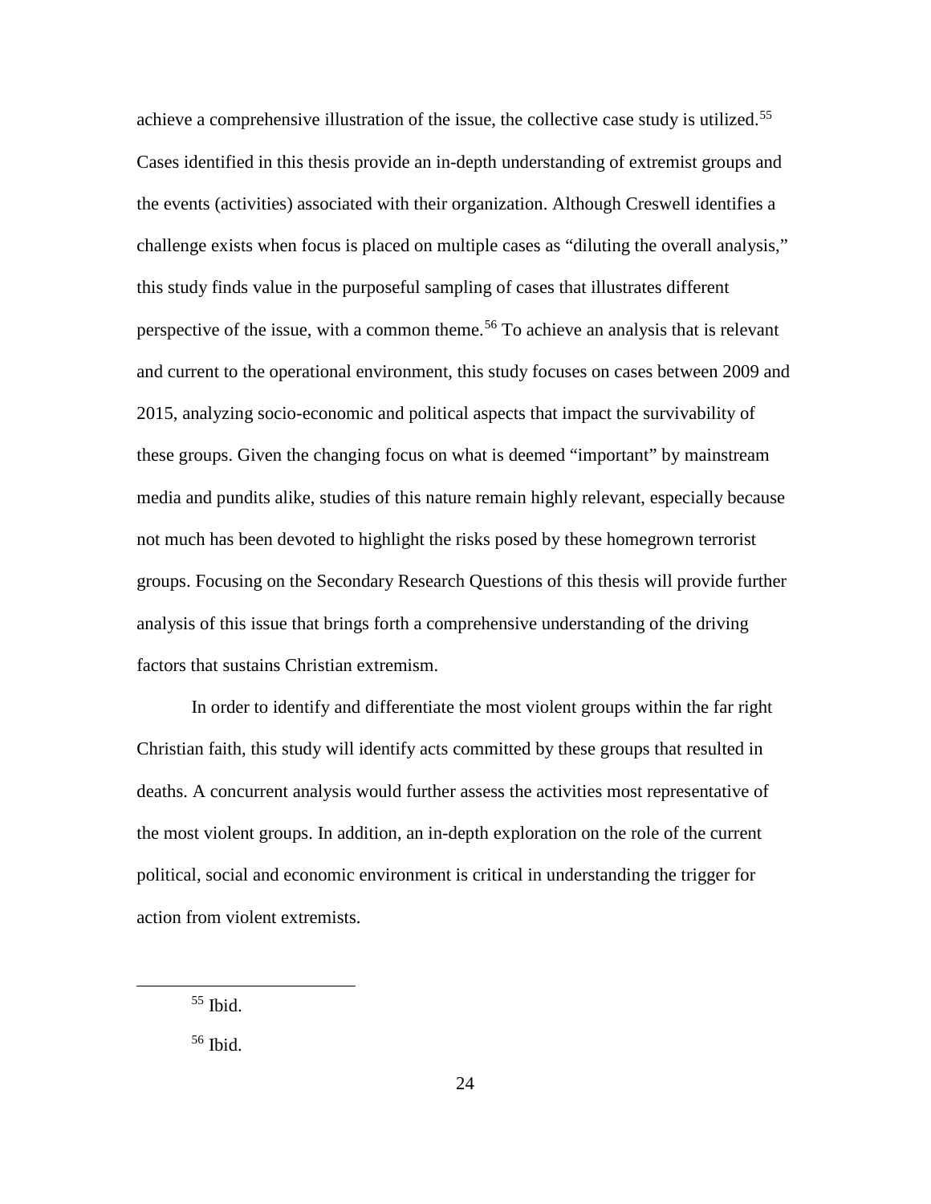achieve a comprehensive illustration of the issue, the collective case study is utilized.[55] Cases identified in this thesis provide an in-depth understanding of extremist groups and the events (activities) associated with their organization. Although Creswell identifies a challenge exists when focus is placed on multiple cases as "diluting the overall analysis," this study finds value in the purposeful sampling of cases that illustrates different perspective of the issue, with a common theme.[56] To achieve an analysis that is relevant and current to the operational environment, this study focuses on cases between 2009 and 2015, analyzing socio-economic and political aspects that impact the survivability of these groups. Given the changing focus on what is deemed "important" by mainstream media and pundits alike, studies of this nature remain highly relevant, especially because not much has been devoted to highlight the risks posed by these homegrown terrorist groups. Focusing on the Secondary Research Questions of this thesis will provide further analysis of this issue that brings forth a comprehensive understanding of the driving factors that sustains Christian extremism.

In order to identify and differentiate the most violent groups within the far right Christian faith, this study will identify acts committed by these groups that resulted in deaths. A concurrent analysis would further assess the activities most representative of the most violent groups. In addition, an in-depth exploration on the role of the current political, social and economic environment is critical in understanding the trigger for action from violent extremists.

---

[55] Ibid.

[56] Ibid.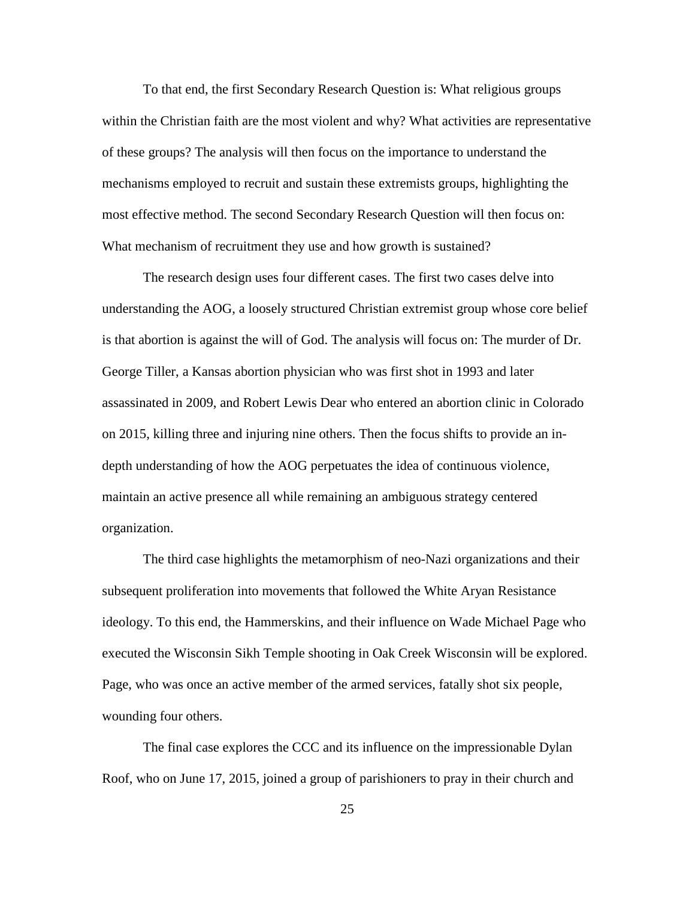To that end, the first Secondary Research Question is: What religious groups within the Christian faith are the most violent and why? What activities are representative of these groups? The analysis will then focus on the importance to understand the mechanisms employed to recruit and sustain these extremists groups, highlighting the most effective method. The second Secondary Research Question will then focus on: What mechanism of recruitment they use and how growth is sustained?

The research design uses four different cases. The first two cases delve into understanding the AOG, a loosely structured Christian extremist group whose core belief is that abortion is against the will of God. The analysis will focus on: The murder of Dr. George Tiller, a Kansas abortion physician who was first shot in 1993 and later assassinated in 2009, and Robert Lewis Dear who entered an abortion clinic in Colorado on 2015, killing three and injuring nine others. Then the focus shifts to provide an in-depth understanding of how the AOG perpetuates the idea of continuous violence, maintain an active presence all while remaining an ambiguous strategy centered organization.

The third case highlights the metamorphism of neo-Nazi organizations and their subsequent proliferation into movements that followed the White Aryan Resistance ideology. To this end, the Hammerskins, and their influence on Wade Michael Page who executed the Wisconsin Sikh Temple shooting in Oak Creek Wisconsin will be explored. Page, who was once an active member of the armed services, fatally shot six people, wounding four others.

The final case explores the CCC and its influence on the impressionable Dylan Roof, who on June 17, 2015, joined a group of parishioners to pray in their church and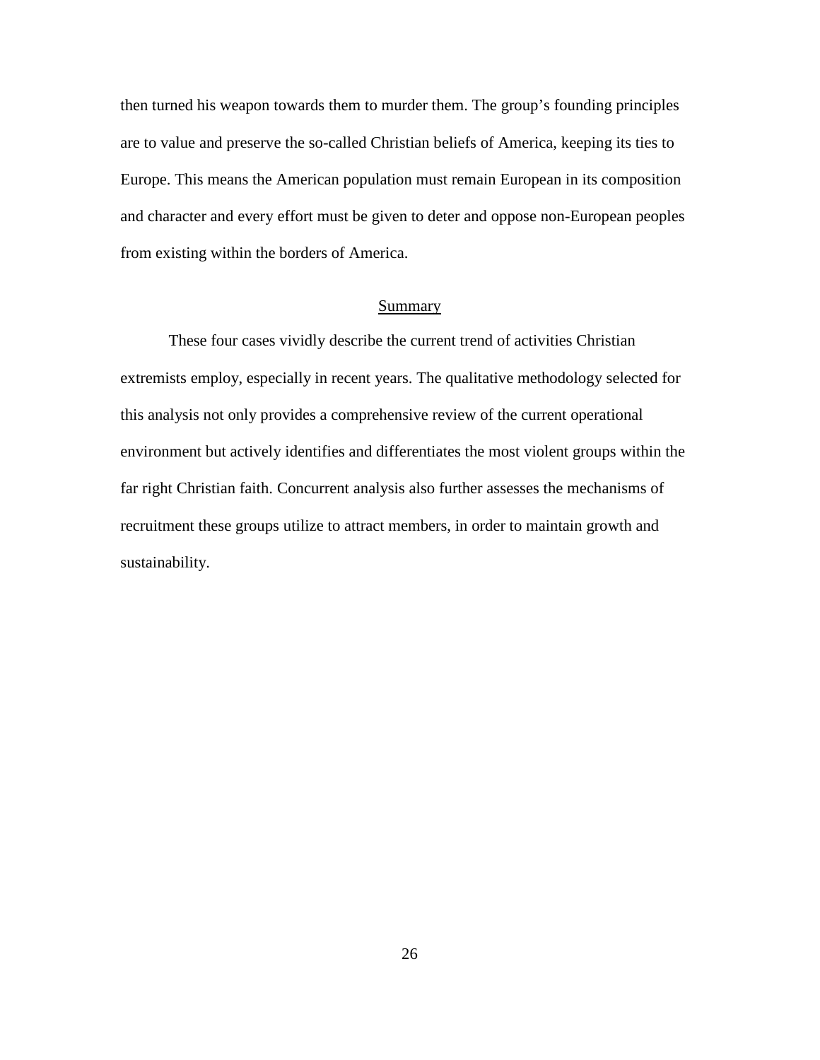then turned his weapon towards them to murder them. The group's founding principles are to value and preserve the so-called Christian beliefs of America, keeping its ties to Europe. This means the American population must remain European in its composition and character and every effort must be given to deter and oppose non-European peoples from existing within the borders of America.

## Summary

These four cases vividly describe the current trend of activities Christian extremists employ, especially in recent years. The qualitative methodology selected for this analysis not only provides a comprehensive review of the current operational environment but actively identifies and differentiates the most violent groups within the far right Christian faith. Concurrent analysis also further assesses the mechanisms of recruitment these groups utilize to attract members, in order to maintain growth and sustainability.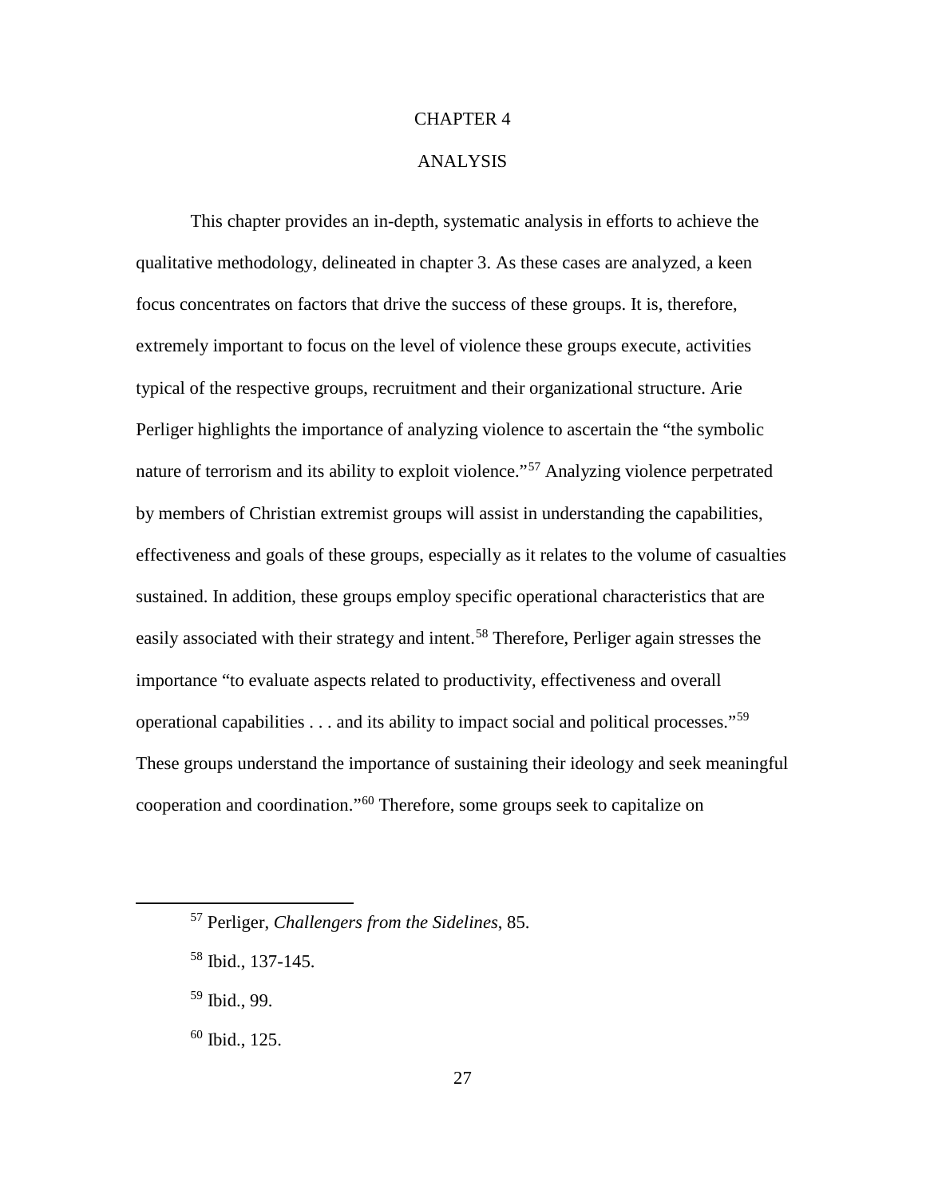# CHAPTER 4

# ANALYSIS

This chapter provides an in-depth, systematic analysis in efforts to achieve the qualitative methodology, delineated in chapter 3. As these cases are analyzed, a keen focus concentrates on factors that drive the success of these groups. It is, therefore, extremely important to focus on the level of violence these groups execute, activities typical of the respective groups, recruitment and their organizational structure. Arie Perliger highlights the importance of analyzing violence to ascertain the "the symbolic nature of terrorism and its ability to exploit violence."[57] Analyzing violence perpetrated by members of Christian extremist groups will assist in understanding the capabilities, effectiveness and goals of these groups, especially as it relates to the volume of casualties sustained. In addition, these groups employ specific operational characteristics that are easily associated with their strategy and intent.[58] Therefore, Perliger again stresses the importance "to evaluate aspects related to productivity, effectiveness and overall operational capabilities . . . and its ability to impact social and political processes."[59] These groups understand the importance of sustaining their ideology and seek meaningful cooperation and coordination."[60] Therefore, some groups seek to capitalize on

---

[57] Perliger, *Challengers from the Sidelines*, 85.

[58] Ibid., 137-145.

[59] Ibid., 99.

[60] Ibid., 125.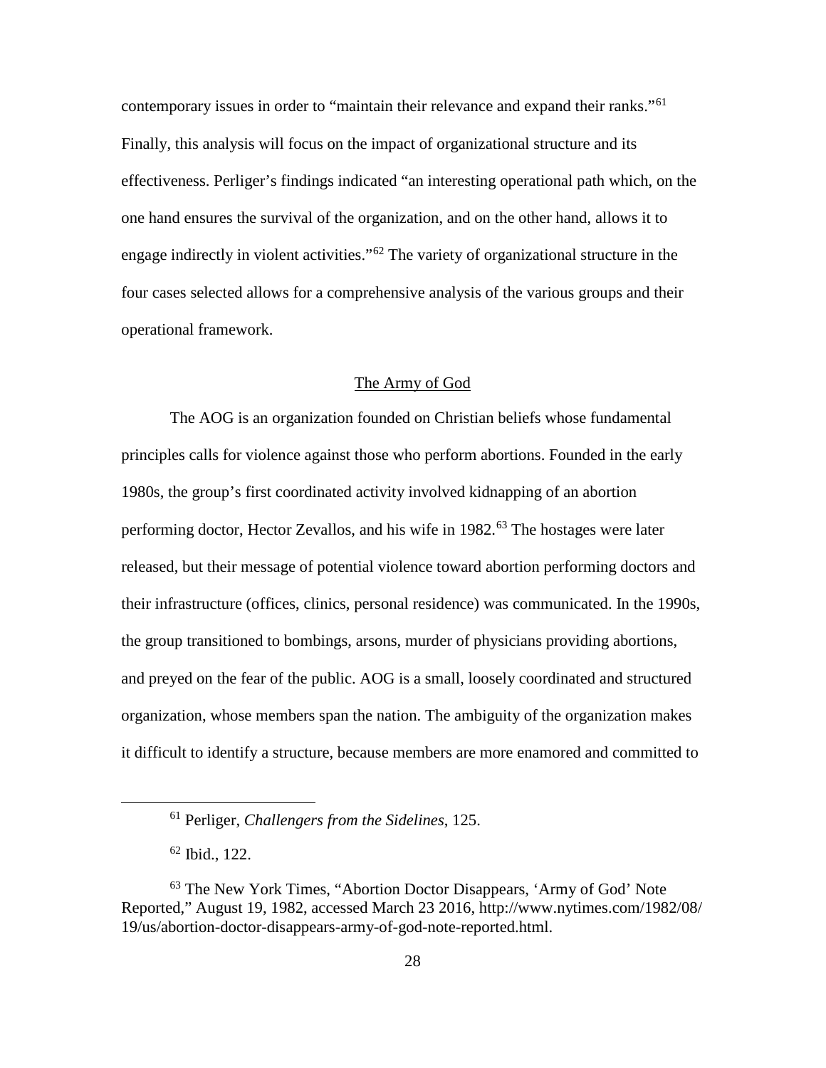contemporary issues in order to "maintain their relevance and expand their ranks."[61] Finally, this analysis will focus on the impact of organizational structure and its effectiveness. Perliger's findings indicated "an interesting operational path which, on the one hand ensures the survival of the organization, and on the other hand, allows it to engage indirectly in violent activities."[62] The variety of organizational structure in the four cases selected allows for a comprehensive analysis of the various groups and their operational framework.

## The Army of God

The AOG is an organization founded on Christian beliefs whose fundamental principles calls for violence against those who perform abortions. Founded in the early 1980s, the group's first coordinated activity involved kidnapping of an abortion performing doctor, Hector Zevallos, and his wife in 1982.[63] The hostages were later released, but their message of potential violence toward abortion performing doctors and their infrastructure (offices, clinics, personal residence) was communicated. In the 1990s, the group transitioned to bombings, arsons, murder of physicians providing abortions, and preyed on the fear of the public. AOG is a small, loosely coordinated and structured organization, whose members span the nation. The ambiguity of the organization makes it difficult to identify a structure, because members are more enamored and committed to

---

[61] Perliger, *Challengers from the Sidelines*, 125.

[62] Ibid., 122.

[63] The New York Times, "Abortion Doctor Disappears, 'Army of God' Note Reported," August 19, 1982, accessed March 23 2016, http://www.nytimes.com/1982/08/19/us/abortion-doctor-disappears-army-of-god-note-reported.html.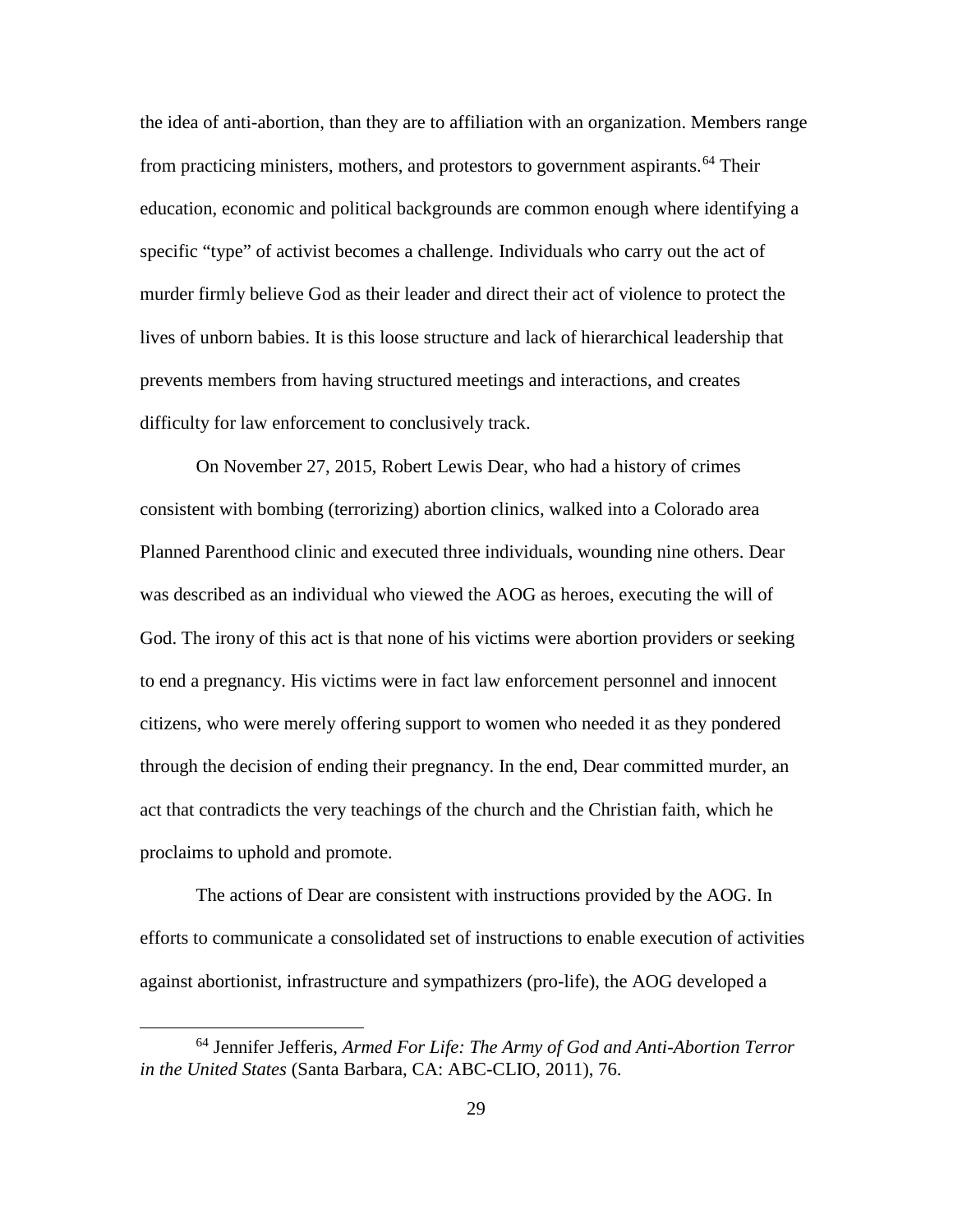the idea of anti-abortion, than they are to affiliation with an organization. Members range from practicing ministers, mothers, and protestors to government aspirants.[64] Their education, economic and political backgrounds are common enough where identifying a specific "type" of activist becomes a challenge. Individuals who carry out the act of murder firmly believe God as their leader and direct their act of violence to protect the lives of unborn babies. It is this loose structure and lack of hierarchical leadership that prevents members from having structured meetings and interactions, and creates difficulty for law enforcement to conclusively track.

On November 27, 2015, Robert Lewis Dear, who had a history of crimes consistent with bombing (terrorizing) abortion clinics, walked into a Colorado area Planned Parenthood clinic and executed three individuals, wounding nine others. Dear was described as an individual who viewed the AOG as heroes, executing the will of God. The irony of this act is that none of his victims were abortion providers or seeking to end a pregnancy. His victims were in fact law enforcement personnel and innocent citizens, who were merely offering support to women who needed it as they pondered through the decision of ending their pregnancy. In the end, Dear committed murder, an act that contradicts the very teachings of the church and the Christian faith, which he proclaims to uphold and promote.

The actions of Dear are consistent with instructions provided by the AOG. In efforts to communicate a consolidated set of instructions to enable execution of activities against abortionist, infrastructure and sympathizers (pro-life), the AOG developed a

---

[64] Jennifer Jefferis, *Armed For Life: The Army of God and Anti-Abortion Terror in the United States* (Santa Barbara, CA: ABC-CLIO, 2011), 76.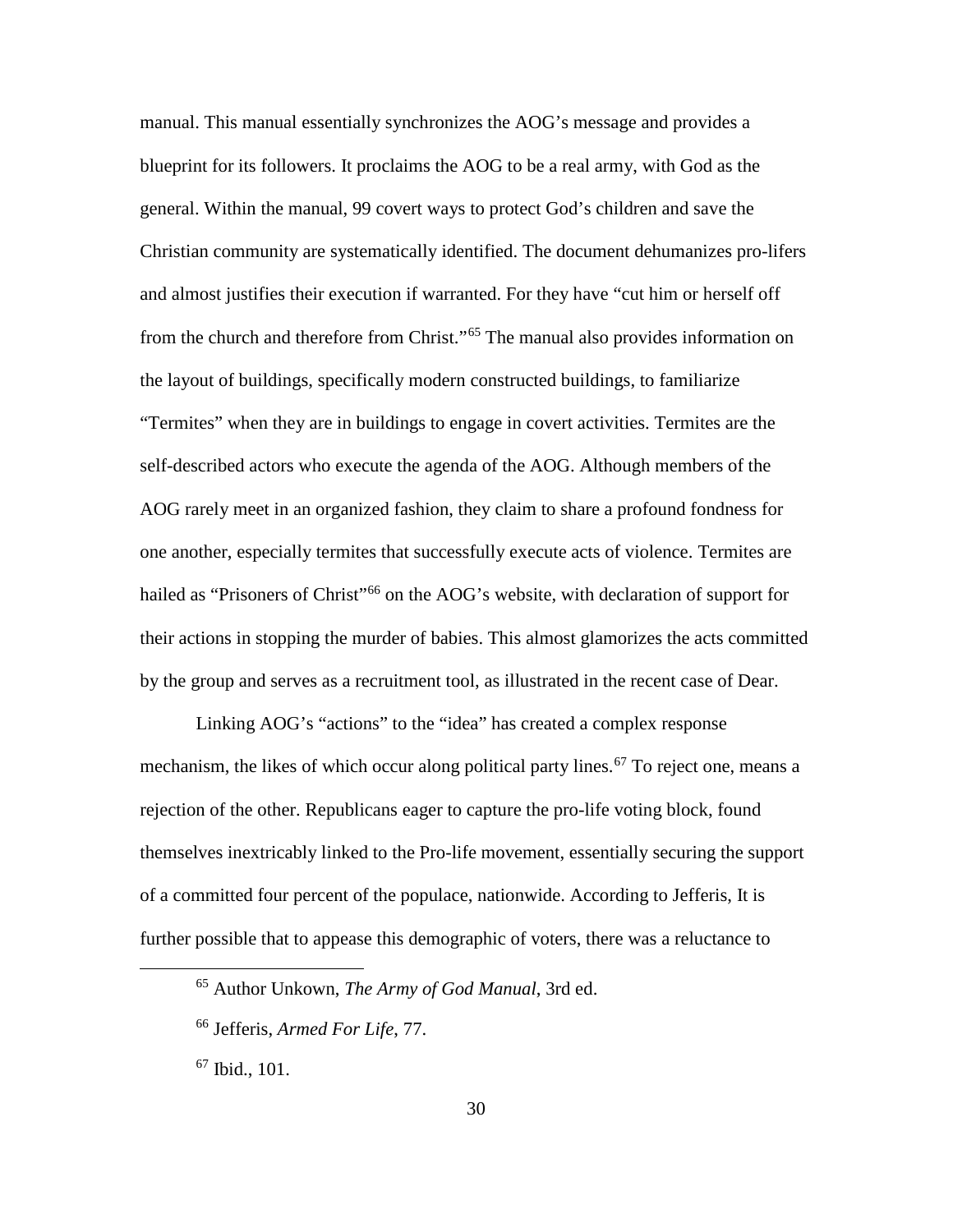manual. This manual essentially synchronizes the AOG's message and provides a blueprint for its followers. It proclaims the AOG to be a real army, with God as the general. Within the manual, 99 covert ways to protect God's children and save the Christian community are systematically identified. The document dehumanizes pro-lifers and almost justifies their execution if warranted. For they have "cut him or herself off from the church and therefore from Christ."[65] The manual also provides information on the layout of buildings, specifically modern constructed buildings, to familiarize "Termites" when they are in buildings to engage in covert activities. Termites are the self-described actors who execute the agenda of the AOG. Although members of the AOG rarely meet in an organized fashion, they claim to share a profound fondness for one another, especially termites that successfully execute acts of violence. Termites are hailed as "Prisoners of Christ"[66] on the AOG's website, with declaration of support for their actions in stopping the murder of babies. This almost glamorizes the acts committed by the group and serves as a recruitment tool, as illustrated in the recent case of Dear.

Linking AOG's "actions" to the "idea" has created a complex response mechanism, the likes of which occur along political party lines.[67] To reject one, means a rejection of the other. Republicans eager to capture the pro-life voting block, found themselves inextricably linked to the Pro-life movement, essentially securing the support of a committed four percent of the populace, nationwide. According to Jefferis, It is further possible that to appease this demographic of voters, there was a reluctance to

---

[65] Author Unkown, *The Army of God Manual*, 3rd ed.

[66] Jefferis, *Armed For Life*, 77.

[67] Ibid., 101.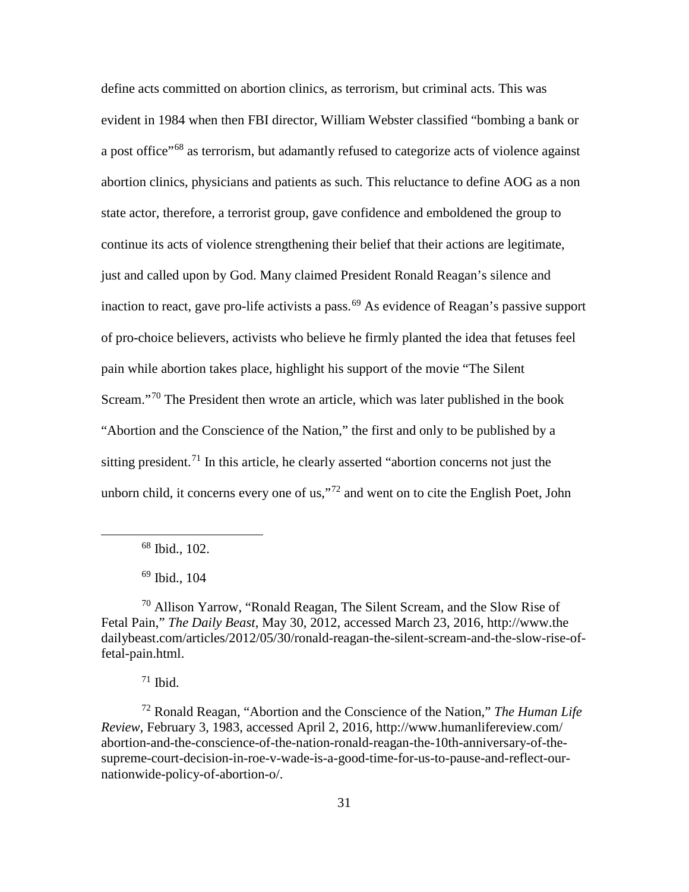define acts committed on abortion clinics, as terrorism, but criminal acts. This was evident in 1984 when then FBI director, William Webster classified "bombing a bank or a post office"[68] as terrorism, but adamantly refused to categorize acts of violence against abortion clinics, physicians and patients as such. This reluctance to define AOG as a non state actor, therefore, a terrorist group, gave confidence and emboldened the group to continue its acts of violence strengthening their belief that their actions are legitimate, just and called upon by God. Many claimed President Ronald Reagan's silence and inaction to react, gave pro-life activists a pass.[69] As evidence of Reagan's passive support of pro-choice believers, activists who believe he firmly planted the idea that fetuses feel pain while abortion takes place, highlight his support of the movie "The Silent Scream."[70] The President then wrote an article, which was later published in the book "Abortion and the Conscience of the Nation," the first and only to be published by a sitting president.[71] In this article, he clearly asserted "abortion concerns not just the unborn child, it concerns every one of us,"[72] and went on to cite the English Poet, John

---

[68] Ibid., 102.

[69] Ibid., 104

[70] Allison Yarrow, "Ronald Reagan, The Silent Scream, and the Slow Rise of Fetal Pain," *The Daily Beast*, May 30, 2012, accessed March 23, 2016, http://www.the dailybeast.com/articles/2012/05/30/ronald-reagan-the-silent-scream-and-the-slow-rise-of-fetal-pain.html.

[71] Ibid.

[72] Ronald Reagan, "Abortion and the Conscience of the Nation," *The Human Life Review*, February 3, 1983, accessed April 2, 2016, http://www.humanlifereview.com/ abortion-and-the-conscience-of-the-nation-ronald-reagan-the-10th-anniversary-of-the-supreme-court-decision-in-roe-v-wade-is-a-good-time-for-us-to-pause-and-reflect-our-nationwide-policy-of-abortion-o/.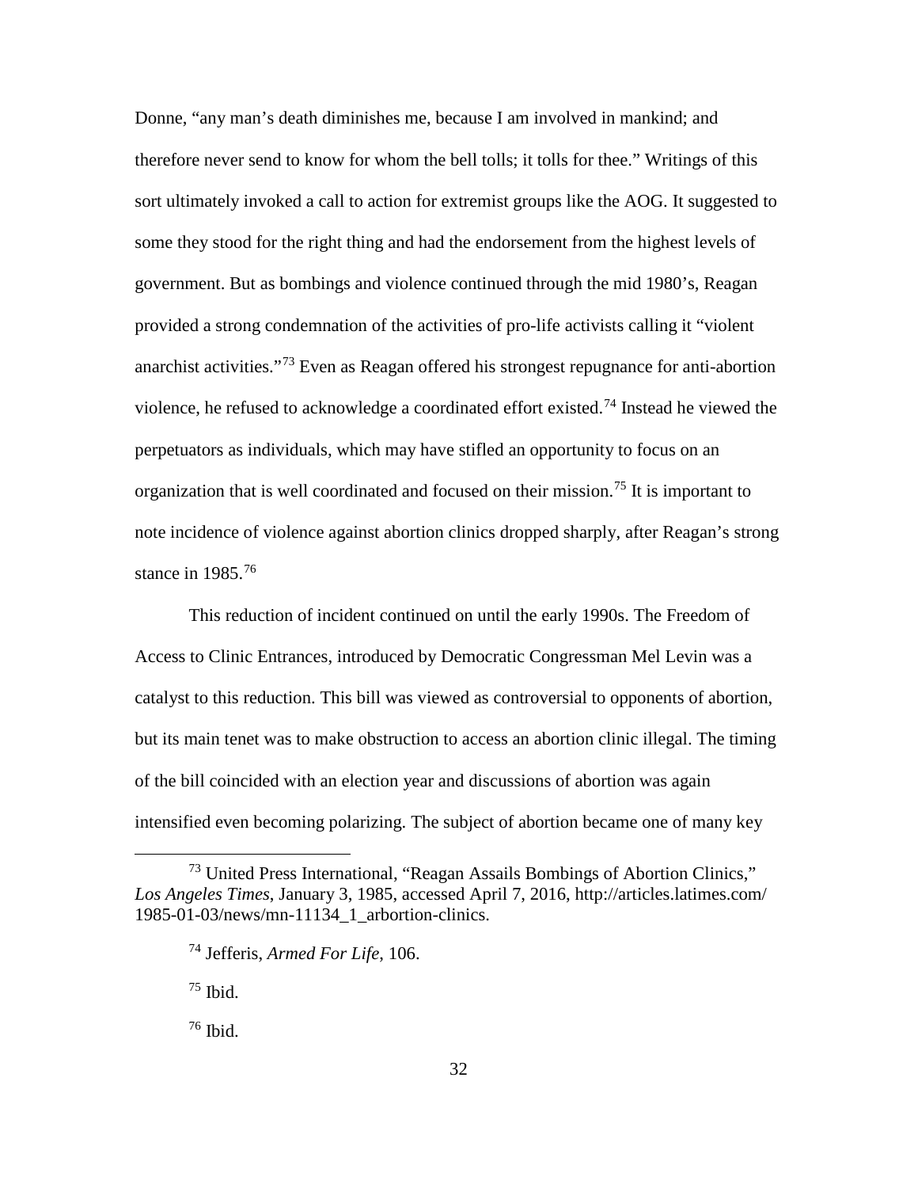Donne, "any man's death diminishes me, because I am involved in mankind; and therefore never send to know for whom the bell tolls; it tolls for thee." Writings of this sort ultimately invoked a call to action for extremist groups like the AOG. It suggested to some they stood for the right thing and had the endorsement from the highest levels of government. But as bombings and violence continued through the mid 1980's, Reagan provided a strong condemnation of the activities of pro-life activists calling it "violent anarchist activities."[73] Even as Reagan offered his strongest repugnance for anti-abortion violence, he refused to acknowledge a coordinated effort existed.[74] Instead he viewed the perpetuators as individuals, which may have stifled an opportunity to focus on an organization that is well coordinated and focused on their mission.[75] It is important to note incidence of violence against abortion clinics dropped sharply, after Reagan's strong stance in 1985.[76]

This reduction of incident continued on until the early 1990s. The Freedom of Access to Clinic Entrances, introduced by Democratic Congressman Mel Levin was a catalyst to this reduction. This bill was viewed as controversial to opponents of abortion, but its main tenet was to make obstruction to access an abortion clinic illegal. The timing of the bill coincided with an election year and discussions of abortion was again intensified even becoming polarizing. The subject of abortion became one of many key

---

[73] United Press International, "Reagan Assails Bombings of Abortion Clinics," *Los Angeles Times*, January 3, 1985, accessed April 7, 2016, http://articles.latimes.com/1985-01-03/news/mn-11134_1_arbortion-clinics.

[74] Jefferis, *Armed For Life*, 106.

[75] Ibid.

[76] Ibid.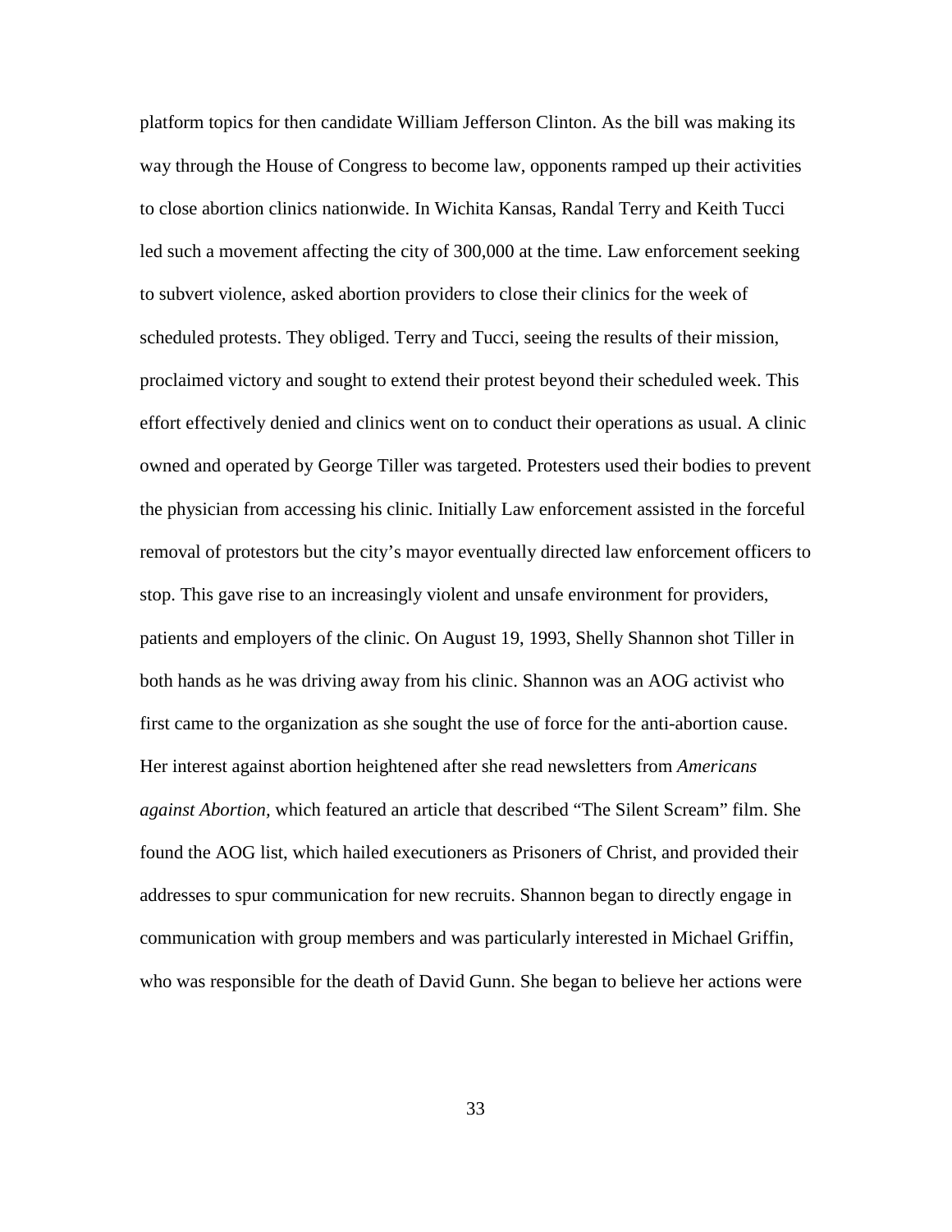platform topics for then candidate William Jefferson Clinton. As the bill was making its way through the House of Congress to become law, opponents ramped up their activities to close abortion clinics nationwide. In Wichita Kansas, Randal Terry and Keith Tucci led such a movement affecting the city of 300,000 at the time. Law enforcement seeking to subvert violence, asked abortion providers to close their clinics for the week of scheduled protests. They obliged. Terry and Tucci, seeing the results of their mission, proclaimed victory and sought to extend their protest beyond their scheduled week. This effort effectively denied and clinics went on to conduct their operations as usual. A clinic owned and operated by George Tiller was targeted. Protesters used their bodies to prevent the physician from accessing his clinic. Initially Law enforcement assisted in the forceful removal of protestors but the city's mayor eventually directed law enforcement officers to stop. This gave rise to an increasingly violent and unsafe environment for providers, patients and employers of the clinic. On August 19, 1993, Shelly Shannon shot Tiller in both hands as he was driving away from his clinic. Shannon was an AOG activist who first came to the organization as she sought the use of force for the anti-abortion cause. Her interest against abortion heightened after she read newsletters from *Americans against Abortion,* which featured an article that described "The Silent Scream" film. She found the AOG list, which hailed executioners as Prisoners of Christ, and provided their addresses to spur communication for new recruits. Shannon began to directly engage in communication with group members and was particularly interested in Michael Griffin, who was responsible for the death of David Gunn. She began to believe her actions were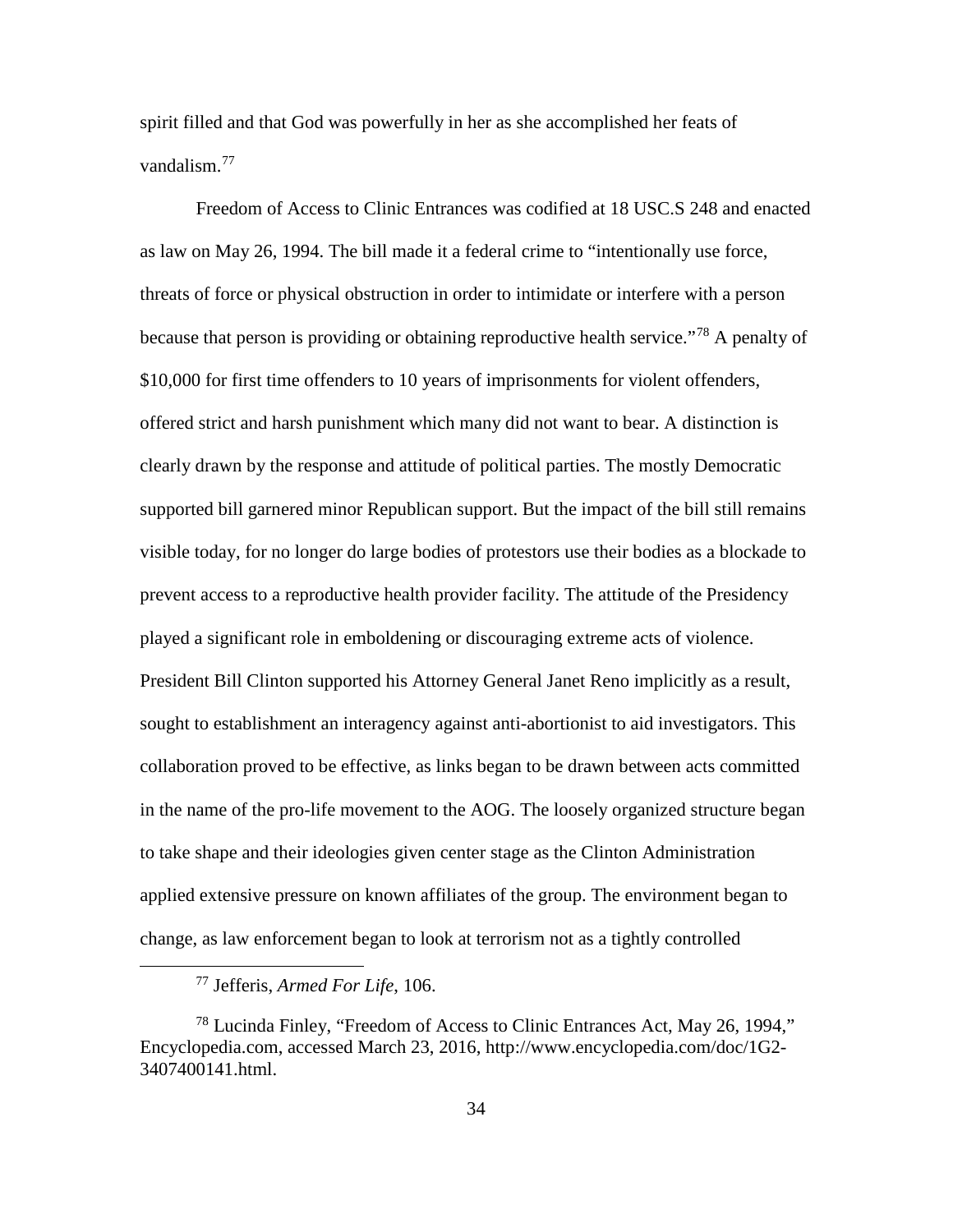spirit filled and that God was powerfully in her as she accomplished her feats of vandalism.[77]

Freedom of Access to Clinic Entrances was codified at 18 USC.S 248 and enacted as law on May 26, 1994. The bill made it a federal crime to "intentionally use force, threats of force or physical obstruction in order to intimidate or interfere with a person because that person is providing or obtaining reproductive health service."[78] A penalty of $10,000 for first time offenders to 10 years of imprisonments for violent offenders, offered strict and harsh punishment which many did not want to bear. A distinction is clearly drawn by the response and attitude of political parties. The mostly Democratic supported bill garnered minor Republican support. But the impact of the bill still remains visible today, for no longer do large bodies of protestors use their bodies as a blockade to prevent access to a reproductive health provider facility. The attitude of the Presidency played a significant role in emboldening or discouraging extreme acts of violence. President Bill Clinton supported his Attorney General Janet Reno implicitly as a result, sought to establishment an interagency against anti-abortionist to aid investigators. This collaboration proved to be effective, as links began to be drawn between acts committed in the name of the pro-life movement to the AOG. The loosely organized structure began to take shape and their ideologies given center stage as the Clinton Administration applied extensive pressure on known affiliates of the group. The environment began to change, as law enforcement began to look at terrorism not as a tightly controlled

[77] Jefferis, *Armed For Life*, 106.

[78] Lucinda Finley, "Freedom of Access to Clinic Entrances Act, May 26, 1994," Encyclopedia.com, accessed March 23, 2016, http://www.encyclopedia.com/doc/1G2-3407400141.html.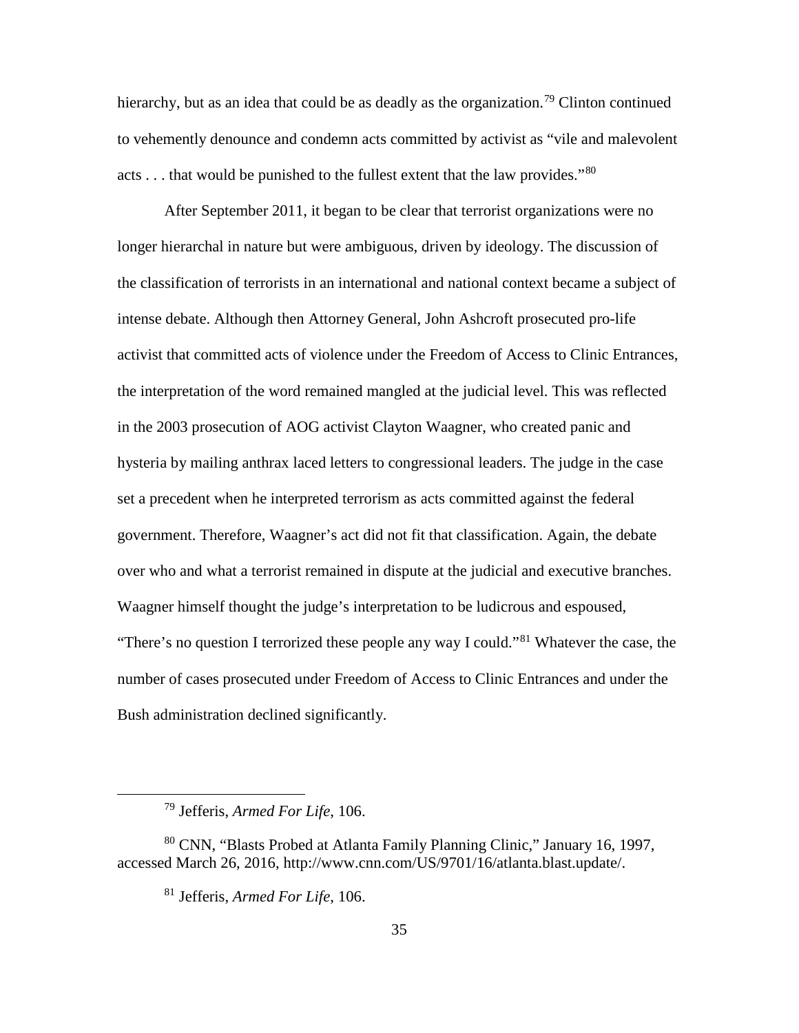hierarchy, but as an idea that could be as deadly as the organization.[79] Clinton continued to vehemently denounce and condemn acts committed by activist as "vile and malevolent acts . . . that would be punished to the fullest extent that the law provides."[80]

After September 2011, it began to be clear that terrorist organizations were no longer hierarchal in nature but were ambiguous, driven by ideology. The discussion of the classification of terrorists in an international and national context became a subject of intense debate. Although then Attorney General, John Ashcroft prosecuted pro-life activist that committed acts of violence under the Freedom of Access to Clinic Entrances, the interpretation of the word remained mangled at the judicial level. This was reflected in the 2003 prosecution of AOG activist Clayton Waagner, who created panic and hysteria by mailing anthrax laced letters to congressional leaders. The judge in the case set a precedent when he interpreted terrorism as acts committed against the federal government. Therefore, Waagner's act did not fit that classification. Again, the debate over who and what a terrorist remained in dispute at the judicial and executive branches. Waagner himself thought the judge's interpretation to be ludicrous and espoused, "There's no question I terrorized these people any way I could."[81] Whatever the case, the number of cases prosecuted under Freedom of Access to Clinic Entrances and under the Bush administration declined significantly.

---

[79] Jefferis, *Armed For Life*, 106.

[80] CNN, "Blasts Probed at Atlanta Family Planning Clinic," January 16, 1997, accessed March 26, 2016, http://www.cnn.com/US/9701/16/atlanta.blast.update/.

[81] Jefferis, *Armed For Life*, 106.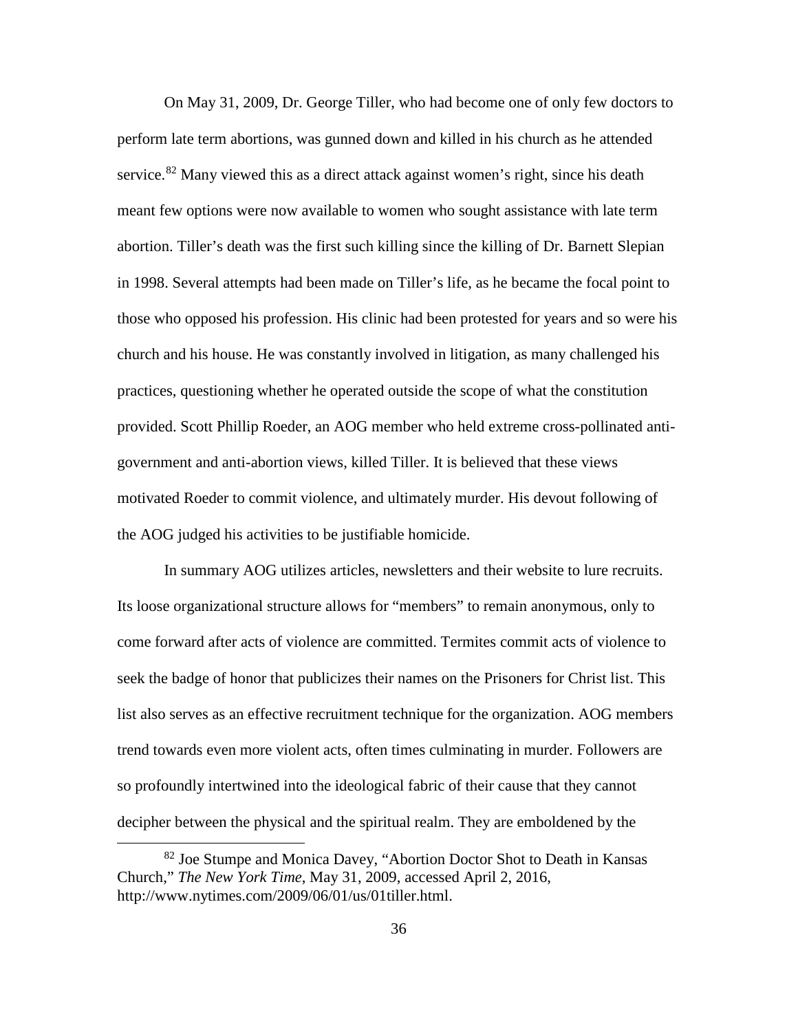On May 31, 2009, Dr. George Tiller, who had become one of only few doctors to perform late term abortions, was gunned down and killed in his church as he attended service.[82] Many viewed this as a direct attack against women's right, since his death meant few options were now available to women who sought assistance with late term abortion. Tiller's death was the first such killing since the killing of Dr. Barnett Slepian in 1998. Several attempts had been made on Tiller's life, as he became the focal point to those who opposed his profession. His clinic had been protested for years and so were his church and his house. He was constantly involved in litigation, as many challenged his practices, questioning whether he operated outside the scope of what the constitution provided. Scott Phillip Roeder, an AOG member who held extreme cross-pollinated anti-government and anti-abortion views, killed Tiller. It is believed that these views motivated Roeder to commit violence, and ultimately murder. His devout following of the AOG judged his activities to be justifiable homicide.

In summary AOG utilizes articles, newsletters and their website to lure recruits. Its loose organizational structure allows for "members" to remain anonymous, only to come forward after acts of violence are committed. Termites commit acts of violence to seek the badge of honor that publicizes their names on the Prisoners for Christ list. This list also serves as an effective recruitment technique for the organization. AOG members trend towards even more violent acts, often times culminating in murder. Followers are so profoundly intertwined into the ideological fabric of their cause that they cannot decipher between the physical and the spiritual realm. They are emboldened by the

---

[82] Joe Stumpe and Monica Davey, "Abortion Doctor Shot to Death in Kansas Church," *The New York Time*, May 31, 2009, accessed April 2, 2016, http://www.nytimes.com/2009/06/01/us/01tiller.html.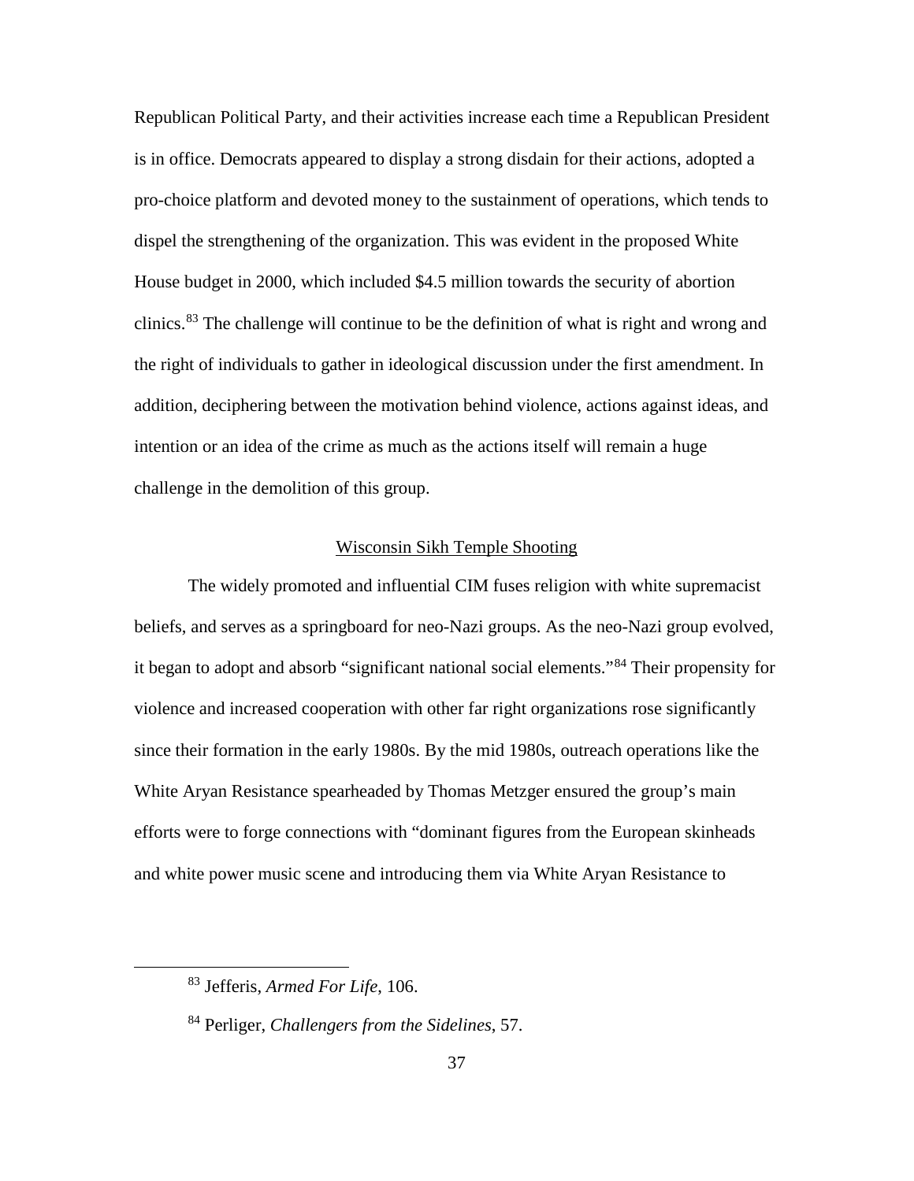Republican Political Party, and their activities increase each time a Republican President is in office. Democrats appeared to display a strong disdain for their actions, adopted a pro-choice platform and devoted money to the sustainment of operations, which tends to dispel the strengthening of the organization. This was evident in the proposed White House budget in 2000, which included $4.5 million towards the security of abortion clinics.[83] The challenge will continue to be the definition of what is right and wrong and the right of individuals to gather in ideological discussion under the first amendment. In addition, deciphering between the motivation behind violence, actions against ideas, and intention or an idea of the crime as much as the actions itself will remain a huge challenge in the demolition of this group.

## Wisconsin Sikh Temple Shooting

The widely promoted and influential CIM fuses religion with white supremacist beliefs, and serves as a springboard for neo-Nazi groups. As the neo-Nazi group evolved, it began to adopt and absorb "significant national social elements."[84] Their propensity for violence and increased cooperation with other far right organizations rose significantly since their formation in the early 1980s. By the mid 1980s, outreach operations like the White Aryan Resistance spearheaded by Thomas Metzger ensured the group's main efforts were to forge connections with "dominant figures from the European skinheads and white power music scene and introducing them via White Aryan Resistance to

---

[83] Jefferis, *Armed For Life*, 106.

[84] Perliger, *Challengers from the Sidelines*, 57.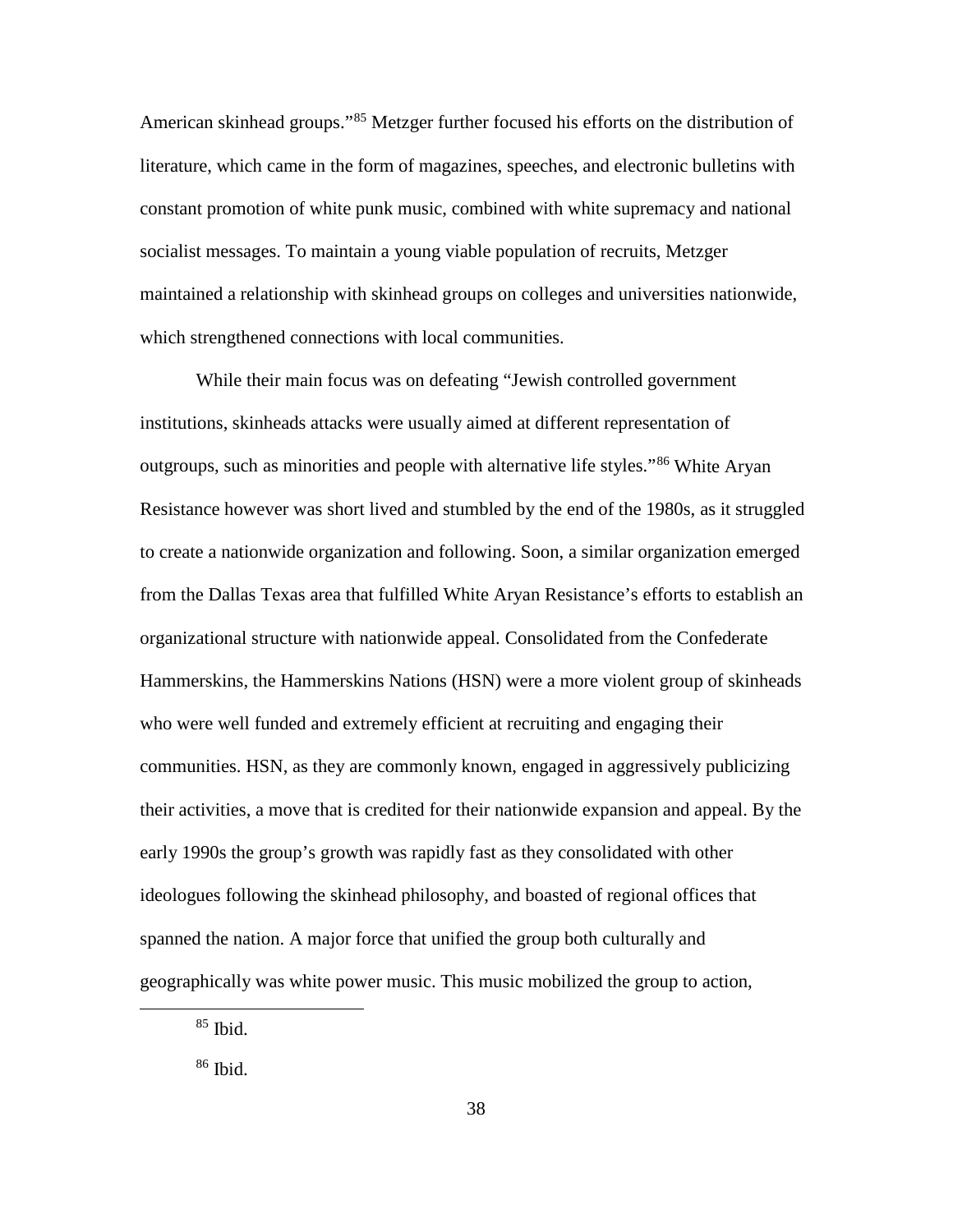American skinhead groups."[85] Metzger further focused his efforts on the distribution of literature, which came in the form of magazines, speeches, and electronic bulletins with constant promotion of white punk music, combined with white supremacy and national socialist messages. To maintain a young viable population of recruits, Metzger maintained a relationship with skinhead groups on colleges and universities nationwide, which strengthened connections with local communities.

While their main focus was on defeating "Jewish controlled government institutions, skinheads attacks were usually aimed at different representation of outgroups, such as minorities and people with alternative life styles."[86] White Aryan Resistance however was short lived and stumbled by the end of the 1980s, as it struggled to create a nationwide organization and following. Soon, a similar organization emerged from the Dallas Texas area that fulfilled White Aryan Resistance's efforts to establish an organizational structure with nationwide appeal. Consolidated from the Confederate Hammerskins, the Hammerskins Nations (HSN) were a more violent group of skinheads who were well funded and extremely efficient at recruiting and engaging their communities. HSN, as they are commonly known, engaged in aggressively publicizing their activities, a move that is credited for their nationwide expansion and appeal. By the early 1990s the group's growth was rapidly fast as they consolidated with other ideologues following the skinhead philosophy, and boasted of regional offices that spanned the nation. A major force that unified the group both culturally and geographically was white power music. This music mobilized the group to action,

[85] Ibid.

[86] Ibid.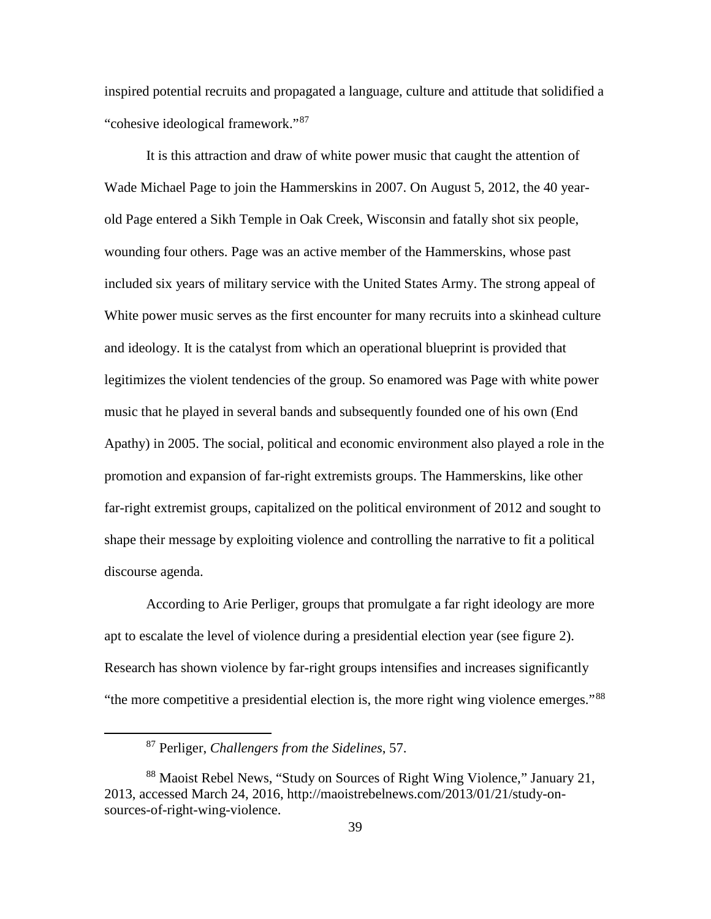inspired potential recruits and propagated a language, culture and attitude that solidified a "cohesive ideological framework."[87]

It is this attraction and draw of white power music that caught the attention of Wade Michael Page to join the Hammerskins in 2007. On August 5, 2012, the 40 year-old Page entered a Sikh Temple in Oak Creek, Wisconsin and fatally shot six people, wounding four others. Page was an active member of the Hammerskins, whose past included six years of military service with the United States Army. The strong appeal of White power music serves as the first encounter for many recruits into a skinhead culture and ideology. It is the catalyst from which an operational blueprint is provided that legitimizes the violent tendencies of the group. So enamored was Page with white power music that he played in several bands and subsequently founded one of his own (End Apathy) in 2005. The social, political and economic environment also played a role in the promotion and expansion of far-right extremists groups. The Hammerskins, like other far-right extremist groups, capitalized on the political environment of 2012 and sought to shape their message by exploiting violence and controlling the narrative to fit a political discourse agenda.

According to Arie Perliger, groups that promulgate a far right ideology are more apt to escalate the level of violence during a presidential election year (see figure 2). Research has shown violence by far-right groups intensifies and increases significantly "the more competitive a presidential election is, the more right wing violence emerges."[88]

---

[87] Perliger, *Challengers from the Sidelines*, 57.

[88] Maoist Rebel News, "Study on Sources of Right Wing Violence," January 21, 2013, accessed March 24, 2016, http://maoistrebelnews.com/2013/01/21/study-on-sources-of-right-wing-violence.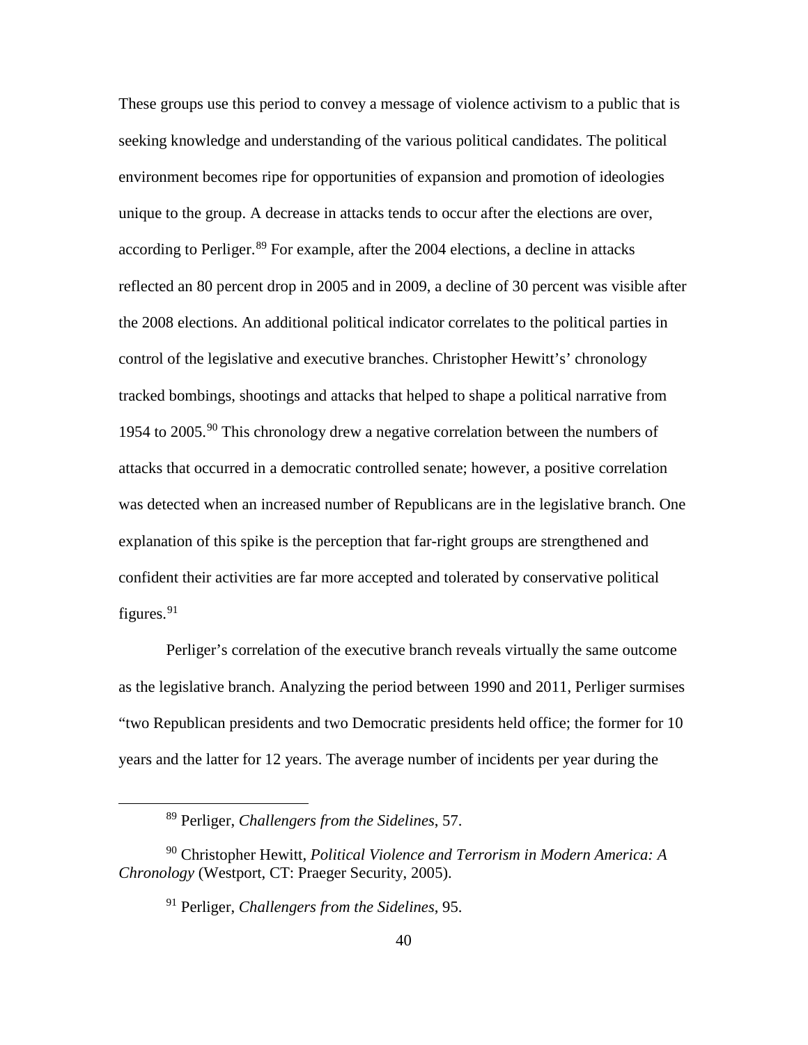These groups use this period to convey a message of violence activism to a public that is seeking knowledge and understanding of the various political candidates. The political environment becomes ripe for opportunities of expansion and promotion of ideologies unique to the group. A decrease in attacks tends to occur after the elections are over, according to Perliger.[89] For example, after the 2004 elections, a decline in attacks reflected an 80 percent drop in 2005 and in 2009, a decline of 30 percent was visible after the 2008 elections. An additional political indicator correlates to the political parties in control of the legislative and executive branches. Christopher Hewitt's' chronology tracked bombings, shootings and attacks that helped to shape a political narrative from 1954 to 2005.[90] This chronology drew a negative correlation between the numbers of attacks that occurred in a democratic controlled senate; however, a positive correlation was detected when an increased number of Republicans are in the legislative branch. One explanation of this spike is the perception that far-right groups are strengthened and confident their activities are far more accepted and tolerated by conservative political figures.[91]

Perliger's correlation of the executive branch reveals virtually the same outcome as the legislative branch. Analyzing the period between 1990 and 2011, Perliger surmises "two Republican presidents and two Democratic presidents held office; the former for 10 years and the latter for 12 years. The average number of incidents per year during the

---

[89] Perliger, *Challengers from the Sidelines*, 57.

[90] Christopher Hewitt, *Political Violence and Terrorism in Modern America: A Chronology* (Westport, CT: Praeger Security, 2005).

[91] Perliger, *Challengers from the Sidelines*, 95.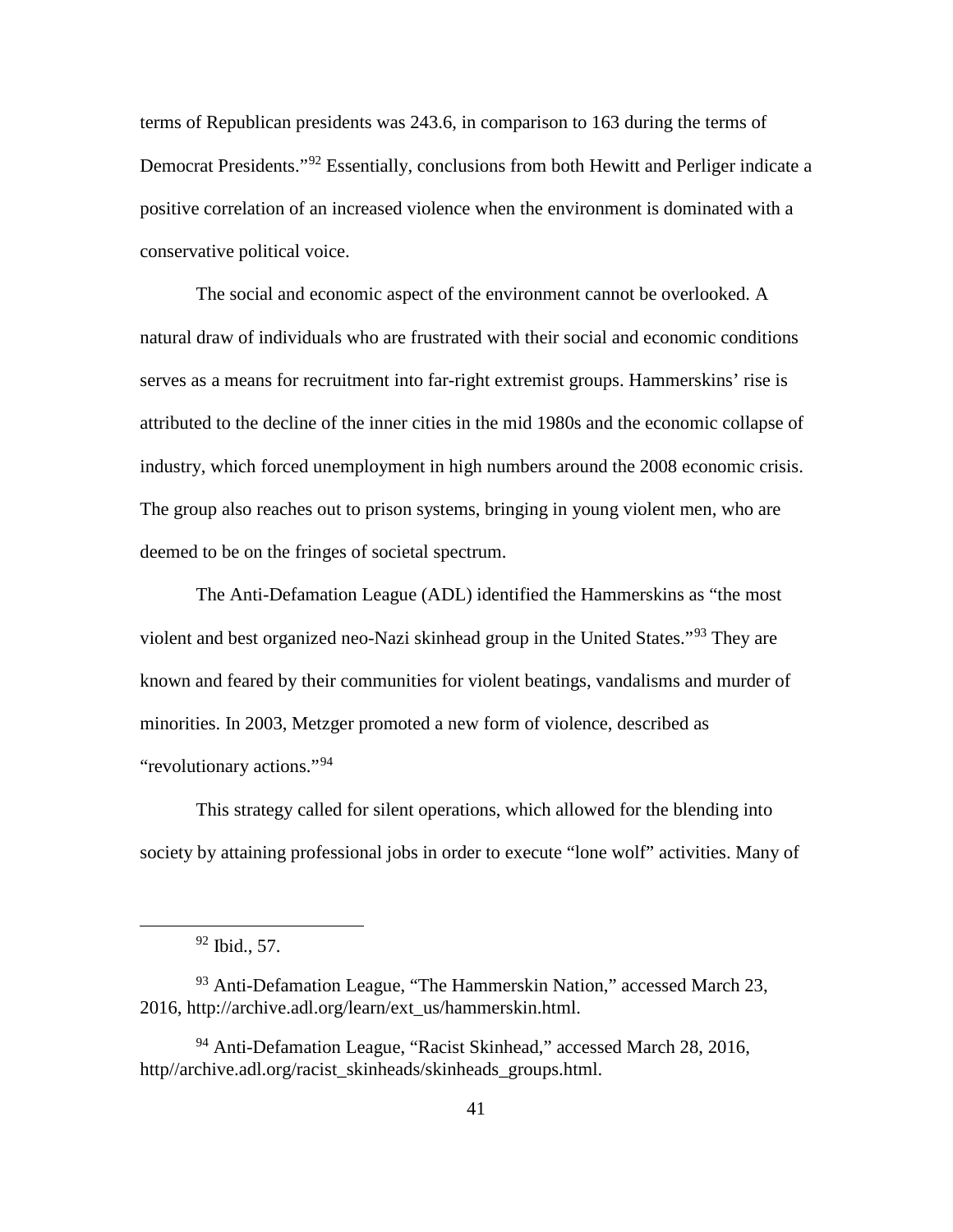terms of Republican presidents was 243.6, in comparison to 163 during the terms of Democrat Presidents."[92] Essentially, conclusions from both Hewitt and Perliger indicate a positive correlation of an increased violence when the environment is dominated with a conservative political voice.

The social and economic aspect of the environment cannot be overlooked. A natural draw of individuals who are frustrated with their social and economic conditions serves as a means for recruitment into far-right extremist groups. Hammerskins' rise is attributed to the decline of the inner cities in the mid 1980s and the economic collapse of industry, which forced unemployment in high numbers around the 2008 economic crisis. The group also reaches out to prison systems, bringing in young violent men, who are deemed to be on the fringes of societal spectrum.

The Anti-Defamation League (ADL) identified the Hammerskins as "the most violent and best organized neo-Nazi skinhead group in the United States."[93] They are known and feared by their communities for violent beatings, vandalisms and murder of minorities. In 2003, Metzger promoted a new form of violence, described as "revolutionary actions."[94]

This strategy called for silent operations, which allowed for the blending into society by attaining professional jobs in order to execute "lone wolf" activities. Many of

---

[92] Ibid., 57.

[93] Anti-Defamation League, "The Hammerskin Nation," accessed March 23, 2016, http://archive.adl.org/learn/ext_us/hammerskin.html.

[94] Anti-Defamation League, "Racist Skinhead," accessed March 28, 2016, http//archive.adl.org/racist_skinheads/skinheads_groups.html.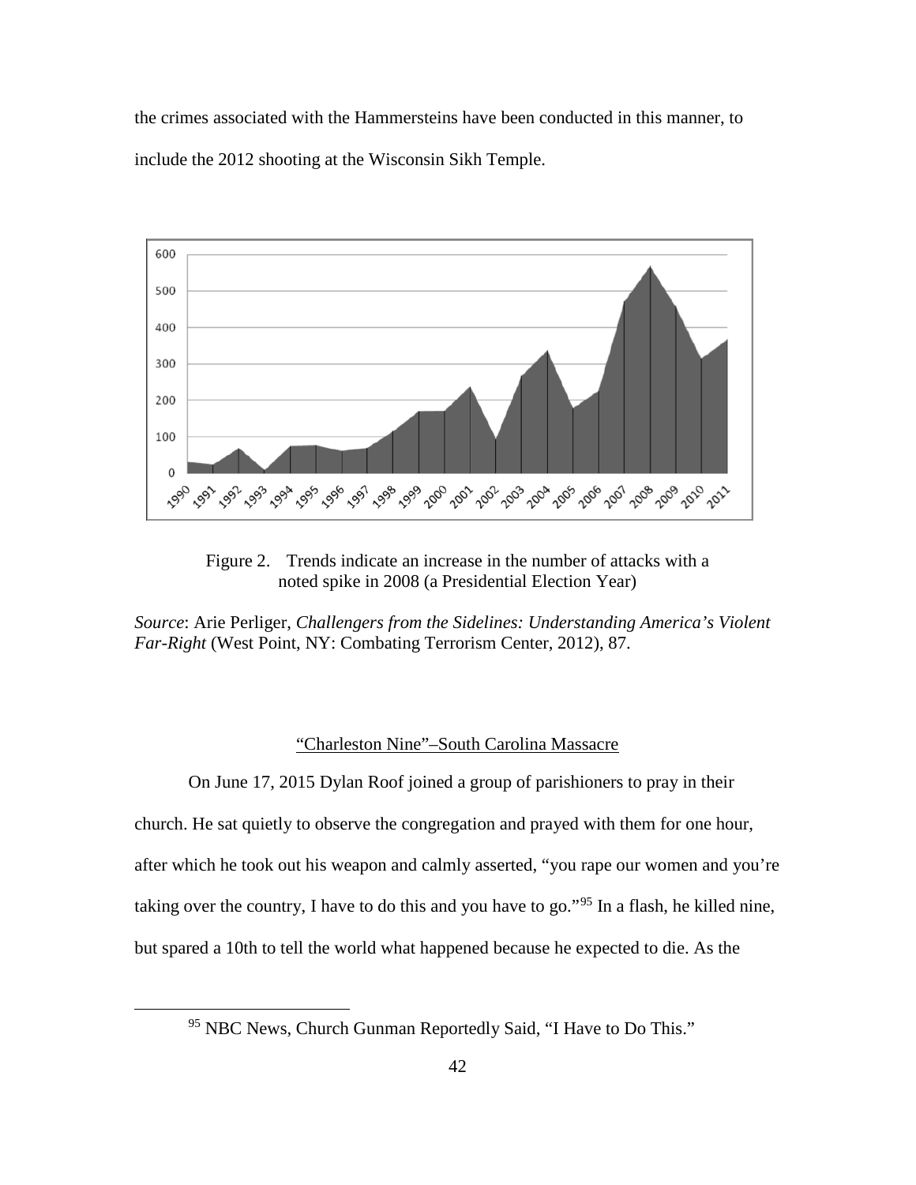the crimes associated with the Hammersteins have been conducted in this manner, to include the 2012 shooting at the Wisconsin Sikh Temple.

Figure 2. Trends indicate an increase in the number of attacks with a noted spike in 2008 (a Presidential Election Year)

*Source*: Arie Perliger, *Challengers from the Sidelines: Understanding America's Violent Far-Right* (West Point, NY: Combating Terrorism Center, 2012), 87.

## "Charleston Nine"–South Carolina Massacre

On June 17, 2015 Dylan Roof joined a group of parishioners to pray in their church. He sat quietly to observe the congregation and prayed with them for one hour, after which he took out his weapon and calmly asserted, "you rape our women and you're taking over the country, I have to do this and you have to go."[95] In a flash, he killed nine, but spared a 10th to tell the world what happened because he expected to die. As the

[95] NBC News, Church Gunman Reportedly Said, "I Have to Do This."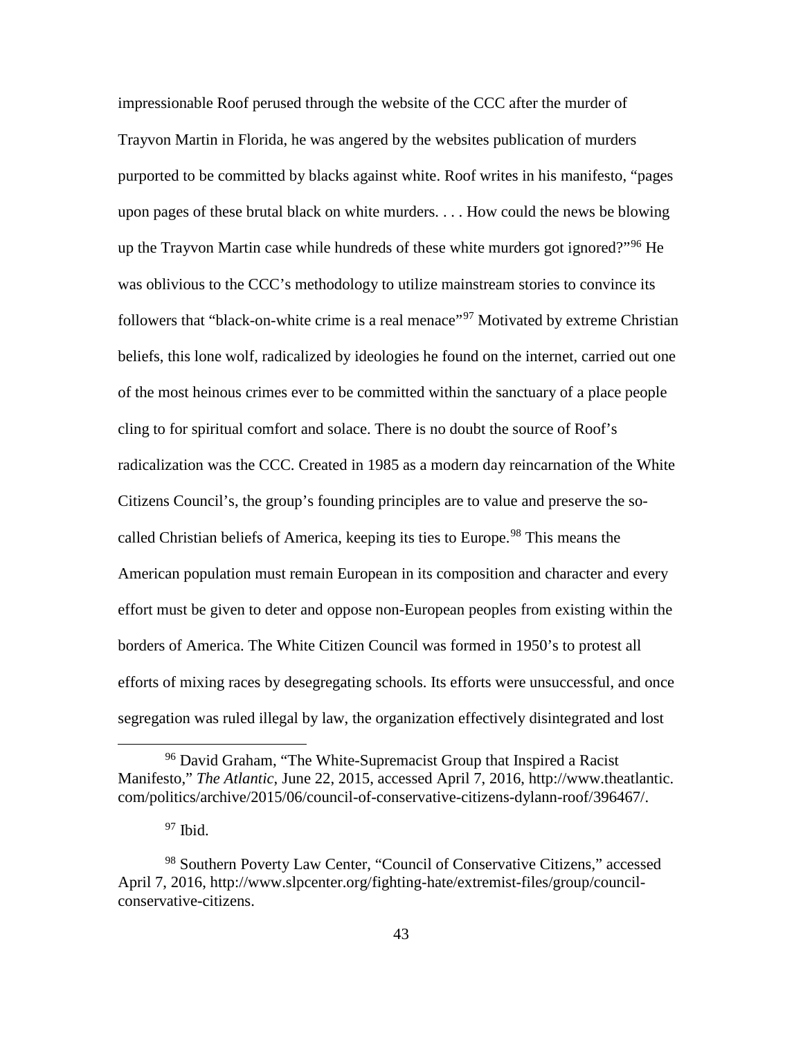impressionable Roof perused through the website of the CCC after the murder of Trayvon Martin in Florida, he was angered by the websites publication of murders purported to be committed by blacks against white. Roof writes in his manifesto, "pages upon pages of these brutal black on white murders. . . . How could the news be blowing up the Trayvon Martin case while hundreds of these white murders got ignored?"[96] He was oblivious to the CCC's methodology to utilize mainstream stories to convince its followers that "black-on-white crime is a real menace"[97] Motivated by extreme Christian beliefs, this lone wolf, radicalized by ideologies he found on the internet, carried out one of the most heinous crimes ever to be committed within the sanctuary of a place people cling to for spiritual comfort and solace. There is no doubt the source of Roof's radicalization was the CCC. Created in 1985 as a modern day reincarnation of the White Citizens Council's, the group's founding principles are to value and preserve the so-called Christian beliefs of America, keeping its ties to Europe.[98] This means the American population must remain European in its composition and character and every effort must be given to deter and oppose non-European peoples from existing within the borders of America. The White Citizen Council was formed in 1950's to protest all efforts of mixing races by desegregating schools. Its efforts were unsuccessful, and once segregation was ruled illegal by law, the organization effectively disintegrated and lost

---

[96] David Graham, "The White-Supremacist Group that Inspired a Racist Manifesto," *The Atlantic*, June 22, 2015, accessed April 7, 2016, http://www.theatlantic.com/politics/archive/2015/06/council-of-conservative-citizens-dylann-roof/396467/.

[97] Ibid.

[98] Southern Poverty Law Center, "Council of Conservative Citizens," accessed April 7, 2016, http://www.slpcenter.org/fighting-hate/extremist-files/group/council-conservative-citizens.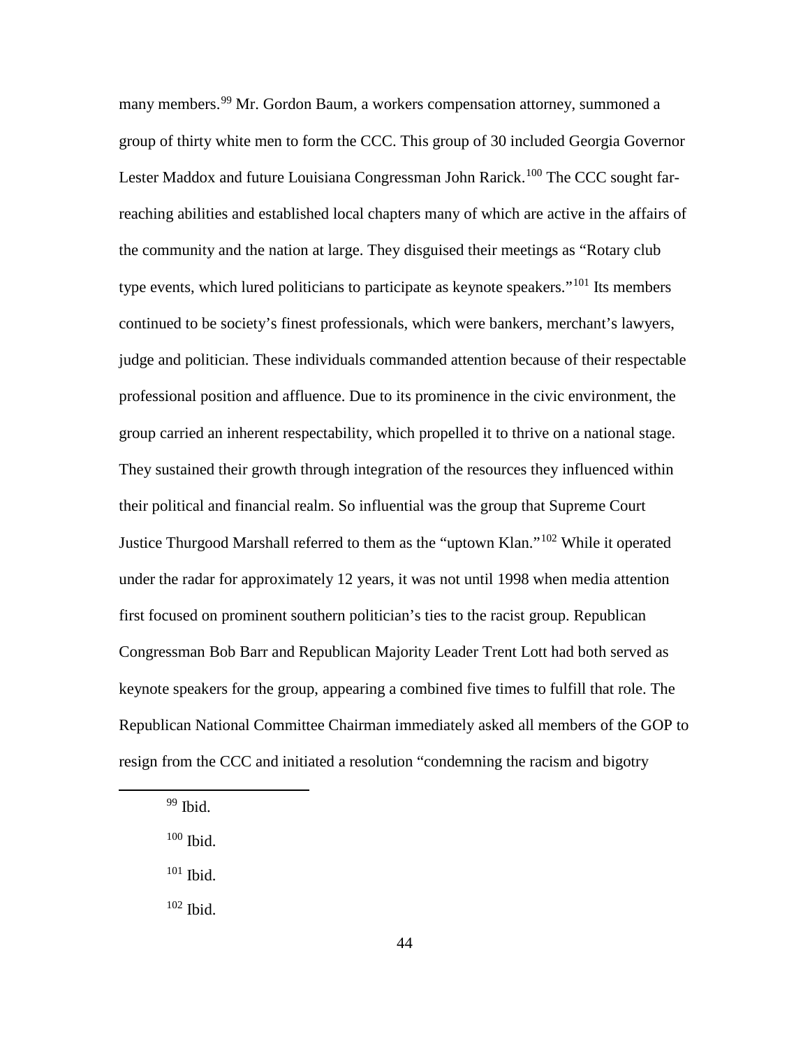many members.[99] Mr. Gordon Baum, a workers compensation attorney, summoned a group of thirty white men to form the CCC. This group of 30 included Georgia Governor Lester Maddox and future Louisiana Congressman John Rarick.[100] The CCC sought far-reaching abilities and established local chapters many of which are active in the affairs of the community and the nation at large. They disguised their meetings as "Rotary club type events, which lured politicians to participate as keynote speakers."[101] Its members continued to be society's finest professionals, which were bankers, merchant's lawyers, judge and politician. These individuals commanded attention because of their respectable professional position and affluence. Due to its prominence in the civic environment, the group carried an inherent respectability, which propelled it to thrive on a national stage. They sustained their growth through integration of the resources they influenced within their political and financial realm. So influential was the group that Supreme Court Justice Thurgood Marshall referred to them as the "uptown Klan."[102] While it operated under the radar for approximately 12 years, it was not until 1998 when media attention first focused on prominent southern politician's ties to the racist group. Republican Congressman Bob Barr and Republican Majority Leader Trent Lott had both served as keynote speakers for the group, appearing a combined five times to fulfill that role. The Republican National Committee Chairman immediately asked all members of the GOP to resign from the CCC and initiated a resolution "condemning the racism and bigotry

---

[99] Ibid.

[100] Ibid.

[101] Ibid.

[102] Ibid.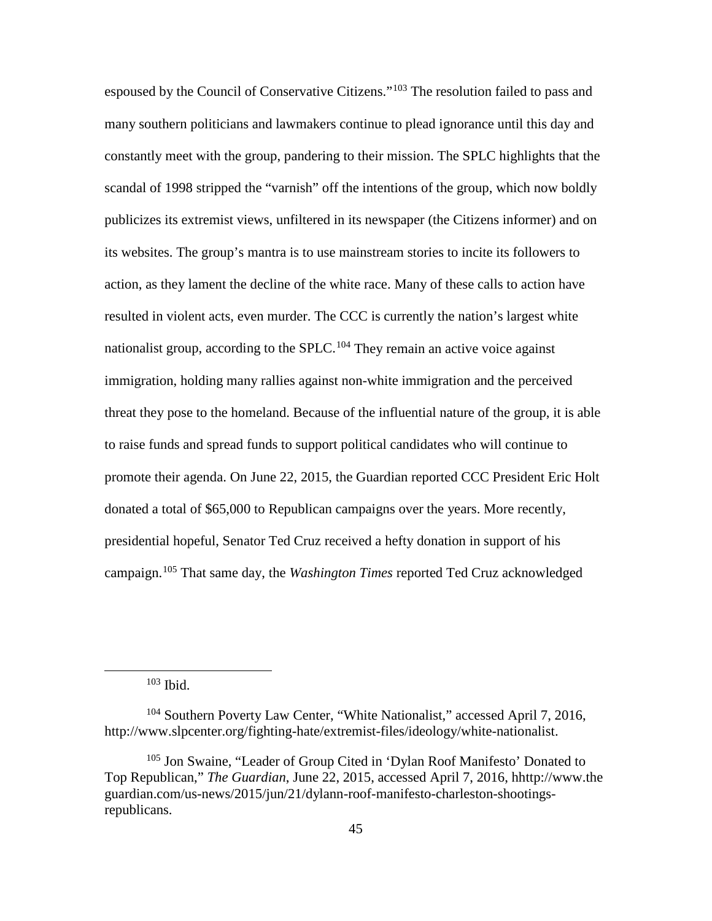espoused by the Council of Conservative Citizens."[103] The resolution failed to pass and many southern politicians and lawmakers continue to plead ignorance until this day and constantly meet with the group, pandering to their mission. The SPLC highlights that the scandal of 1998 stripped the "varnish" off the intentions of the group, which now boldly publicizes its extremist views, unfiltered in its newspaper (the Citizens informer) and on its websites. The group's mantra is to use mainstream stories to incite its followers to action, as they lament the decline of the white race. Many of these calls to action have resulted in violent acts, even murder. The CCC is currently the nation's largest white nationalist group, according to the SPLC.[104] They remain an active voice against immigration, holding many rallies against non-white immigration and the perceived threat they pose to the homeland. Because of the influential nature of the group, it is able to raise funds and spread funds to support political candidates who will continue to promote their agenda. On June 22, 2015, the Guardian reported CCC President Eric Holt donated a total of $65,000 to Republican campaigns over the years. More recently, presidential hopeful, Senator Ted Cruz received a hefty donation in support of his campaign.[105] That same day, the *Washington Times* reported Ted Cruz acknowledged

---

[103] Ibid.

[104] Southern Poverty Law Center, "White Nationalist," accessed April 7, 2016, http://www.slpcenter.org/fighting-hate/extremist-files/ideology/white-nationalist.

[105] Jon Swaine, "Leader of Group Cited in 'Dylan Roof Manifesto' Donated to Top Republican," *The Guardian*, June 22, 2015, accessed April 7, 2016, hhttp://www.theguardian.com/us-news/2015/jun/21/dylann-roof-manifesto-charleston-shootings-republicans.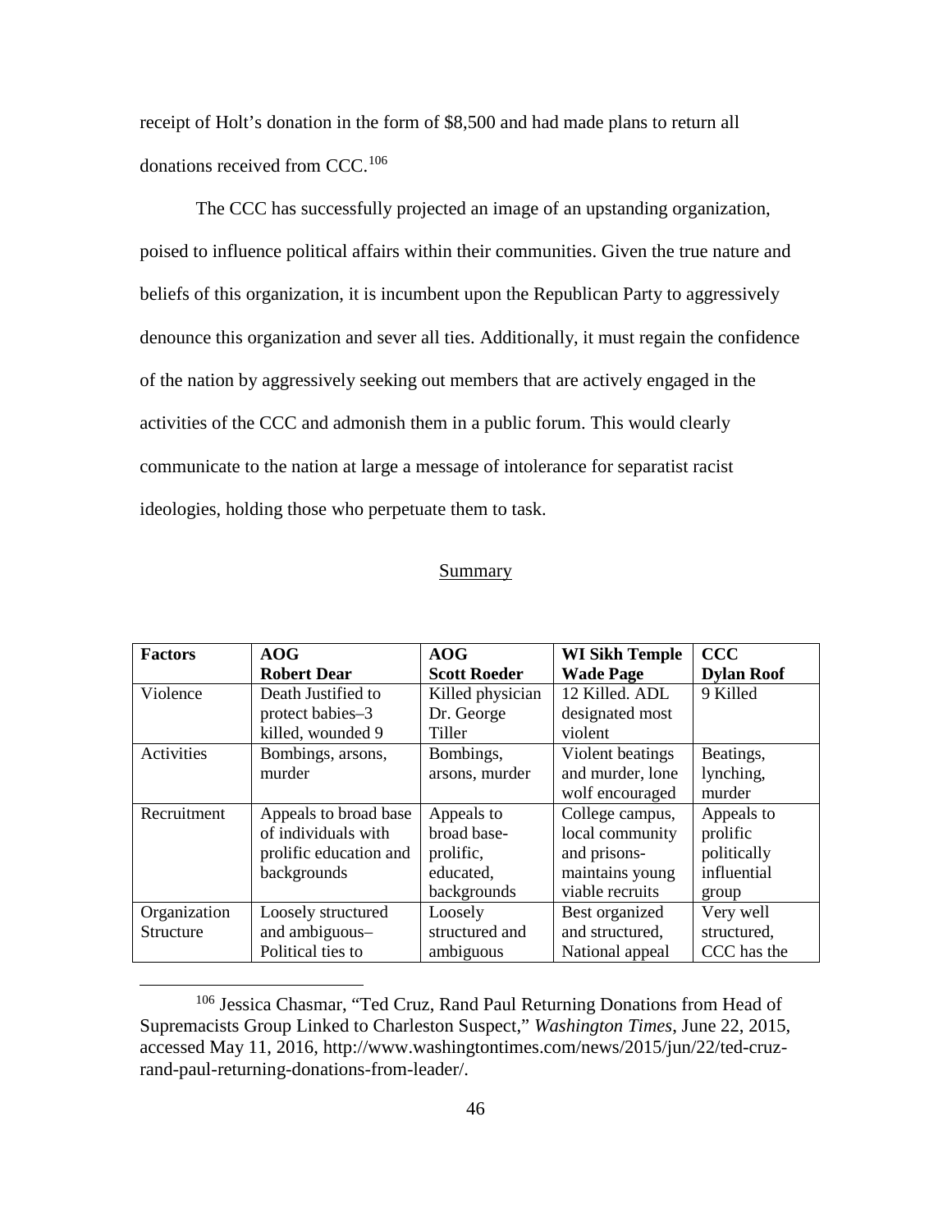receipt of Holt's donation in the form of $8,500 and had made plans to return all donations received from CCC.[106]

The CCC has successfully projected an image of an upstanding organization, poised to influence political affairs within their communities. Given the true nature and beliefs of this organization, it is incumbent upon the Republican Party to aggressively denounce this organization and sever all ties. Additionally, it must regain the confidence of the nation by aggressively seeking out members that are actively engaged in the activities of the CCC and admonish them in a public forum. This would clearly communicate to the nation at large a message of intolerance for separatist racist ideologies, holding those who perpetuate them to task.

## Summary

| **Factors** | **AOG Robert Dear** | **AOG Scott Roeder** | **WI Sikh Temple Wade Page** | **CCC Dylan Roof** |
|---|---|---|---|---|
| Violence | Death Justified to protect babies–3 killed, wounded 9 | Killed physician Dr. George Tiller | 12 Killed. ADL designated most violent | 9 Killed |
| Activities | Bombings, arsons, murder | Bombings, arsons, murder | Violent beatings and murder, lone wolf encouraged | Beatings, lynching, murder |
| Recruitment | Appeals to broad base of individuals with prolific education and backgrounds | Appeals to broad base-prolific, educated, backgrounds | College campus, local community and prisons-maintains young viable recruits | Appeals to prolific politically influential group |
| Organization Structure | Loosely structured and ambiguous–Political ties to | Loosely structured and ambiguous | Best organized and structured, National appeal | Very well structured, CCC has the |

[106] Jessica Chasmar, "Ted Cruz, Rand Paul Returning Donations from Head of Supremacists Group Linked to Charleston Suspect," *Washington Times*, June 22, 2015, accessed May 11, 2016, http://www.washingtontimes.com/news/2015/jun/22/ted-cruz-rand-paul-returning-donations-from-leader/.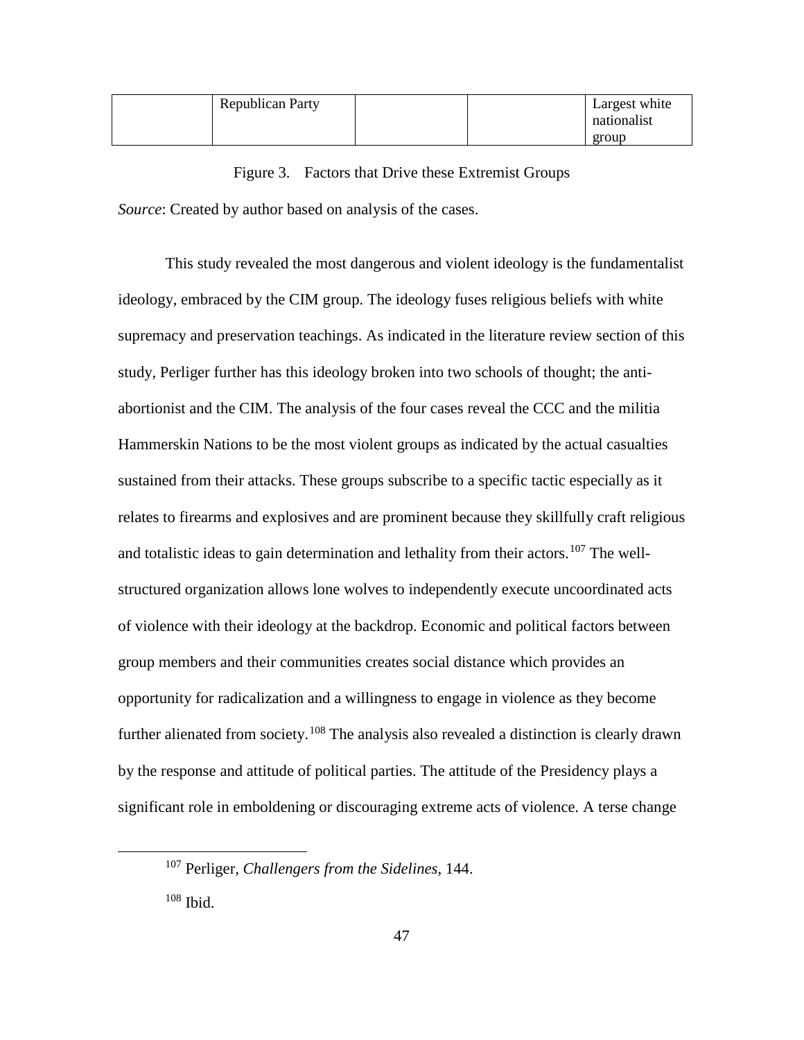|  | Republican Party |  |  | Largest white nationalist group |
|---|---|---|---|---|

Figure 3. Factors that Drive these Extremist Groups

*Source*: Created by author based on analysis of the cases.

This study revealed the most dangerous and violent ideology is the fundamentalist ideology, embraced by the CIM group. The ideology fuses religious beliefs with white supremacy and preservation teachings. As indicated in the literature review section of this study, Perliger further has this ideology broken into two schools of thought; the anti-abortionist and the CIM. The analysis of the four cases reveal the CCC and the militia Hammerskin Nations to be the most violent groups as indicated by the actual casualties sustained from their attacks. These groups subscribe to a specific tactic especially as it relates to firearms and explosives and are prominent because they skillfully craft religious and totalistic ideas to gain determination and lethality from their actors.[107] The well-structured organization allows lone wolves to independently execute uncoordinated acts of violence with their ideology at the backdrop. Economic and political factors between group members and their communities creates social distance which provides an opportunity for radicalization and a willingness to engage in violence as they become further alienated from society.[108] The analysis also revealed a distinction is clearly drawn by the response and attitude of political parties. The attitude of the Presidency plays a significant role in emboldening or discouraging extreme acts of violence. A terse change

[107] Perliger, *Challengers from the Sidelines*, 144.

[108] Ibid.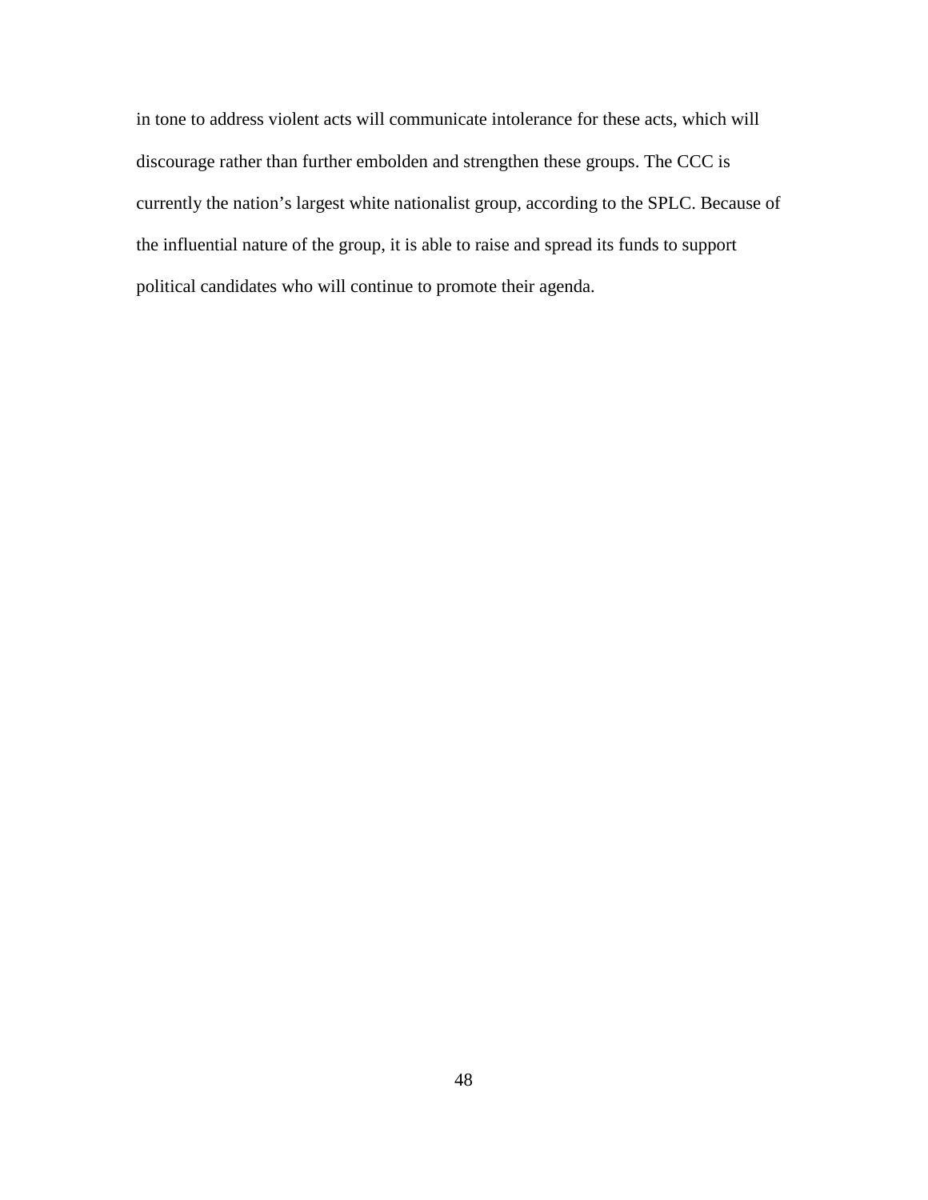in tone to address violent acts will communicate intolerance for these acts, which will discourage rather than further embolden and strengthen these groups. The CCC is currently the nation's largest white nationalist group, according to the SPLC. Because of the influential nature of the group, it is able to raise and spread its funds to support political candidates who will continue to promote their agenda.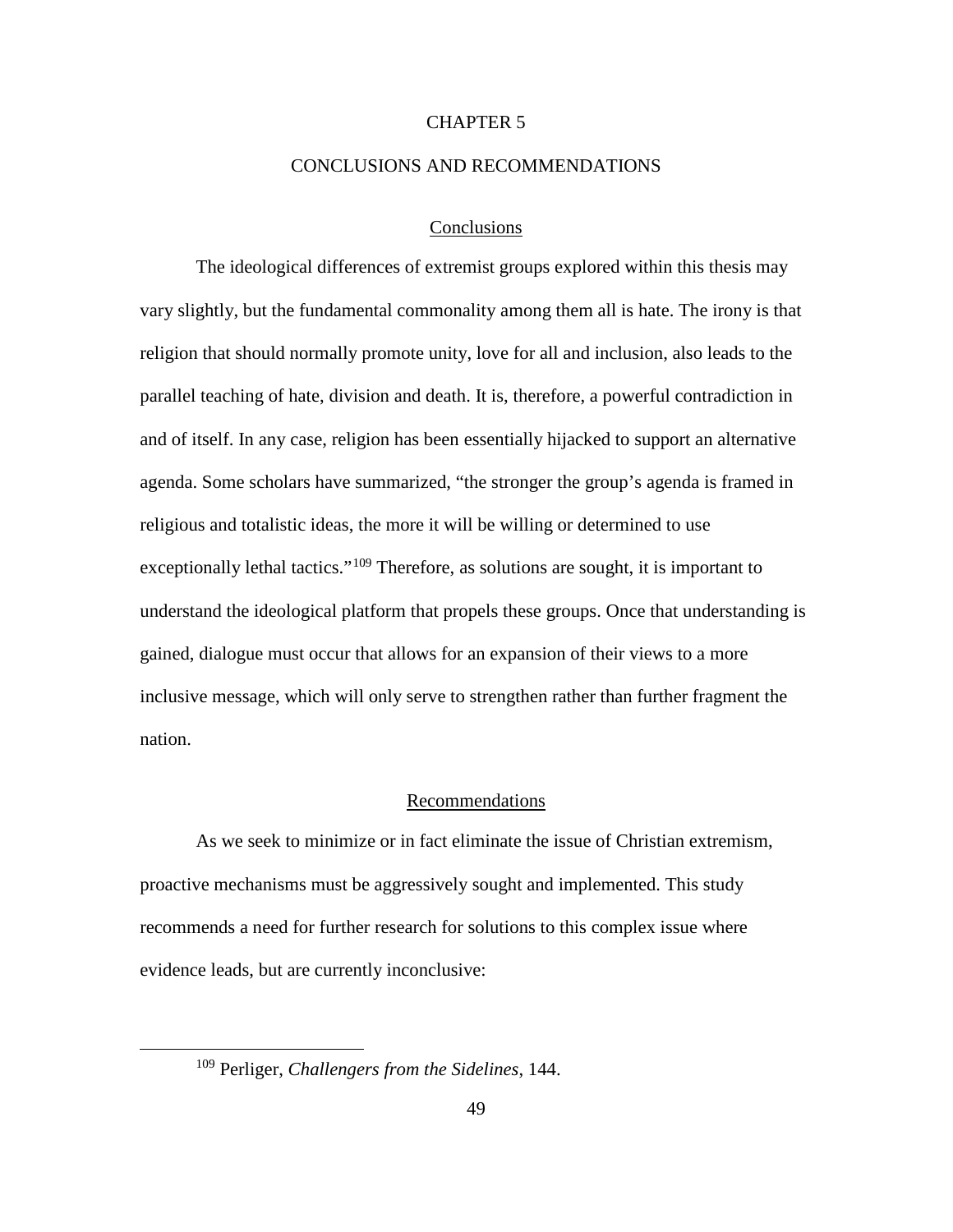# CHAPTER 5

# CONCLUSIONS AND RECOMMENDATIONS

## Conclusions

The ideological differences of extremist groups explored within this thesis may vary slightly, but the fundamental commonality among them all is hate. The irony is that religion that should normally promote unity, love for all and inclusion, also leads to the parallel teaching of hate, division and death. It is, therefore, a powerful contradiction in and of itself. In any case, religion has been essentially hijacked to support an alternative agenda. Some scholars have summarized, "the stronger the group's agenda is framed in religious and totalistic ideas, the more it will be willing or determined to use exceptionally lethal tactics."[109] Therefore, as solutions are sought, it is important to understand the ideological platform that propels these groups. Once that understanding is gained, dialogue must occur that allows for an expansion of their views to a more inclusive message, which will only serve to strengthen rather than further fragment the nation.

## Recommendations

As we seek to minimize or in fact eliminate the issue of Christian extremism, proactive mechanisms must be aggressively sought and implemented. This study recommends a need for further research for solutions to this complex issue where evidence leads, but are currently inconclusive:

[109] Perliger, *Challengers from the Sidelines*, 144.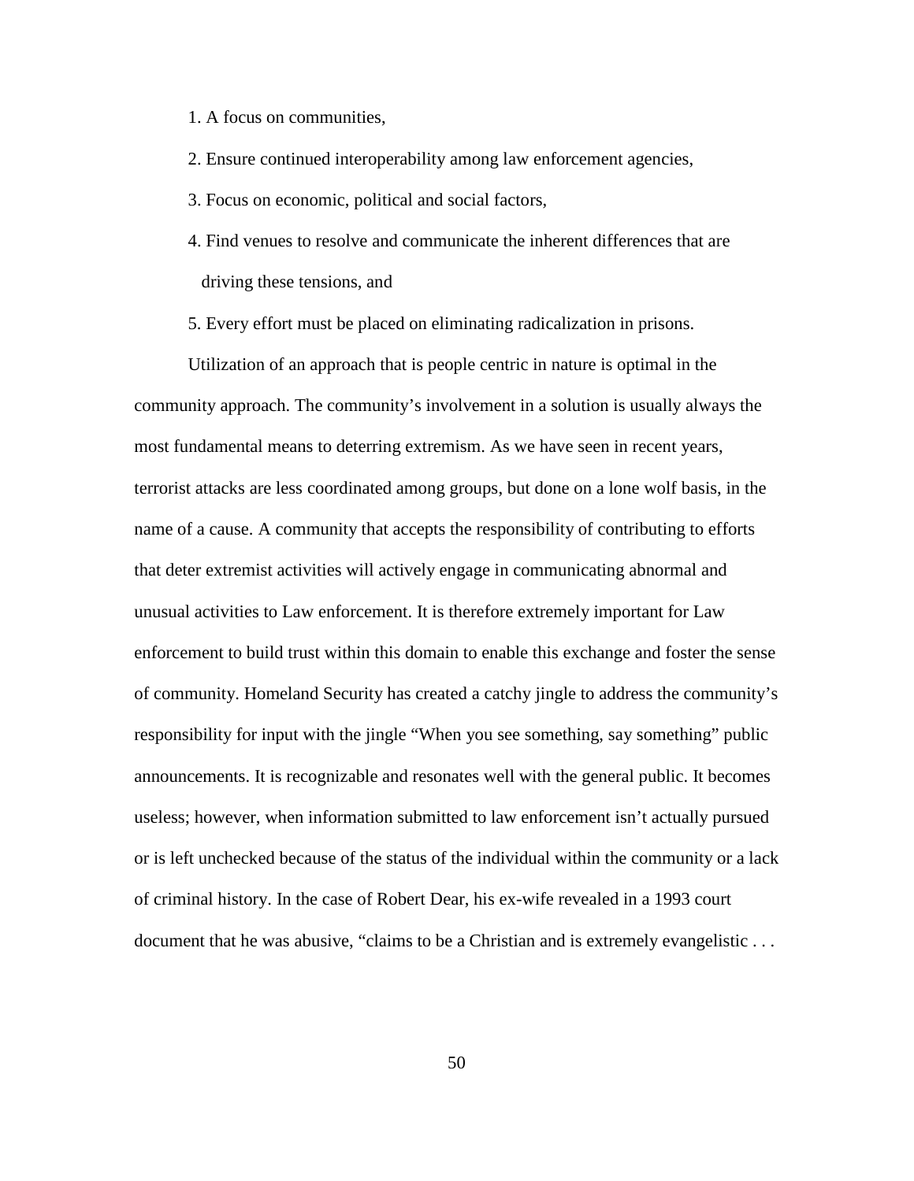1. A focus on communities,
2. Ensure continued interoperability among law enforcement agencies,
3. Focus on economic, political and social factors,
4. Find venues to resolve and communicate the inherent differences that are driving these tensions, and
5. Every effort must be placed on eliminating radicalization in prisons.

Utilization of an approach that is people centric in nature is optimal in the community approach. The community's involvement in a solution is usually always the most fundamental means to deterring extremism. As we have seen in recent years, terrorist attacks are less coordinated among groups, but done on a lone wolf basis, in the name of a cause. A community that accepts the responsibility of contributing to efforts that deter extremist activities will actively engage in communicating abnormal and unusual activities to Law enforcement. It is therefore extremely important for Law enforcement to build trust within this domain to enable this exchange and foster the sense of community. Homeland Security has created a catchy jingle to address the community's responsibility for input with the jingle "When you see something, say something" public announcements. It is recognizable and resonates well with the general public. It becomes useless; however, when information submitted to law enforcement isn't actually pursued or is left unchecked because of the status of the individual within the community or a lack of criminal history. In the case of Robert Dear, his ex-wife revealed in a 1993 court document that he was abusive, "claims to be a Christian and is extremely evangelistic . . .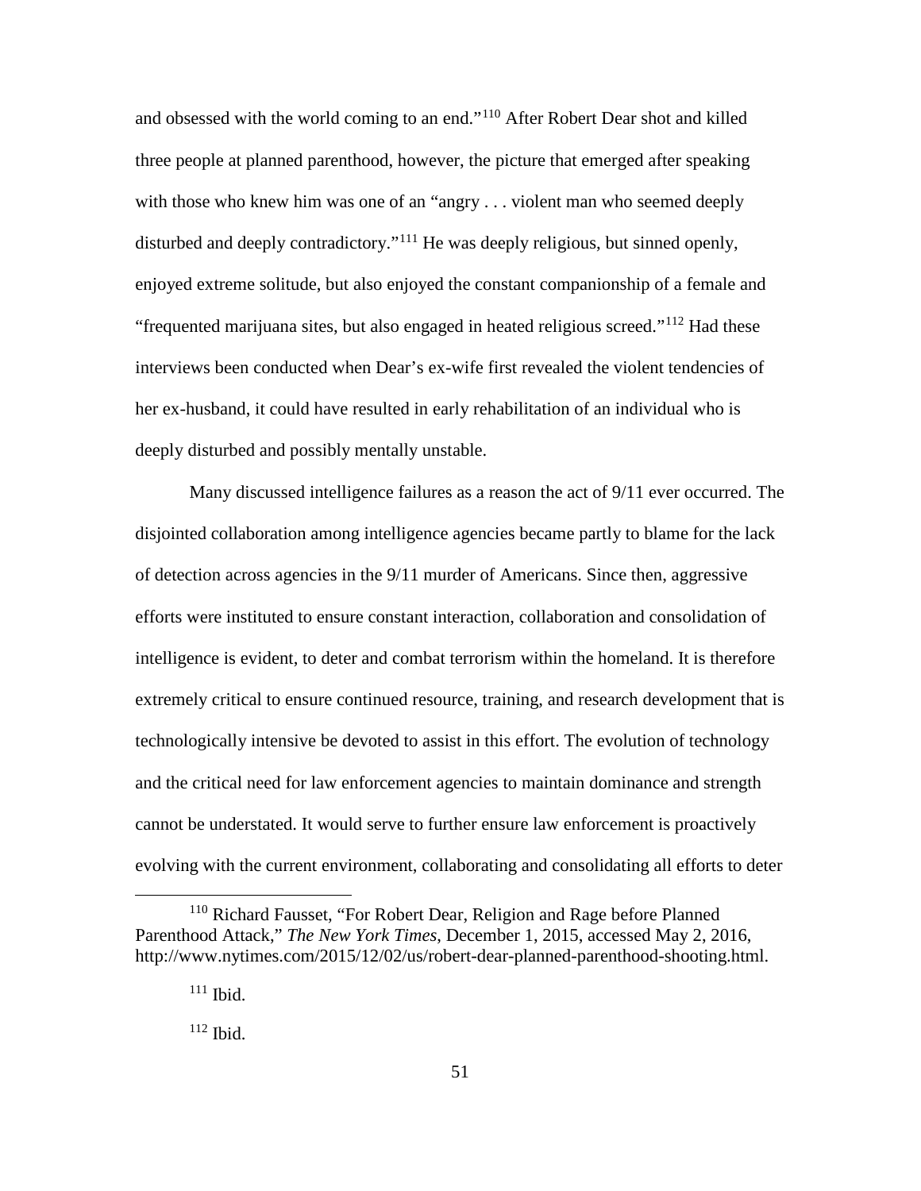and obsessed with the world coming to an end."[110] After Robert Dear shot and killed three people at planned parenthood, however, the picture that emerged after speaking with those who knew him was one of an "angry . . . violent man who seemed deeply disturbed and deeply contradictory."[111] He was deeply religious, but sinned openly, enjoyed extreme solitude, but also enjoyed the constant companionship of a female and "frequented marijuana sites, but also engaged in heated religious screed."[112] Had these interviews been conducted when Dear's ex-wife first revealed the violent tendencies of her ex-husband, it could have resulted in early rehabilitation of an individual who is deeply disturbed and possibly mentally unstable.

Many discussed intelligence failures as a reason the act of 9/11 ever occurred. The disjointed collaboration among intelligence agencies became partly to blame for the lack of detection across agencies in the 9/11 murder of Americans. Since then, aggressive efforts were instituted to ensure constant interaction, collaboration and consolidation of intelligence is evident, to deter and combat terrorism within the homeland. It is therefore extremely critical to ensure continued resource, training, and research development that is technologically intensive be devoted to assist in this effort. The evolution of technology and the critical need for law enforcement agencies to maintain dominance and strength cannot be understated. It would serve to further ensure law enforcement is proactively evolving with the current environment, collaborating and consolidating all efforts to deter

---

[110] Richard Fausset, "For Robert Dear, Religion and Rage before Planned Parenthood Attack," *The New York Times*, December 1, 2015, accessed May 2, 2016, http://www.nytimes.com/2015/12/02/us/robert-dear-planned-parenthood-shooting.html.

[111] Ibid.

[112] Ibid.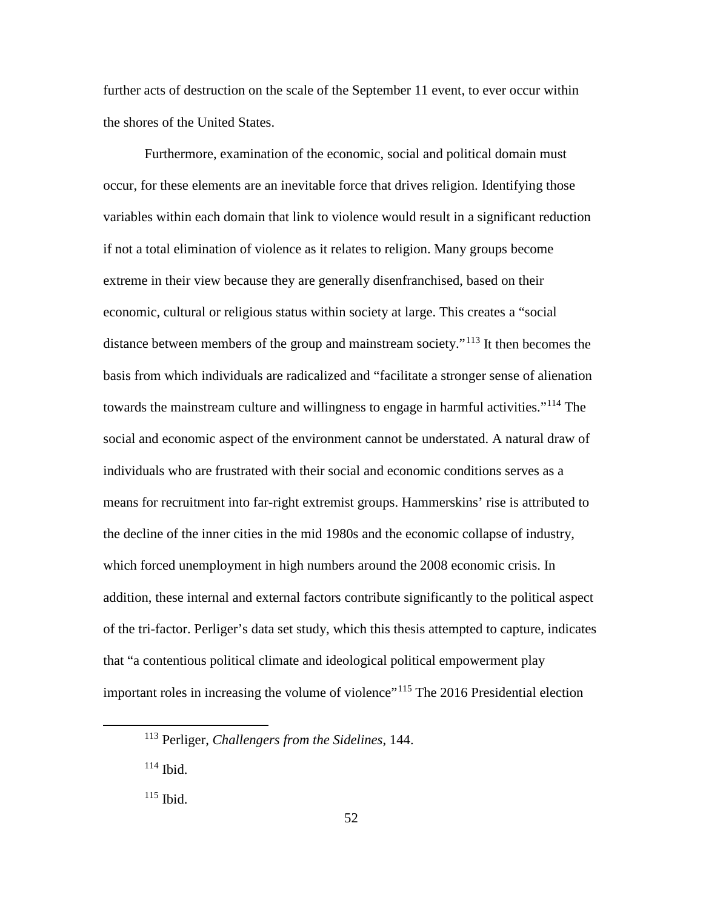further acts of destruction on the scale of the September 11 event, to ever occur within the shores of the United States.

Furthermore, examination of the economic, social and political domain must occur, for these elements are an inevitable force that drives religion. Identifying those variables within each domain that link to violence would result in a significant reduction if not a total elimination of violence as it relates to religion. Many groups become extreme in their view because they are generally disenfranchised, based on their economic, cultural or religious status within society at large. This creates a "social distance between members of the group and mainstream society."[113] It then becomes the basis from which individuals are radicalized and "facilitate a stronger sense of alienation towards the mainstream culture and willingness to engage in harmful activities."[114] The social and economic aspect of the environment cannot be understated. A natural draw of individuals who are frustrated with their social and economic conditions serves as a means for recruitment into far-right extremist groups. Hammerskins' rise is attributed to the decline of the inner cities in the mid 1980s and the economic collapse of industry, which forced unemployment in high numbers around the 2008 economic crisis. In addition, these internal and external factors contribute significantly to the political aspect of the tri-factor. Perliger's data set study, which this thesis attempted to capture, indicates that "a contentious political climate and ideological political empowerment play important roles in increasing the volume of violence"[115] The 2016 Presidential election

---

[113] Perliger, *Challengers from the Sidelines*, 144.

[114] Ibid.

[115] Ibid.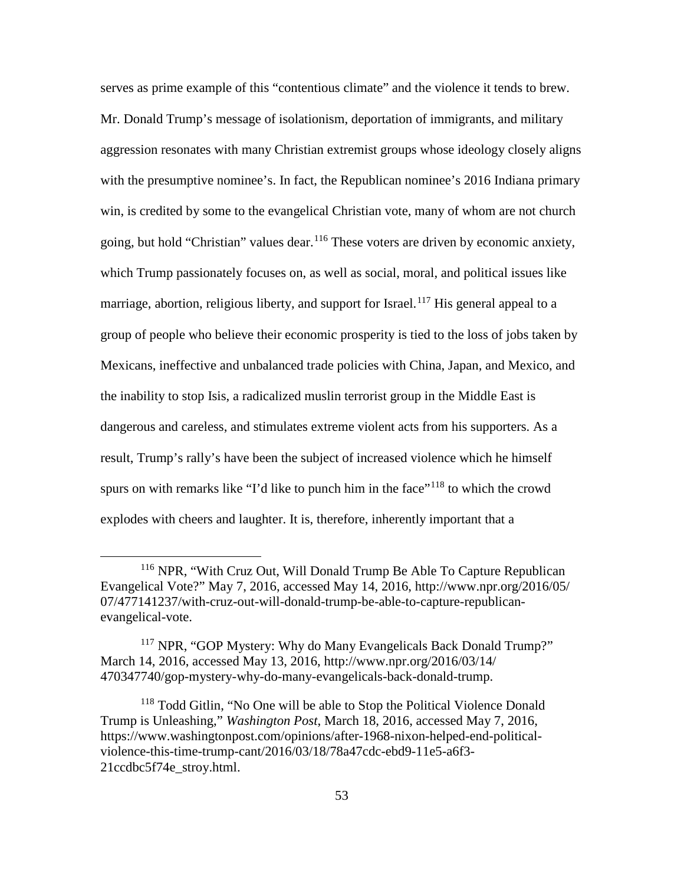serves as prime example of this "contentious climate" and the violence it tends to brew. Mr. Donald Trump's message of isolationism, deportation of immigrants, and military aggression resonates with many Christian extremist groups whose ideology closely aligns with the presumptive nominee's. In fact, the Republican nominee's 2016 Indiana primary win, is credited by some to the evangelical Christian vote, many of whom are not church going, but hold "Christian" values dear.[116] These voters are driven by economic anxiety, which Trump passionately focuses on, as well as social, moral, and political issues like marriage, abortion, religious liberty, and support for Israel.[117] His general appeal to a group of people who believe their economic prosperity is tied to the loss of jobs taken by Mexicans, ineffective and unbalanced trade policies with China, Japan, and Mexico, and the inability to stop Isis, a radicalized muslin terrorist group in the Middle East is dangerous and careless, and stimulates extreme violent acts from his supporters. As a result, Trump's rally's have been the subject of increased violence which he himself spurs on with remarks like "I'd like to punch him in the face"[118] to which the crowd explodes with cheers and laughter. It is, therefore, inherently important that a

---

[116] NPR, "With Cruz Out, Will Donald Trump Be Able To Capture Republican Evangelical Vote?" May 7, 2016, accessed May 14, 2016, http://www.npr.org/2016/05/07/477141237/with-cruz-out-will-donald-trump-be-able-to-capture-republican-evangelical-vote.

[117] NPR, "GOP Mystery: Why do Many Evangelicals Back Donald Trump?" March 14, 2016, accessed May 13, 2016, http://www.npr.org/2016/03/14/470347740/gop-mystery-why-do-many-evangelicals-back-donald-trump.

[118] Todd Gitlin, "No One will be able to Stop the Political Violence Donald Trump is Unleashing," *Washington Post*, March 18, 2016, accessed May 7, 2016, https://www.washingtonpost.com/opinions/after-1968-nixon-helped-end-political-violence-this-time-trump-cant/2016/03/18/78a47cdc-ebd9-11e5-a6f3-21ccdbc5f74e_stroy.html.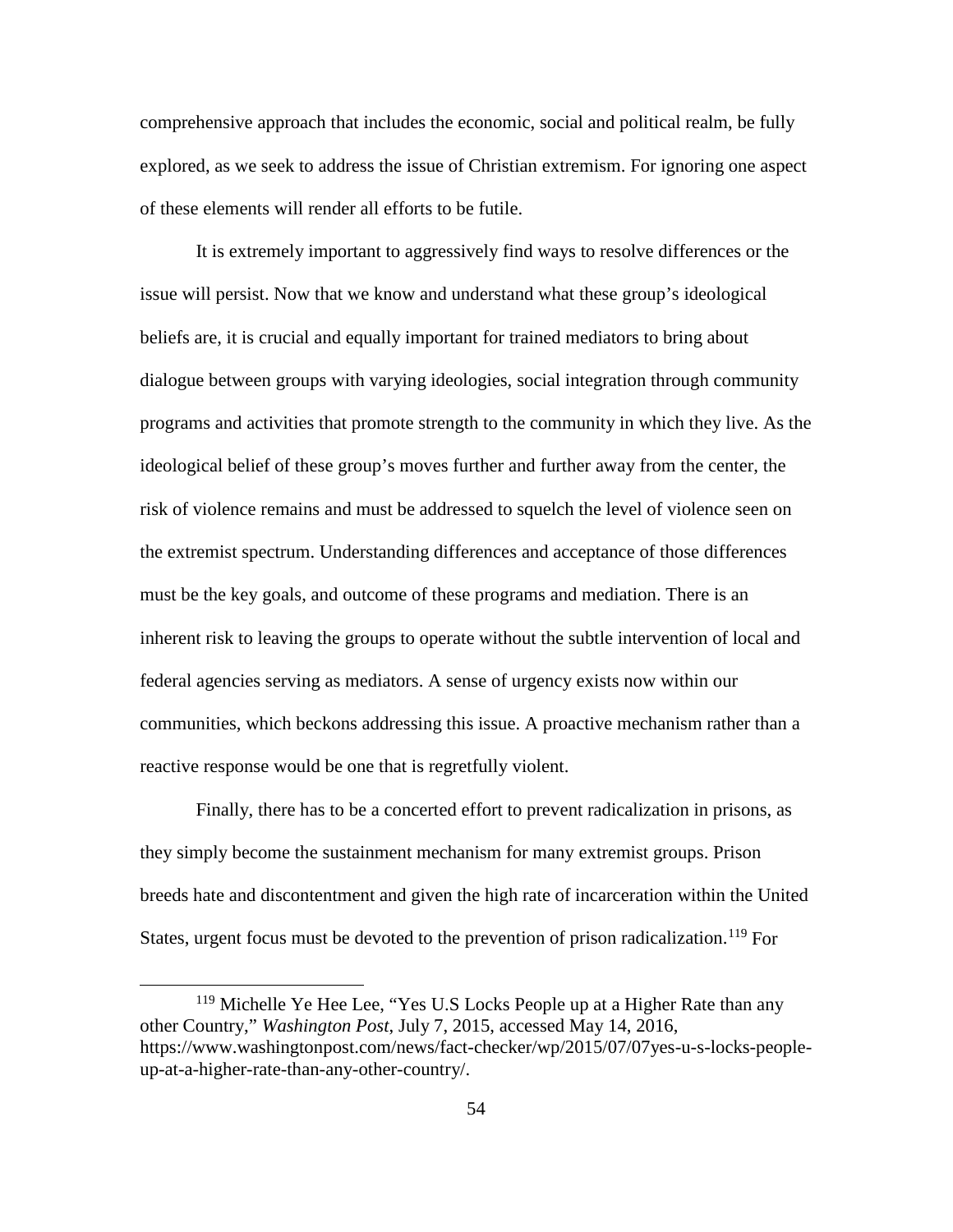comprehensive approach that includes the economic, social and political realm, be fully explored, as we seek to address the issue of Christian extremism. For ignoring one aspect of these elements will render all efforts to be futile.

It is extremely important to aggressively find ways to resolve differences or the issue will persist. Now that we know and understand what these group's ideological beliefs are, it is crucial and equally important for trained mediators to bring about dialogue between groups with varying ideologies, social integration through community programs and activities that promote strength to the community in which they live. As the ideological belief of these group's moves further and further away from the center, the risk of violence remains and must be addressed to squelch the level of violence seen on the extremist spectrum. Understanding differences and acceptance of those differences must be the key goals, and outcome of these programs and mediation. There is an inherent risk to leaving the groups to operate without the subtle intervention of local and federal agencies serving as mediators. A sense of urgency exists now within our communities, which beckons addressing this issue. A proactive mechanism rather than a reactive response would be one that is regretfully violent.

Finally, there has to be a concerted effort to prevent radicalization in prisons, as they simply become the sustainment mechanism for many extremist groups. Prison breeds hate and discontentment and given the high rate of incarceration within the United States, urgent focus must be devoted to the prevention of prison radicalization.[119] For

[119] Michelle Ye Hee Lee, "Yes U.S Locks People up at a Higher Rate than any other Country," *Washington Post*, July 7, 2015, accessed May 14, 2016, https://www.washingtonpost.com/news/fact-checker/wp/2015/07/07yes-u-s-locks-people-up-at-a-higher-rate-than-any-other-country/.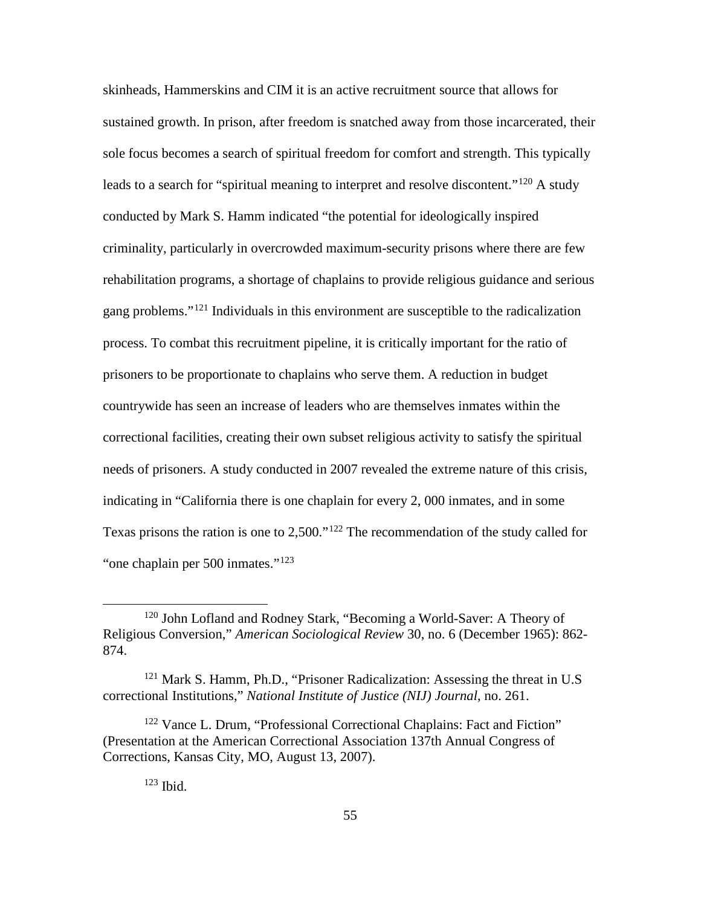skinheads, Hammerskins and CIM it is an active recruitment source that allows for sustained growth. In prison, after freedom is snatched away from those incarcerated, their sole focus becomes a search of spiritual freedom for comfort and strength. This typically leads to a search for "spiritual meaning to interpret and resolve discontent."[120] A study conducted by Mark S. Hamm indicated "the potential for ideologically inspired criminality, particularly in overcrowded maximum-security prisons where there are few rehabilitation programs, a shortage of chaplains to provide religious guidance and serious gang problems."[121] Individuals in this environment are susceptible to the radicalization process. To combat this recruitment pipeline, it is critically important for the ratio of prisoners to be proportionate to chaplains who serve them. A reduction in budget countrywide has seen an increase of leaders who are themselves inmates within the correctional facilities, creating their own subset religious activity to satisfy the spiritual needs of prisoners. A study conducted in 2007 revealed the extreme nature of this crisis, indicating in "California there is one chaplain for every 2, 000 inmates, and in some Texas prisons the ration is one to 2,500."[122] The recommendation of the study called for "one chaplain per 500 inmates."[123]

---

[120] John Lofland and Rodney Stark, "Becoming a World-Saver: A Theory of Religious Conversion," *American Sociological Review* 30, no. 6 (December 1965): 862-874.

[121] Mark S. Hamm, Ph.D., "Prisoner Radicalization: Assessing the threat in U.S correctional Institutions," *National Institute of Justice (NIJ) Journal*, no. 261.

[122] Vance L. Drum, "Professional Correctional Chaplains: Fact and Fiction" (Presentation at the American Correctional Association 137th Annual Congress of Corrections, Kansas City, MO, August 13, 2007).

[123] Ibid.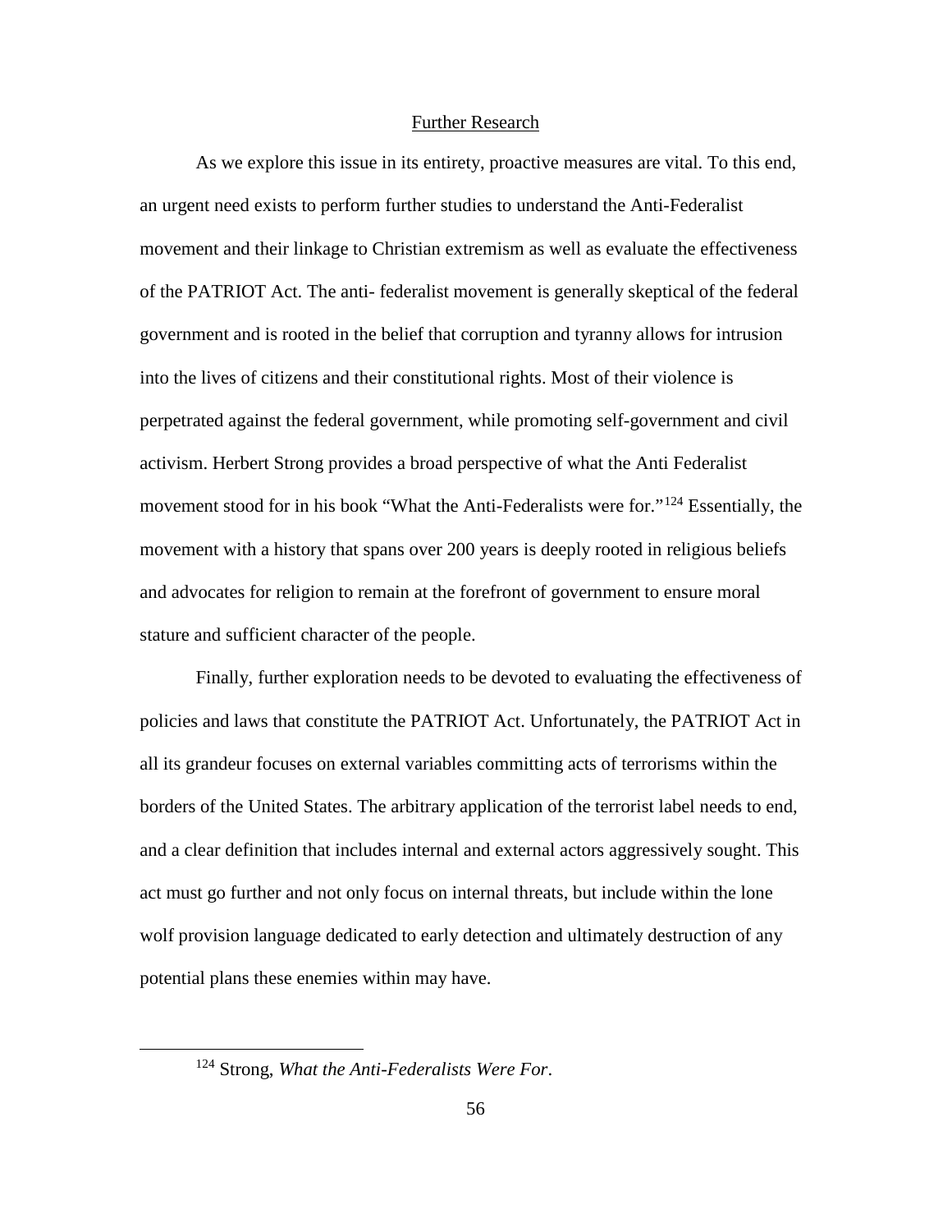## Further Research

As we explore this issue in its entirety, proactive measures are vital. To this end, an urgent need exists to perform further studies to understand the Anti-Federalist movement and their linkage to Christian extremism as well as evaluate the effectiveness of the PATRIOT Act. The anti- federalist movement is generally skeptical of the federal government and is rooted in the belief that corruption and tyranny allows for intrusion into the lives of citizens and their constitutional rights. Most of their violence is perpetrated against the federal government, while promoting self-government and civil activism. Herbert Strong provides a broad perspective of what the Anti Federalist movement stood for in his book "What the Anti-Federalists were for."[124] Essentially, the movement with a history that spans over 200 years is deeply rooted in religious beliefs and advocates for religion to remain at the forefront of government to ensure moral stature and sufficient character of the people.

Finally, further exploration needs to be devoted to evaluating the effectiveness of policies and laws that constitute the PATRIOT Act. Unfortunately, the PATRIOT Act in all its grandeur focuses on external variables committing acts of terrorisms within the borders of the United States. The arbitrary application of the terrorist label needs to end, and a clear definition that includes internal and external actors aggressively sought. This act must go further and not only focus on internal threats, but include within the lone wolf provision language dedicated to early detection and ultimately destruction of any potential plans these enemies within may have.

---

[124] Strong, *What the Anti-Federalists Were For*.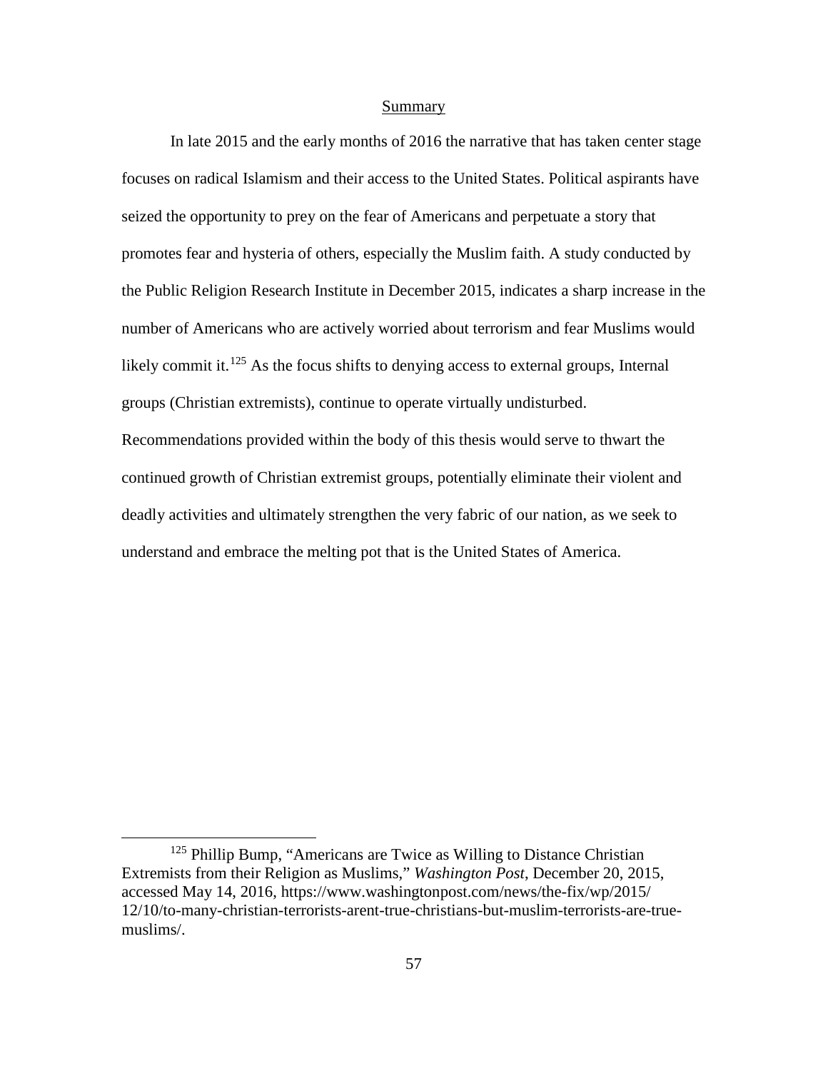## Summary

In late 2015 and the early months of 2016 the narrative that has taken center stage focuses on radical Islamism and their access to the United States. Political aspirants have seized the opportunity to prey on the fear of Americans and perpetuate a story that promotes fear and hysteria of others, especially the Muslim faith. A study conducted by the Public Religion Research Institute in December 2015, indicates a sharp increase in the number of Americans who are actively worried about terrorism and fear Muslims would likely commit it.[125] As the focus shifts to denying access to external groups, Internal groups (Christian extremists), continue to operate virtually undisturbed. Recommendations provided within the body of this thesis would serve to thwart the continued growth of Christian extremist groups, potentially eliminate their violent and deadly activities and ultimately strengthen the very fabric of our nation, as we seek to understand and embrace the melting pot that is the United States of America.

---

[125] Phillip Bump, "Americans are Twice as Willing to Distance Christian Extremists from their Religion as Muslims," *Washington Post*, December 20, 2015, accessed May 14, 2016, https://www.washingtonpost.com/news/the-fix/wp/2015/12/10/to-many-christian-terrorists-arent-true-christians-but-muslim-terrorists-are-true-muslims/.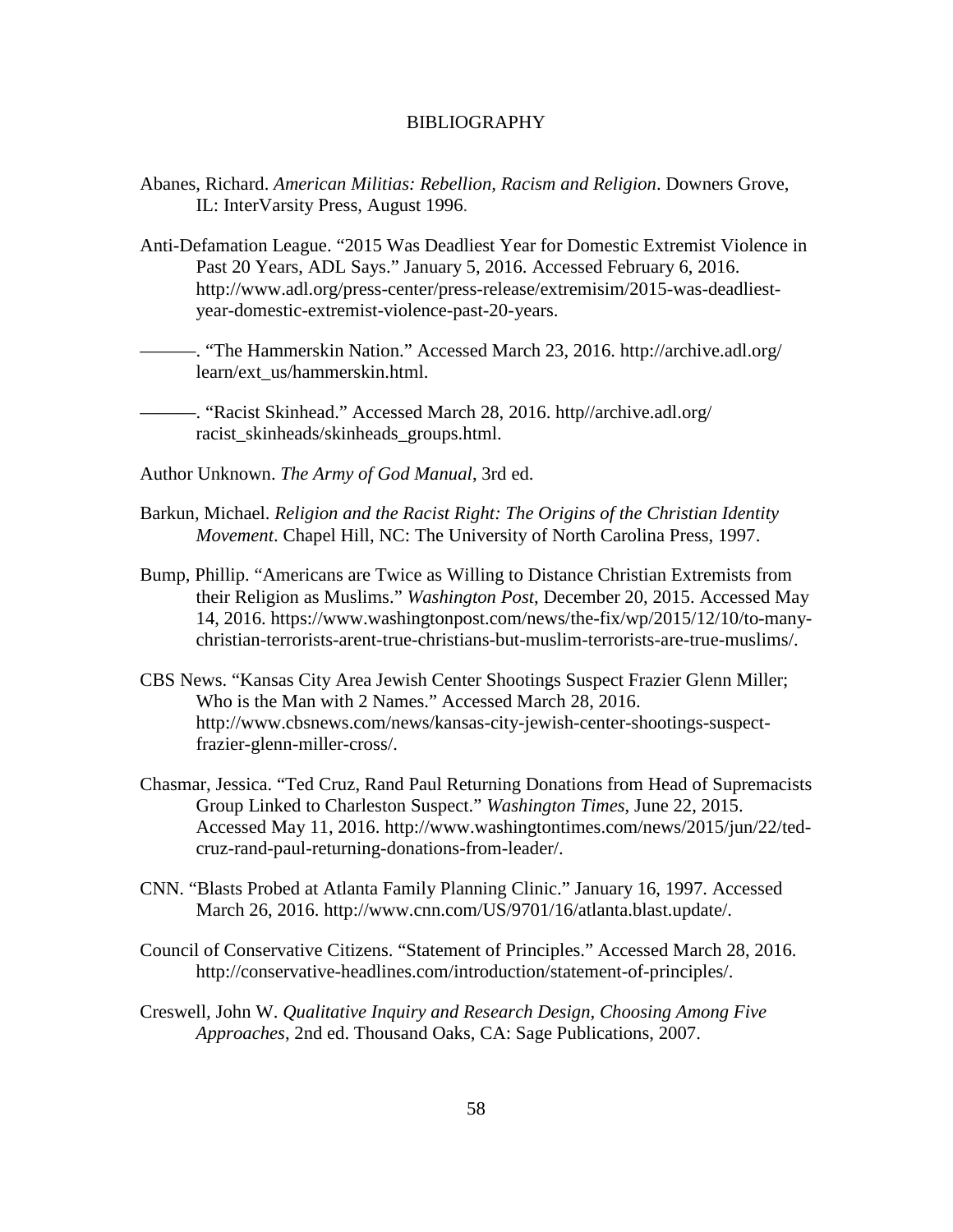# BIBLIOGRAPHY

Abanes, Richard. *American Militias: Rebellion, Racism and Religion*. Downers Grove, IL: InterVarsity Press, August 1996.

Anti-Defamation League. "2015 Was Deadliest Year for Domestic Extremist Violence in Past 20 Years, ADL Says." January 5, 2016. Accessed February 6, 2016. http://www.adl.org/press-center/press-release/extremisim/2015-was-deadliest-year-domestic-extremist-violence-past-20-years.

———. "The Hammerskin Nation." Accessed March 23, 2016. http://archive.adl.org/learn/ext_us/hammerskin.html.

———. "Racist Skinhead." Accessed March 28, 2016. http//archive.adl.org/racist_skinheads/skinheads_groups.html.

Author Unknown. *The Army of God Manual*, 3rd ed.

Barkun, Michael. *Religion and the Racist Right: The Origins of the Christian Identity Movement*. Chapel Hill, NC: The University of North Carolina Press, 1997.

Bump, Phillip. "Americans are Twice as Willing to Distance Christian Extremists from their Religion as Muslims." *Washington Post*, December 20, 2015. Accessed May 14, 2016. https://www.washingtonpost.com/news/the-fix/wp/2015/12/10/to-many-christian-terrorists-arent-true-christians-but-muslim-terrorists-are-true-muslims/.

CBS News. "Kansas City Area Jewish Center Shootings Suspect Frazier Glenn Miller; Who is the Man with 2 Names." Accessed March 28, 2016. http://www.cbsnews.com/news/kansas-city-jewish-center-shootings-suspect-frazier-glenn-miller-cross/.

Chasmar, Jessica. "Ted Cruz, Rand Paul Returning Donations from Head of Supremacists Group Linked to Charleston Suspect." *Washington Times*, June 22, 2015. Accessed May 11, 2016. http://www.washingtontimes.com/news/2015/jun/22/ted-cruz-rand-paul-returning-donations-from-leader/.

CNN. "Blasts Probed at Atlanta Family Planning Clinic." January 16, 1997. Accessed March 26, 2016. http://www.cnn.com/US/9701/16/atlanta.blast.update/.

Council of Conservative Citizens. "Statement of Principles." Accessed March 28, 2016. http://conservative-headlines.com/introduction/statement-of-principles/.

Creswell, John W. *Qualitative Inquiry and Research Design, Choosing Among Five Approaches*, 2nd ed. Thousand Oaks, CA: Sage Publications, 2007.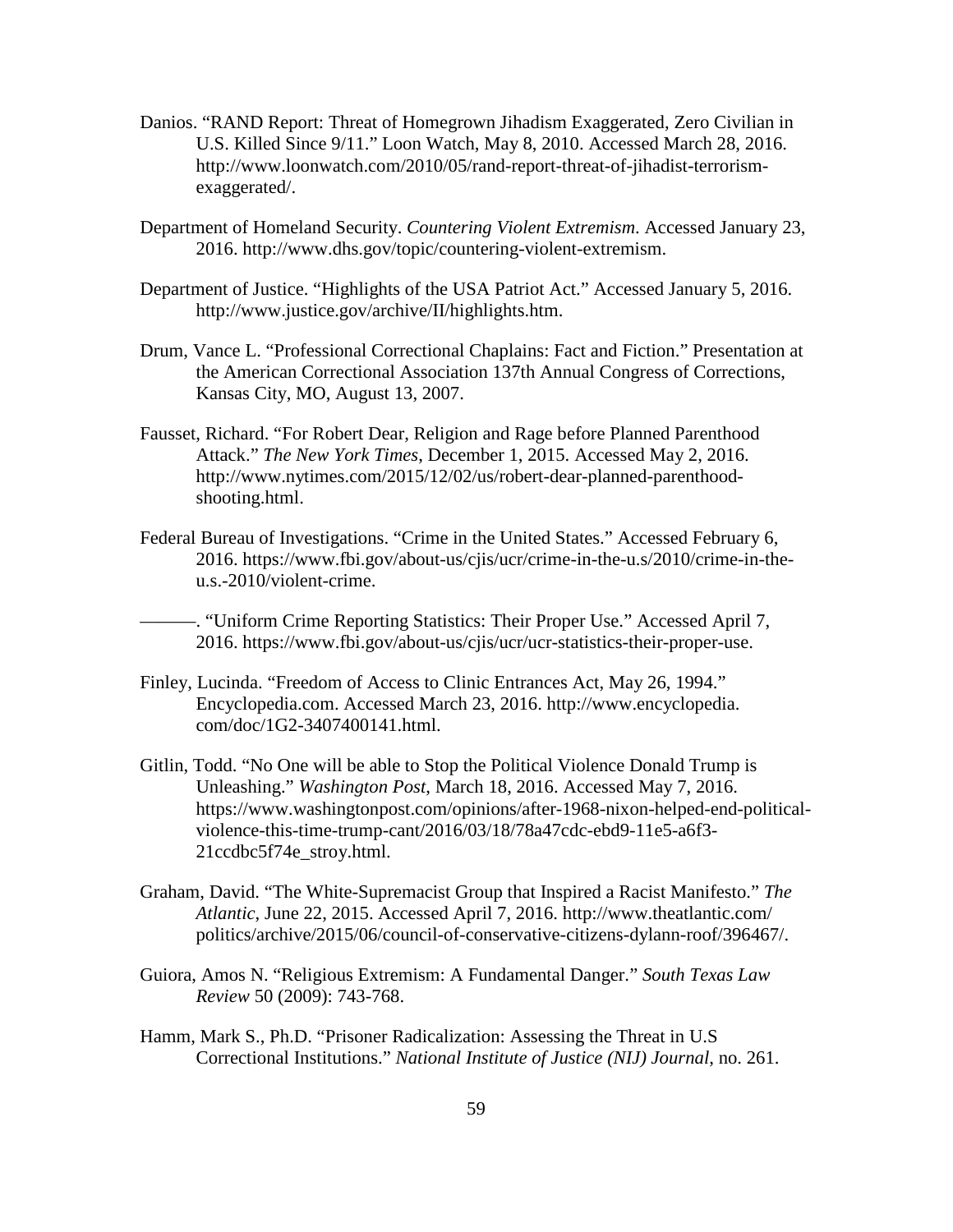Danios. "RAND Report: Threat of Homegrown Jihadism Exaggerated, Zero Civilian in U.S. Killed Since 9/11." Loon Watch, May 8, 2010. Accessed March 28, 2016. http://www.loonwatch.com/2010/05/rand-report-threat-of-jihadist-terrorism-exaggerated/.

Department of Homeland Security. *Countering Violent Extremism.* Accessed January 23, 2016. http://www.dhs.gov/topic/countering-violent-extremism.

Department of Justice. "Highlights of the USA Patriot Act." Accessed January 5, 2016. http://www.justice.gov/archive/II/highlights.htm.

Drum, Vance L. "Professional Correctional Chaplains: Fact and Fiction." Presentation at the American Correctional Association 137th Annual Congress of Corrections, Kansas City, MO, August 13, 2007.

Fausset, Richard. "For Robert Dear, Religion and Rage before Planned Parenthood Attack." *The New York Times*, December 1, 2015. Accessed May 2, 2016. http://www.nytimes.com/2015/12/02/us/robert-dear-planned-parenthood-shooting.html.

Federal Bureau of Investigations. "Crime in the United States." Accessed February 6, 2016. https://www.fbi.gov/about-us/cjis/ucr/crime-in-the-u.s/2010/crime-in-the-u.s.-2010/violent-crime.

———. "Uniform Crime Reporting Statistics: Their Proper Use." Accessed April 7, 2016. https://www.fbi.gov/about-us/cjis/ucr/ucr-statistics-their-proper-use.

Finley, Lucinda. "Freedom of Access to Clinic Entrances Act, May 26, 1994." Encyclopedia.com. Accessed March 23, 2016. http://www.encyclopedia.com/doc/1G2-3407400141.html.

Gitlin, Todd. "No One will be able to Stop the Political Violence Donald Trump is Unleashing." *Washington Post*, March 18, 2016. Accessed May 7, 2016. https://www.washingtonpost.com/opinions/after-1968-nixon-helped-end-political-violence-this-time-trump-cant/2016/03/18/78a47cdc-ebd9-11e5-a6f3-21ccdbc5f74e_stroy.html.

Graham, David. "The White-Supremacist Group that Inspired a Racist Manifesto." *The Atlantic*, June 22, 2015. Accessed April 7, 2016. http://www.theatlantic.com/politics/archive/2015/06/council-of-conservative-citizens-dylann-roof/396467/.

Guiora, Amos N. "Religious Extremism: A Fundamental Danger." *South Texas Law Review* 50 (2009): 743-768.

Hamm, Mark S., Ph.D. "Prisoner Radicalization: Assessing the Threat in U.S Correctional Institutions." *National Institute of Justice (NIJ) Journal*, no. 261.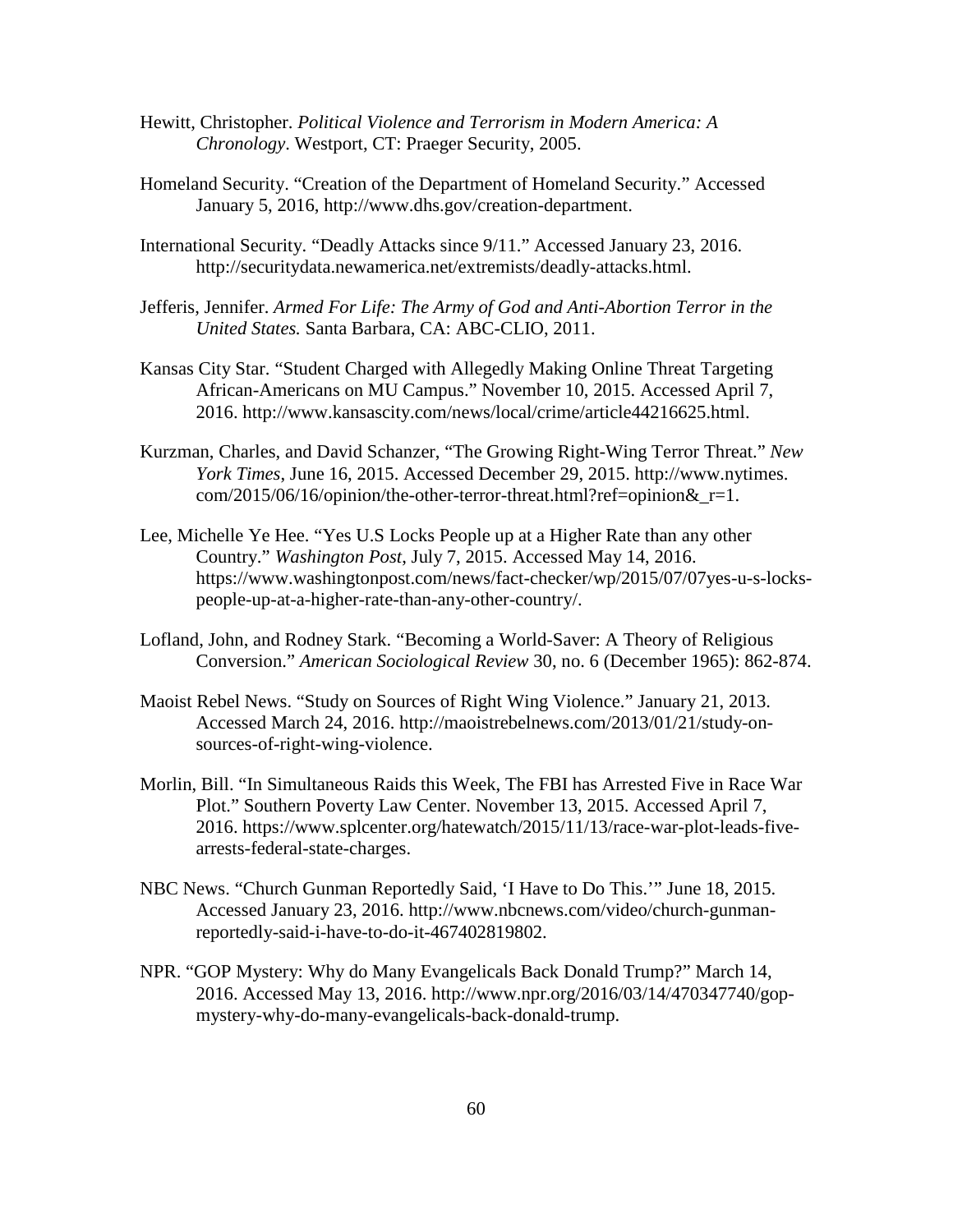Hewitt, Christopher. *Political Violence and Terrorism in Modern America: A Chronology*. Westport, CT: Praeger Security, 2005.

Homeland Security. "Creation of the Department of Homeland Security." Accessed January 5, 2016, http://www.dhs.gov/creation-department.

International Security. "Deadly Attacks since 9/11." Accessed January 23, 2016. http://securitydata.newamerica.net/extremists/deadly-attacks.html.

Jefferis, Jennifer. *Armed For Life: The Army of God and Anti-Abortion Terror in the United States.* Santa Barbara, CA: ABC-CLIO, 2011.

Kansas City Star. "Student Charged with Allegedly Making Online Threat Targeting African-Americans on MU Campus." November 10, 2015. Accessed April 7, 2016. http://www.kansascity.com/news/local/crime/article44216625.html.

Kurzman, Charles, and David Schanzer, "The Growing Right-Wing Terror Threat." *New York Times*, June 16, 2015. Accessed December 29, 2015. http://www.nytimes.com/2015/06/16/opinion/the-other-terror-threat.html?ref=opinion&_r=1.

Lee, Michelle Ye Hee. "Yes U.S Locks People up at a Higher Rate than any other Country." *Washington Post*, July 7, 2015. Accessed May 14, 2016. https://www.washingtonpost.com/news/fact-checker/wp/2015/07/07yes-u-s-locks-people-up-at-a-higher-rate-than-any-other-country/.

Lofland, John, and Rodney Stark. "Becoming a World-Saver: A Theory of Religious Conversion." *American Sociological Review* 30, no. 6 (December 1965): 862-874.

Maoist Rebel News. "Study on Sources of Right Wing Violence." January 21, 2013. Accessed March 24, 2016. http://maoistrebelnews.com/2013/01/21/study-on-sources-of-right-wing-violence.

Morlin, Bill. "In Simultaneous Raids this Week, The FBI has Arrested Five in Race War Plot." Southern Poverty Law Center. November 13, 2015. Accessed April 7, 2016. https://www.splcenter.org/hatewatch/2015/11/13/race-war-plot-leads-five-arrests-federal-state-charges.

NBC News. "Church Gunman Reportedly Said, 'I Have to Do This.'" June 18, 2015. Accessed January 23, 2016. http://www.nbcnews.com/video/church-gunman-reportedly-said-i-have-to-do-it-467402819802.

NPR. "GOP Mystery: Why do Many Evangelicals Back Donald Trump?" March 14, 2016. Accessed May 13, 2016. http://www.npr.org/2016/03/14/470347740/gop-mystery-why-do-many-evangelicals-back-donald-trump.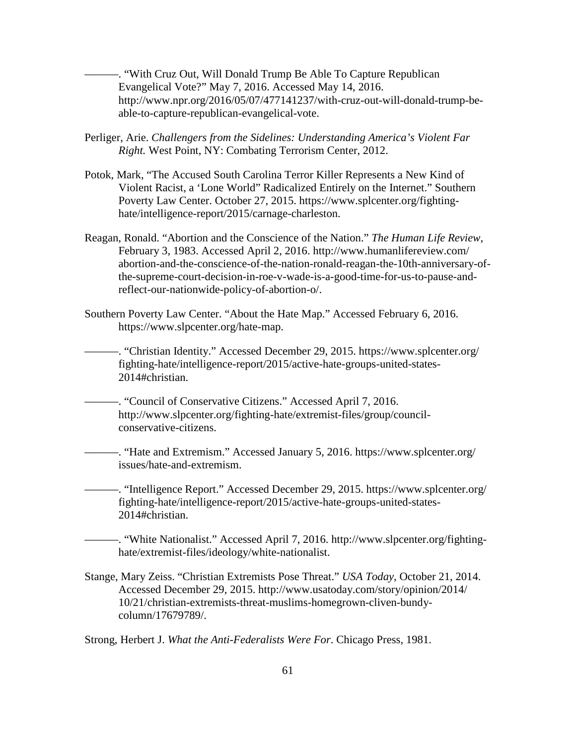———. “With Cruz Out, Will Donald Trump Be Able To Capture Republican Evangelical Vote?” May 7, 2016. Accessed May 14, 2016. http://www.npr.org/2016/05/07/477141237/with-cruz-out-will-donald-trump-be-able-to-capture-republican-evangelical-vote.

Perliger, Arie. *Challengers from the Sidelines: Understanding America’s Violent Far Right.* West Point, NY: Combating Terrorism Center, 2012.

Potok, Mark, “The Accused South Carolina Terror Killer Represents a New Kind of Violent Racist, a ‘Lone World” Radicalized Entirely on the Internet.” Southern Poverty Law Center. October 27, 2015. https://www.splcenter.org/fighting-hate/intelligence-report/2015/carnage-charleston.

Reagan, Ronald. “Abortion and the Conscience of the Nation.” *The Human Life Review*, February 3, 1983. Accessed April 2, 2016. http://www.humanlifereview.com/abortion-and-the-conscience-of-the-nation-ronald-reagan-the-10th-anniversary-of-the-supreme-court-decision-in-roe-v-wade-is-a-good-time-for-us-to-pause-and-reflect-our-nationwide-policy-of-abortion-o/.

Southern Poverty Law Center. “About the Hate Map.” Accessed February 6, 2016. https://www.slpcenter.org/hate-map.

———. “Christian Identity.” Accessed December 29, 2015. https://www.splcenter.org/fighting-hate/intelligence-report/2015/active-hate-groups-united-states-2014#christian.

———. “Council of Conservative Citizens.” Accessed April 7, 2016. http://www.slpcenter.org/fighting-hate/extremist-files/group/council-conservative-citizens.

———. “Hate and Extremism.” Accessed January 5, 2016. https://www.splcenter.org/issues/hate-and-extremism.

———. “Intelligence Report.” Accessed December 29, 2015. https://www.splcenter.org/fighting-hate/intelligence-report/2015/active-hate-groups-united-states-2014#christian.

———. “White Nationalist.” Accessed April 7, 2016. http://www.slpcenter.org/fighting-hate/extremist-files/ideology/white-nationalist.

Stange, Mary Zeiss. “Christian Extremists Pose Threat.” *USA Today*, October 21, 2014. Accessed December 29, 2015. http://www.usatoday.com/story/opinion/2014/10/21/christian-extremists-threat-muslims-homegrown-cliven-bundy-column/17679789/.

Strong, Herbert J. *What the Anti-Federalists Were For*. Chicago Press, 1981.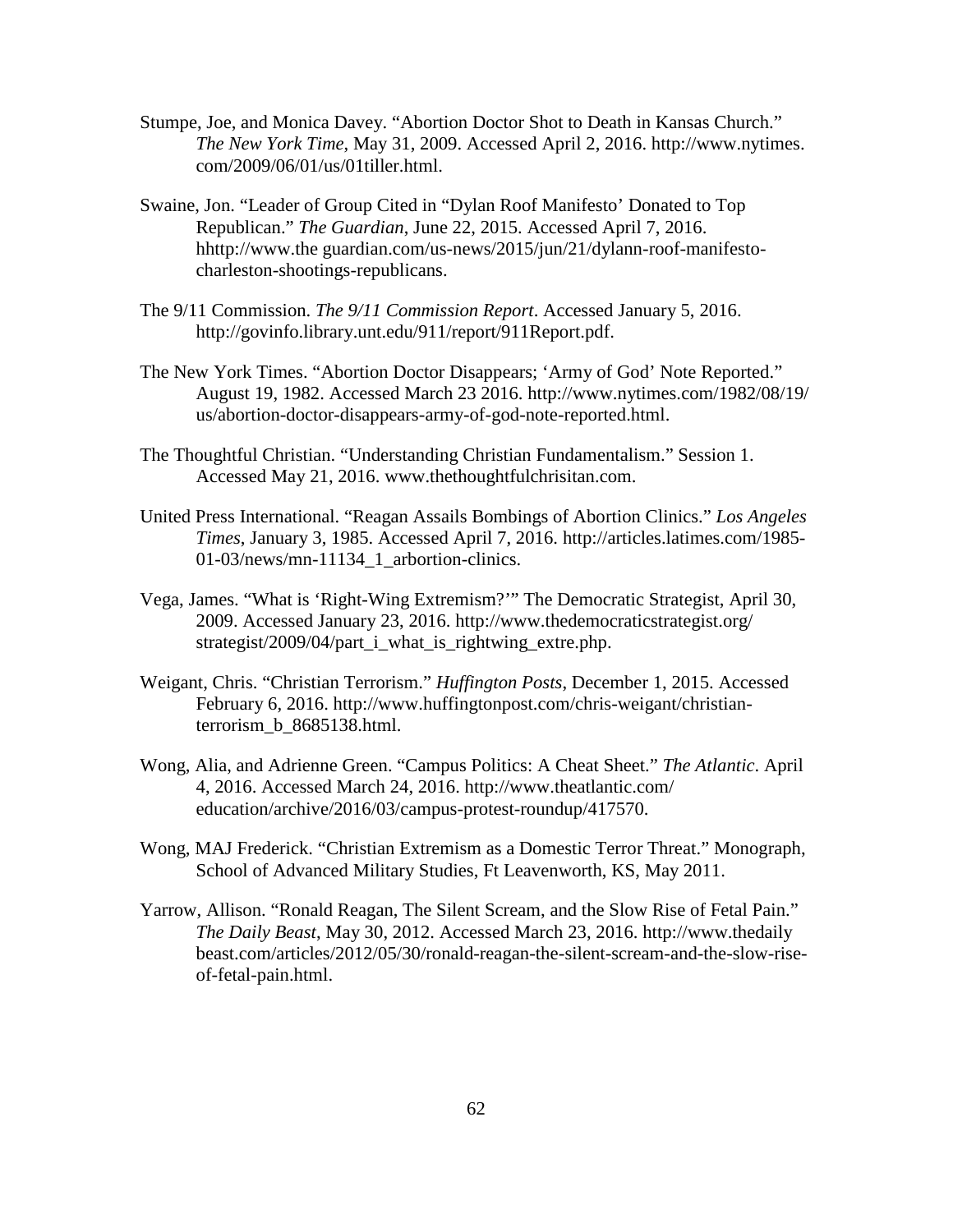Stumpe, Joe, and Monica Davey. "Abortion Doctor Shot to Death in Kansas Church." *The New York Time*, May 31, 2009. Accessed April 2, 2016. http://www.nytimes.com/2009/06/01/us/01tiller.html.

Swaine, Jon. "Leader of Group Cited in "Dylan Roof Manifesto' Donated to Top Republican." *The Guardian*, June 22, 2015. Accessed April 7, 2016. hhttp://www.the guardian.com/us-news/2015/jun/21/dylann-roof-manifesto-charleston-shootings-republicans.

The 9/11 Commission. *The 9/11 Commission Report*. Accessed January 5, 2016. http://govinfo.library.unt.edu/911/report/911Report.pdf.

The New York Times. "Abortion Doctor Disappears; 'Army of God' Note Reported." August 19, 1982. Accessed March 23 2016. http://www.nytimes.com/1982/08/19/us/abortion-doctor-disappears-army-of-god-note-reported.html.

The Thoughtful Christian. "Understanding Christian Fundamentalism." Session 1. Accessed May 21, 2016. www.thethoughtfulchrisitan.com.

United Press International. "Reagan Assails Bombings of Abortion Clinics." *Los Angeles Times*, January 3, 1985. Accessed April 7, 2016. http://articles.latimes.com/1985-01-03/news/mn-11134_1_arbortion-clinics.

Vega, James. "What is 'Right-Wing Extremism?'" The Democratic Strategist, April 30, 2009. Accessed January 23, 2016. http://www.thedemocraticstrategist.org/strategist/2009/04/part_i_what_is_rightwing_extre.php.

Weigant, Chris. "Christian Terrorism." *Huffington Posts*, December 1, 2015. Accessed February 6, 2016. http://www.huffingtonpost.com/chris-weigant/christian-terrorism_b_8685138.html.

Wong, Alia, and Adrienne Green. "Campus Politics: A Cheat Sheet." *The Atlantic*. April 4, 2016. Accessed March 24, 2016. http://www.theatlantic.com/education/archive/2016/03/campus-protest-roundup/417570.

Wong, MAJ Frederick. "Christian Extremism as a Domestic Terror Threat." Monograph, School of Advanced Military Studies, Ft Leavenworth, KS, May 2011.

Yarrow, Allison. "Ronald Reagan, The Silent Scream, and the Slow Rise of Fetal Pain." *The Daily Beast*, May 30, 2012. Accessed March 23, 2016. http://www.thedaily beast.com/articles/2012/05/30/ronald-reagan-the-silent-scream-and-the-slow-rise-of-fetal-pain.html.